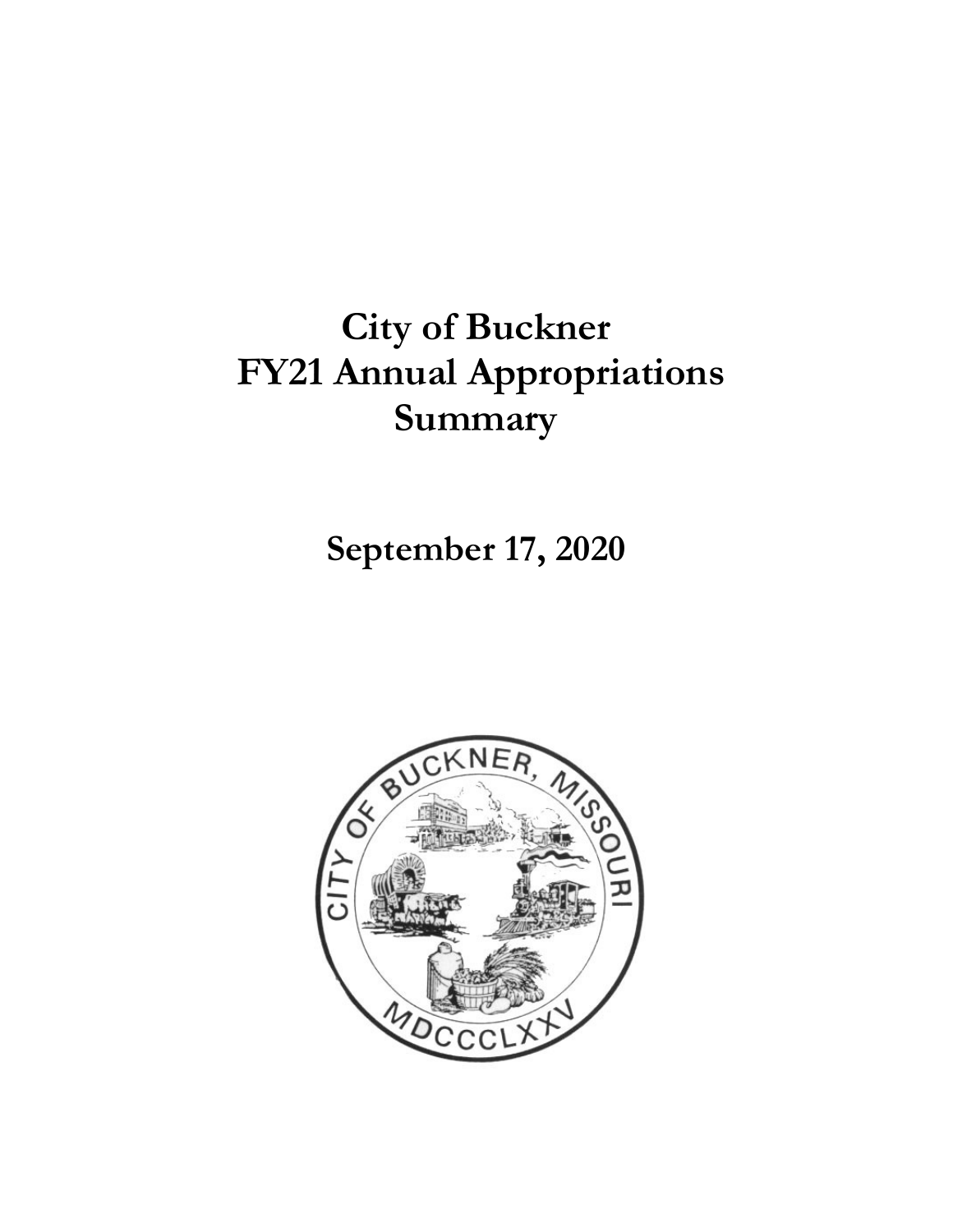# City of Buckner
# FY21 Annual Appropriations
# Summary

## September 17, 2020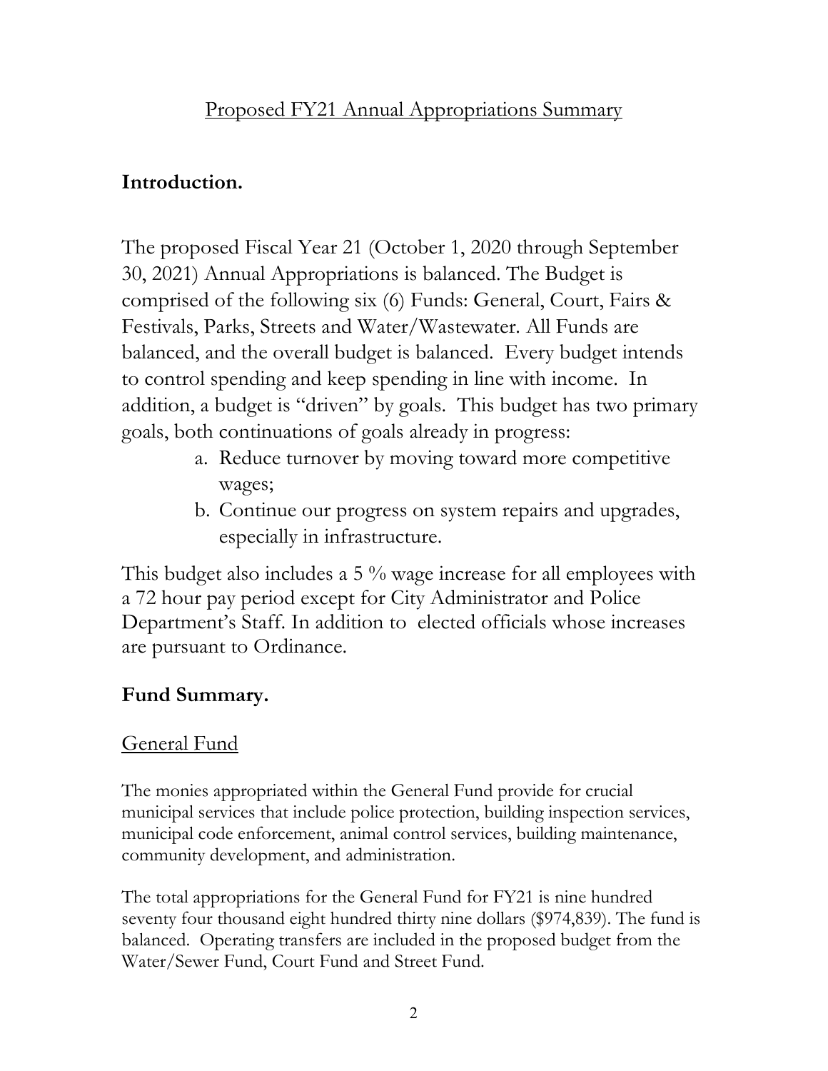# Proposed FY21 Annual Appropriations Summary

## Introduction.

The proposed Fiscal Year 21 (October 1, 2020 through September 30, 2021) Annual Appropriations is balanced. The Budget is comprised of the following six (6) Funds: General, Court, Fairs & Festivals, Parks, Streets and Water/Wastewater. All Funds are balanced, and the overall budget is balanced. Every budget intends to control spending and keep spending in line with income. In addition, a budget is "driven" by goals. This budget has two primary goals, both continuations of goals already in progress:

a. Reduce turnover by moving toward more competitive wages;
b. Continue our progress on system repairs and upgrades, especially in infrastructure.

This budget also includes a 5 % wage increase for all employees with a 72 hour pay period except for City Administrator and Police Department's Staff. In addition to elected officials whose increases are pursuant to Ordinance.

## Fund Summary.

### General Fund

The monies appropriated within the General Fund provide for crucial municipal services that include police protection, building inspection services, municipal code enforcement, animal control services, building maintenance, community development, and administration.

The total appropriations for the General Fund for FY21 is nine hundred seventy four thousand eight hundred thirty nine dollars ($974,839). The fund is balanced. Operating transfers are included in the proposed budget from the Water/Sewer Fund, Court Fund and Street Fund.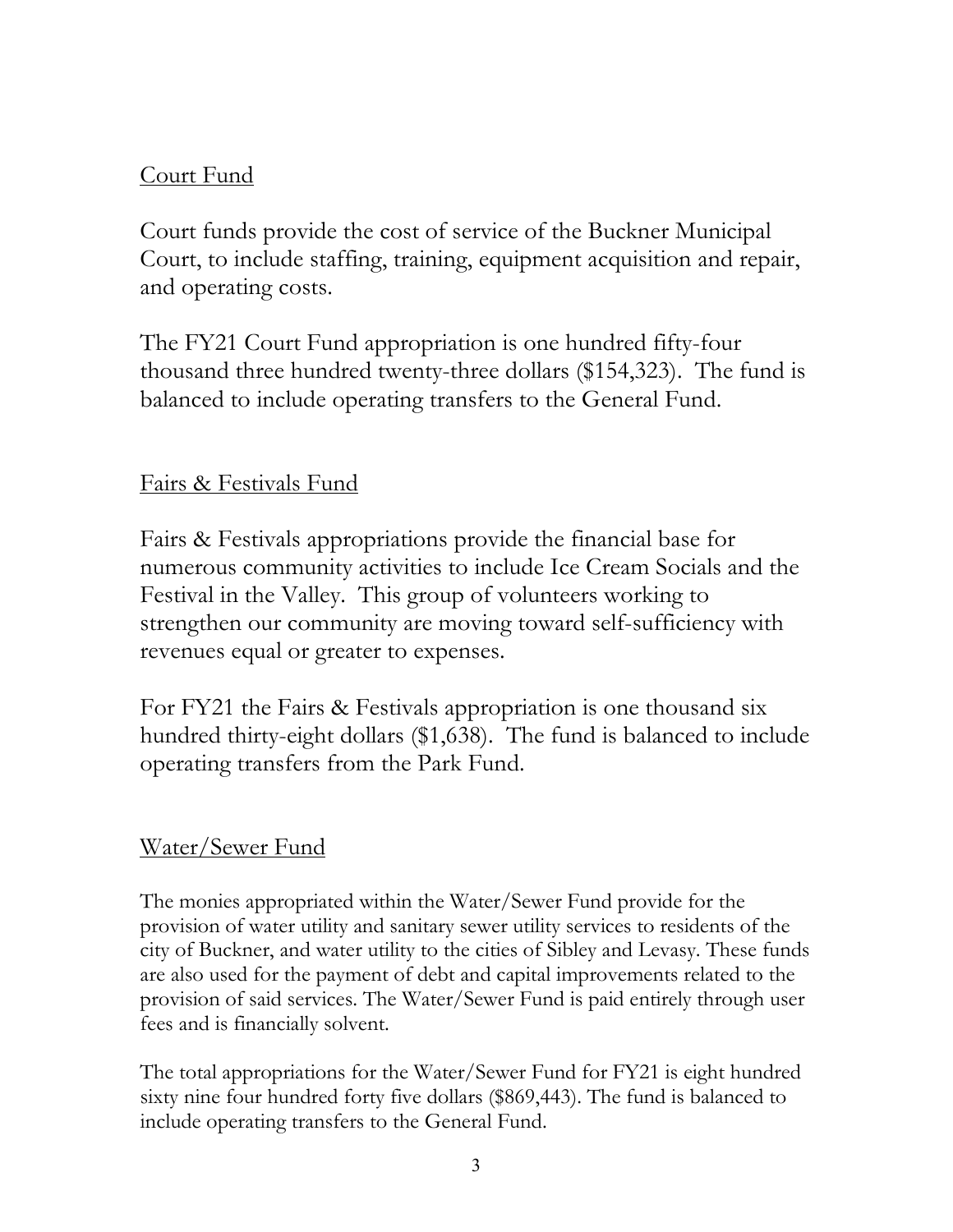Court Fund

Court funds provide the cost of service of the Buckner Municipal Court, to include staffing, training, equipment acquisition and repair, and operating costs.

The FY21 Court Fund appropriation is one hundred fifty-four thousand three hundred twenty-three dollars ($154,323). The fund is balanced to include operating transfers to the General Fund.

Fairs & Festivals Fund

Fairs & Festivals appropriations provide the financial base for numerous community activities to include Ice Cream Socials and the Festival in the Valley. This group of volunteers working to strengthen our community are moving toward self-sufficiency with revenues equal or greater to expenses.

For FY21 the Fairs & Festivals appropriation is one thousand six hundred thirty-eight dollars ($1,638). The fund is balanced to include operating transfers from the Park Fund.

Water/Sewer Fund

The monies appropriated within the Water/Sewer Fund provide for the provision of water utility and sanitary sewer utility services to residents of the city of Buckner, and water utility to the cities of Sibley and Levasy. These funds are also used for the payment of debt and capital improvements related to the provision of said services. The Water/Sewer Fund is paid entirely through user fees and is financially solvent.

The total appropriations for the Water/Sewer Fund for FY21 is eight hundred sixty nine four hundred forty five dollars ($869,443). The fund is balanced to include operating transfers to the General Fund.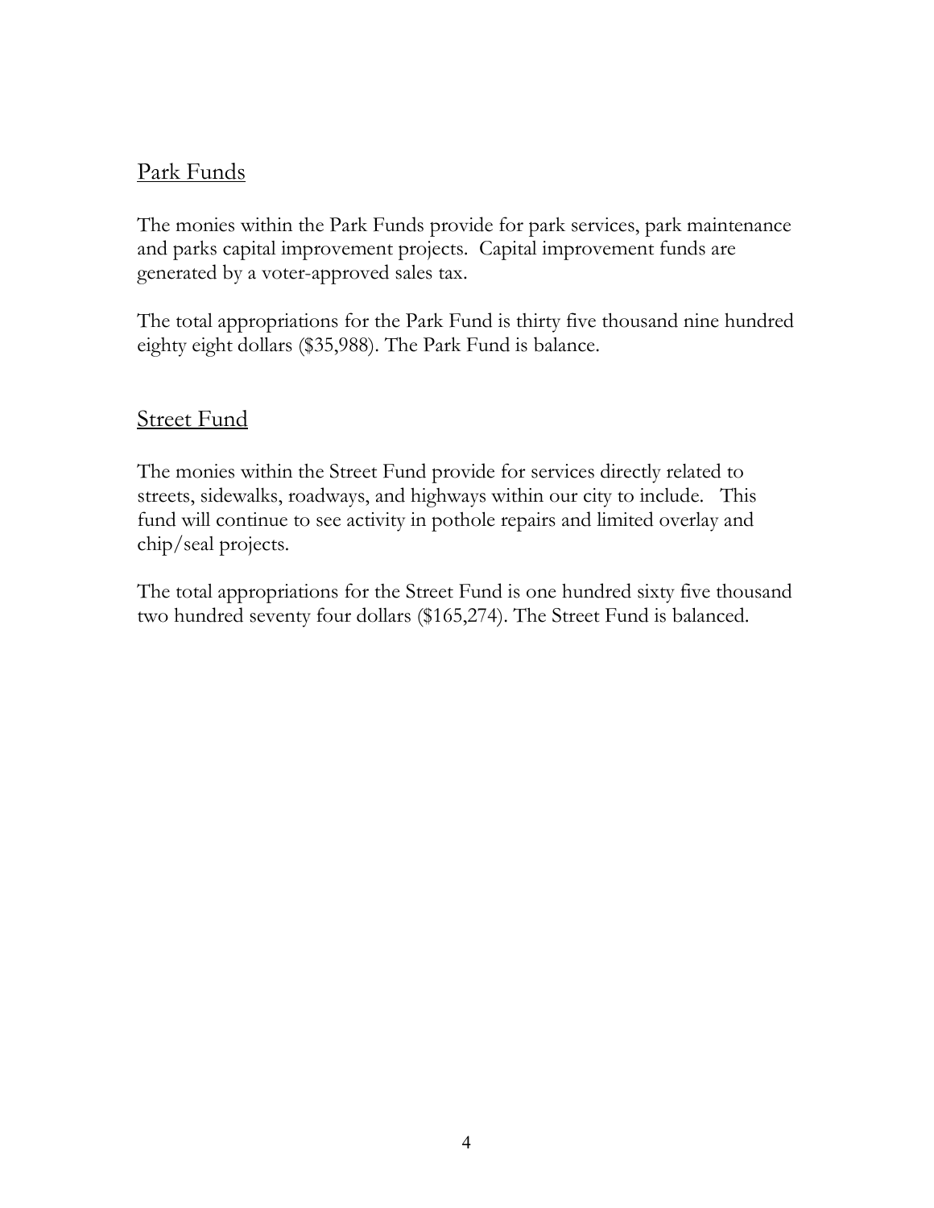## Park Funds

The monies within the Park Funds provide for park services, park maintenance and parks capital improvement projects.  Capital improvement funds are generated by a voter-approved sales tax.

The total appropriations for the Park Fund is thirty five thousand nine hundred eighty eight dollars ($35,988). The Park Fund is balance.

## Street Fund

The monies within the Street Fund provide for services directly related to streets, sidewalks, roadways, and highways within our city to include.   This fund will continue to see activity in pothole repairs and limited overlay and chip/seal projects.

The total appropriations for the Street Fund is one hundred sixty five thousand two hundred seventy four dollars ($165,274). The Street Fund is balanced.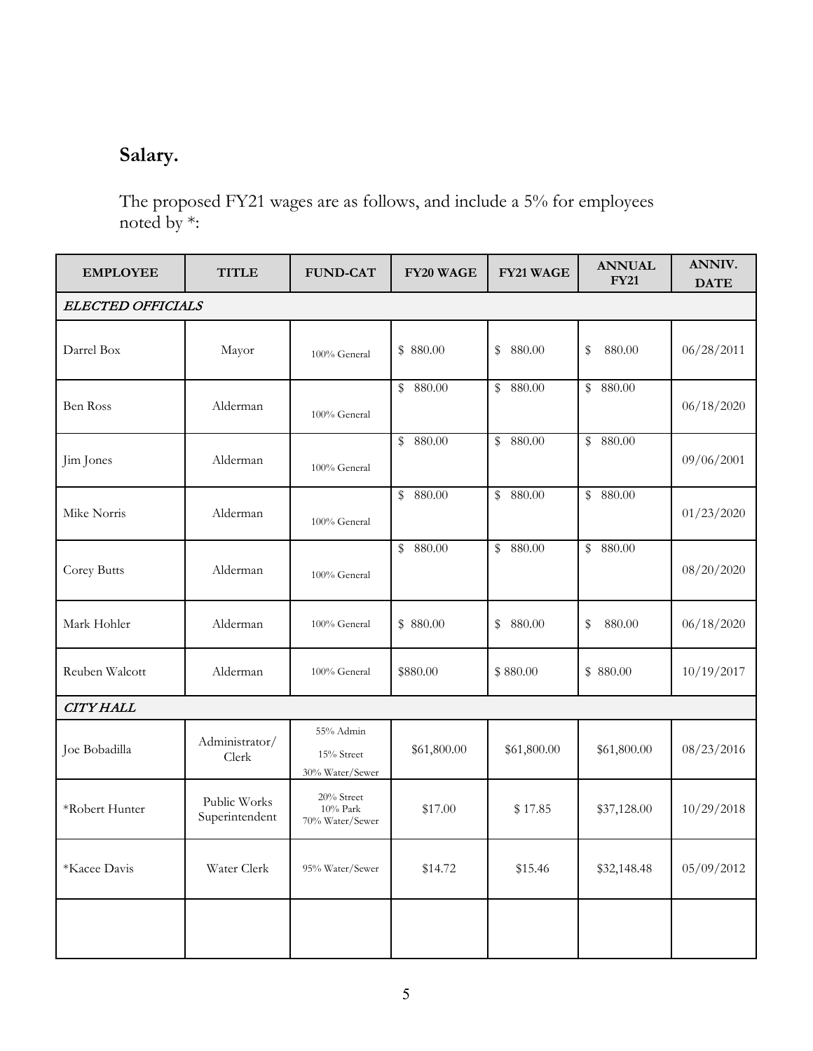## Salary.

The proposed FY21 wages are as follows, and include a 5% for employees noted by *:

| EMPLOYEE | TITLE | FUND-CAT | FY20 WAGE | FY21 WAGE | ANNUAL FY21 | ANNIV. DATE |
|---|---|---|---|---|---|---|
| *ELECTED OFFICIALS* | | | | | | |
| Darrel Box | Mayor | 100% General | $ 880.00 | $ 880.00 | $ 880.00 | 06/28/2011 |
| Ben Ross | Alderman | 100% General | $ 880.00 | $ 880.00 | $ 880.00 | 06/18/2020 |
| Jim Jones | Alderman | 100% General | $ 880.00 | $ 880.00 | $ 880.00 | 09/06/2001 |
| Mike Norris | Alderman | 100% General | $ 880.00 | $ 880.00 | $ 880.00 | 01/23/2020 |
| Corey Butts | Alderman | 100% General | $ 880.00 | $ 880.00 | $ 880.00 | 08/20/2020 |
| Mark Hohler | Alderman | 100% General | $ 880.00 | $ 880.00 | $ 880.00 | 06/18/2020 |
| Reuben Walcott | Alderman | 100% General | $880.00 | $ 880.00 | $ 880.00 | 10/19/2017 |
| *CITY HALL* | | | | | | |
| Joe Bobadilla | Administrator/ Clerk | 55% Admin<br>15% Street<br>30% Water/Sewer | $61,800.00 | $61,800.00 | $61,800.00 | 08/23/2016 |
| *Robert Hunter | Public Works Superintendent | 20% Street<br>10% Park<br>70% Water/Sewer | $17.00 | $ 17.85 | $37,128.00 | 10/29/2018 |
| *Kacee Davis | Water Clerk | 95% Water/Sewer | $14.72 | $15.46 | $32,148.48 | 05/09/2012 |
| | | | | | | |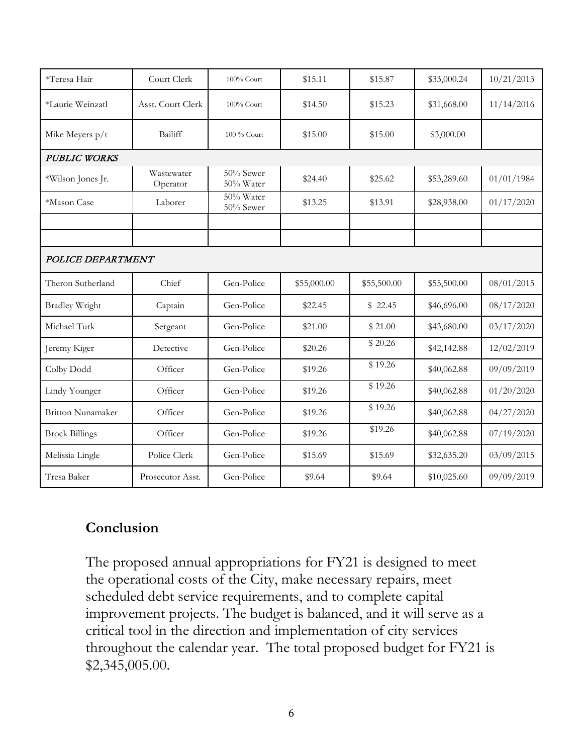| | | | | | | |
|---|---|---|---|---|---|---|
| *Teresa Hair | Court Clerk | 100% Court | $15.11 | $15.87 | $33,000.24 | 10/21/2013 |
| *Laurie Weinzatl | Asst. Court Clerk | 100% Court | $14.50 | $15.23 | $31,668.00 | 11/14/2016 |
| Mike Meyers p/t | Bailiff | 100 % Court | $15.00 | $15.00 | $3,000.00 | |
| *PUBLIC WORKS* | | | | | | |
| *Wilson Jones Jr. | Wastewater Operator | 50% Sewer 50% Water | $24.40 | $25.62 | $53,289.60 | 01/01/1984 |
| *Mason Case | Laborer | 50% Water 50% Sewer | $13.25 | $13.91 | $28,938.00 | 01/17/2020 |
| | | | | | | |
| | | | | | | |
| *POLICE DEPARTMENT* | | | | | | |
| Theron Sutherland | Chief | Gen-Police | $55,000.00 | $55,500.00 | $55,500.00 | 08/01/2015 |
| Bradley Wright | Captain | Gen-Police | $22.45 | $ 22.45 | $46,696.00 | 08/17/2020 |
| Michael Turk | Sergeant | Gen-Police | $21.00 | $ 21.00 | $43,680.00 | 03/17/2020 |
| Jeremy Kiger | Detective | Gen-Police | $20.26 | $ 20.26 | $42,142.88 | 12/02/2019 |
| Colby Dodd | Officer | Gen-Police | $19.26 | $ 19.26 | $40,062.88 | 09/09/2019 |
| Lindy Younger | Officer | Gen-Police | $19.26 | $ 19.26 | $40,062.88 | 01/20/2020 |
| Britton Nunamaker | Officer | Gen-Police | $19.26 | $ 19.26 | $40,062.88 | 04/27/2020 |
| Brock Billings | Officer | Gen-Police | $19.26 | $19.26 | $40,062.88 | 07/19/2020 |
| Melissia Lingle | Police Clerk | Gen-Police | $15.69 | $15.69 | $32,635.20 | 03/09/2015 |
| Tresa Baker | Prosecutor Asst. | Gen-Police | $9.64 | $9.64 | $10,025.60 | 09/09/2019 |

## Conclusion

The proposed annual appropriations for FY21 is designed to meet the operational costs of the City, make necessary repairs, meet scheduled debt service requirements, and to complete capital improvement projects. The budget is balanced, and it will serve as a critical tool in the direction and implementation of city services throughout the calendar year. The total proposed budget for FY21 is $2,345,005.00.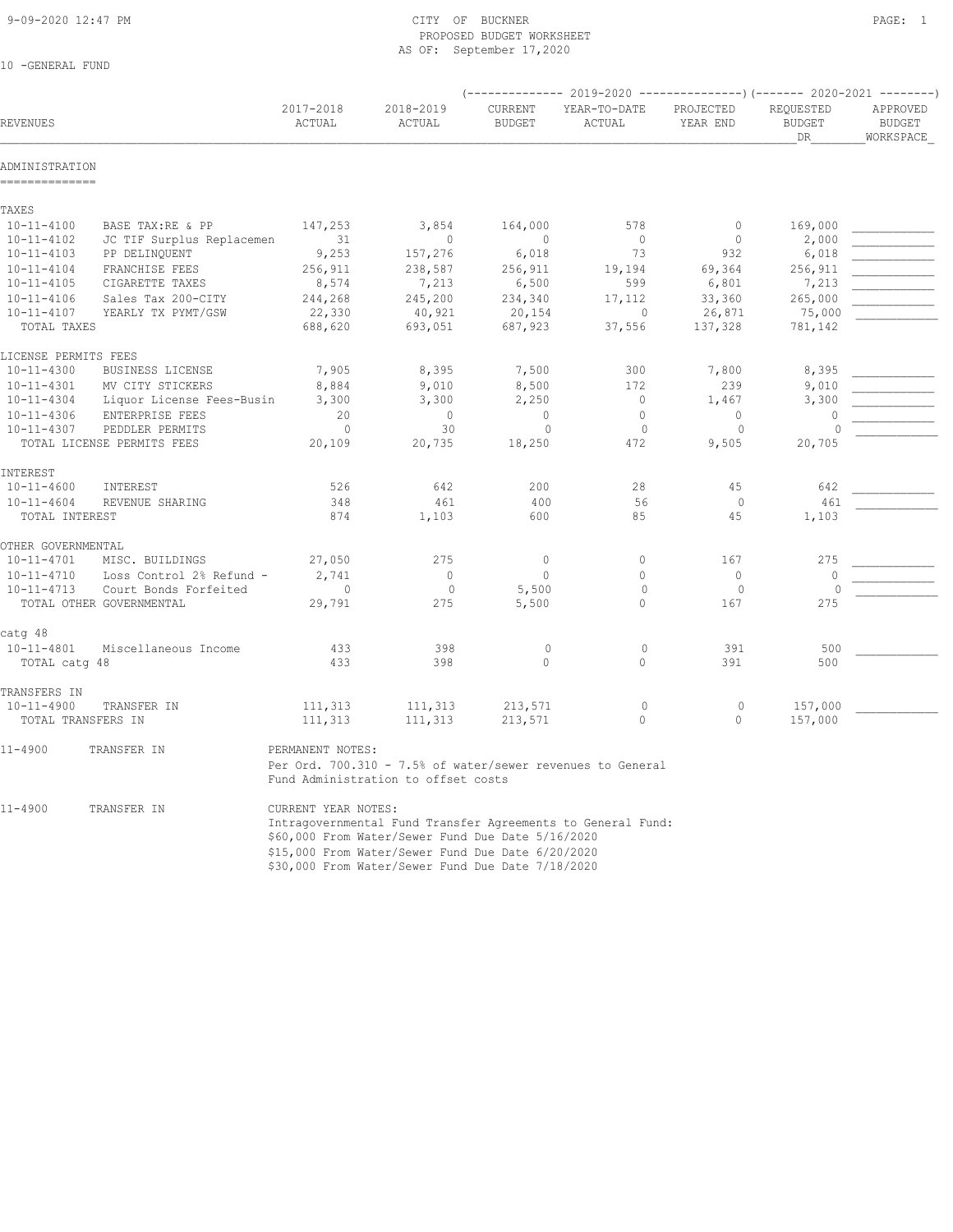CITY OF BUCKNER
PROPOSED BUDGET WORKSHEET
AS OF: September 17,2020

10 -GENERAL FUND

| REVENUES | | 2017-2018 ACTUAL | 2018-2019 ACTUAL | 2019-2020 CURRENT BUDGET | 2019-2020 YEAR-TO-DATE ACTUAL | 2019-2020 PROJECTED YEAR END | 2020-2021 REQUESTED BUDGET DR | 2020-2021 APPROVED BUDGET WORKSPACE |
|---|---|---|---|---|---|---|---|---|
| **ADMINISTRATION** | | | | | | | | |
| **TAXES** | | | | | | | | |
| 10-11-4100 | BASE TAX:RE & PP | 147,253 | 3,854 | 164,000 | 578 | 0 | 169,000 | ___________ |
| 10-11-4102 | JC TIF Surplus Replacemen | 31 | 0 | 0 | 0 | 0 | 2,000 | ___________ |
| 10-11-4103 | PP DELINQUENT | 9,253 | 157,276 | 6,018 | 73 | 932 | 6,018 | ___________ |
| 10-11-4104 | FRANCHISE FEES | 256,911 | 238,587 | 256,911 | 19,194 | 69,364 | 256,911 | ___________ |
| 10-11-4105 | CIGARETTE TAXES | 8,574 | 7,213 | 6,500 | 599 | 6,801 | 7,213 | ___________ |
| 10-11-4106 | Sales Tax 200-CITY | 244,268 | 245,200 | 234,340 | 17,112 | 33,360 | 265,000 | ___________ |
| 10-11-4107 | YEARLY TX PYMT/GSW | 22,330 | 40,921 | 20,154 | 0 | 26,871 | 75,000 | ___________ |
| TOTAL TAXES | | 688,620 | 693,051 | 687,923 | 37,556 | 137,328 | 781,142 | |
| **LICENSE PERMITS FEES** | | | | | | | | |
| 10-11-4300 | BUSINESS LICENSE | 7,905 | 8,395 | 7,500 | 300 | 7,800 | 8,395 | ___________ |
| 10-11-4301 | MV CITY STICKERS | 8,884 | 9,010 | 8,500 | 172 | 239 | 9,010 | ___________ |
| 10-11-4304 | Liquor License Fees-Busin | 3,300 | 3,300 | 2,250 | 0 | 1,467 | 3,300 | ___________ |
| 10-11-4306 | ENTERPRISE FEES | 20 | 0 | 0 | 0 | 0 | 0 | ___________ |
| 10-11-4307 | PEDDLER PERMITS | 0 | 30 | 0 | 0 | 0 | 0 | ___________ |
| TOTAL LICENSE PERMITS FEES | | 20,109 | 20,735 | 18,250 | 472 | 9,505 | 20,705 | |
| **INTEREST** | | | | | | | | |
| 10-11-4600 | INTEREST | 526 | 642 | 200 | 28 | 45 | 642 | ___________ |
| 10-11-4604 | REVENUE SHARING | 348 | 461 | 400 | 56 | 0 | 461 | ___________ |
| TOTAL INTEREST | | 874 | 1,103 | 600 | 85 | 45 | 1,103 | |
| **OTHER GOVERNMENTAL** | | | | | | | | |
| 10-11-4701 | MISC. BUILDINGS | 27,050 | 275 | 0 | 0 | 167 | 275 | ___________ |
| 10-11-4710 | Loss Control 2% Refund - | 2,741 | 0 | 0 | 0 | 0 | 0 | ___________ |
| 10-11-4713 | Court Bonds Forfeited | 0 | 0 | 5,500 | 0 | 0 | 0 | ___________ |
| TOTAL OTHER GOVERNMENTAL | | 29,791 | 275 | 5,500 | 0 | 167 | 275 | |
| **catg 48** | | | | | | | | |
| 10-11-4801 | Miscellaneous Income | 433 | 398 | 0 | 0 | 391 | 500 | ___________ |
| TOTAL catg 48 | | 433 | 398 | 0 | 0 | 391 | 500 | |
| **TRANSFERS IN** | | | | | | | | |
| 10-11-4900 | TRANSFER IN | 111,313 | 111,313 | 213,571 | 0 | 0 | 157,000 | ___________ |
| TOTAL TRANSFERS IN | | 111,313 | 111,313 | 213,571 | 0 | 0 | 157,000 | |

11-4900 TRANSFER IN — PERMANENT NOTES:
Per Ord. 700.310 - 7.5% of water/sewer revenues to General Fund Administration to offset costs

11-4900 TRANSFER IN — CURRENT YEAR NOTES:
Intragovernmental Fund Transfer Agreements to General Fund:
$60,000 From Water/Sewer Fund Due Date 5/16/2020
$15,000 From Water/Sewer Fund Due Date 6/20/2020
$30,000 From Water/Sewer Fund Due Date 7/18/2020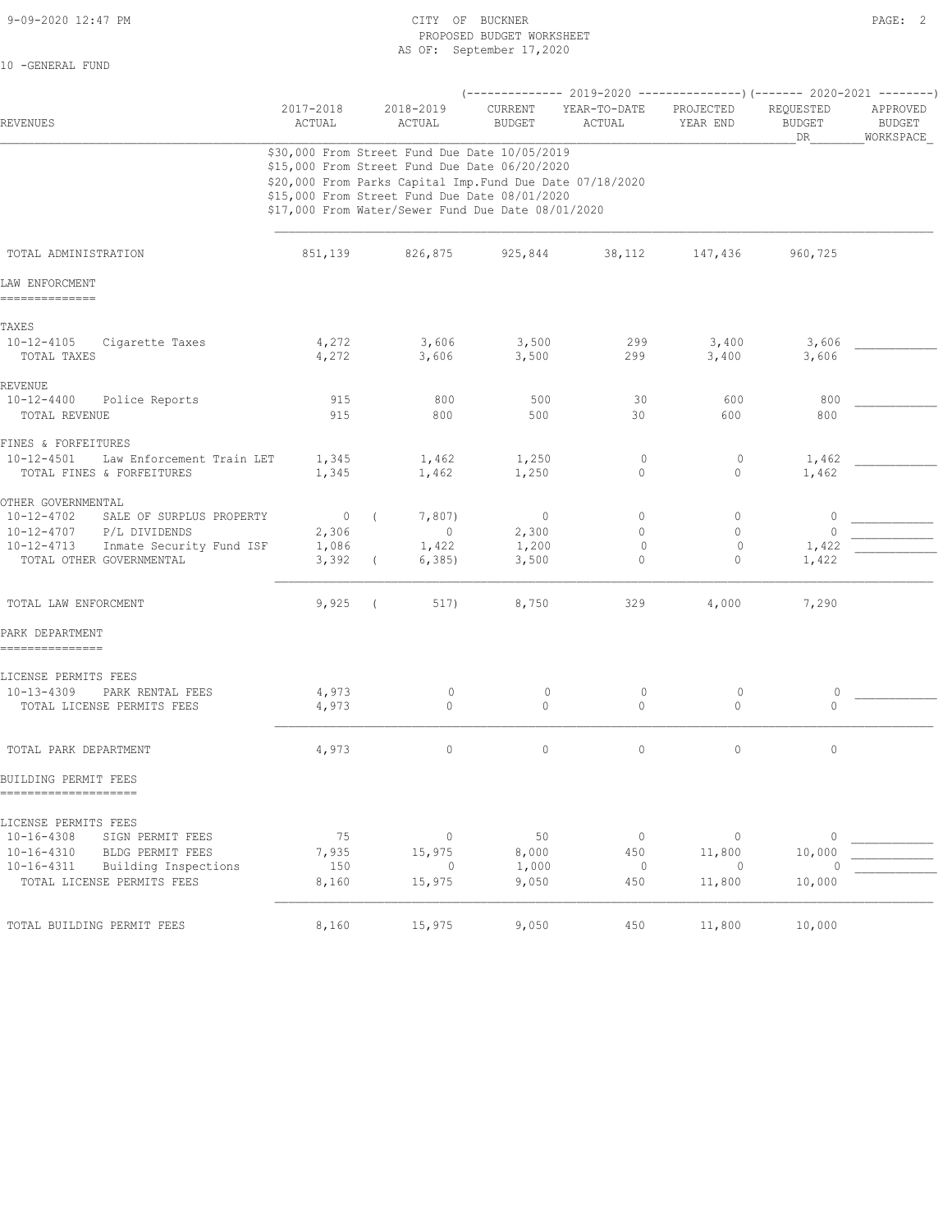10 -GENERAL FUND

| REVENUES | 2017-2018 ACTUAL | 2018-2019 ACTUAL | 2019-2020 CURRENT BUDGET | 2019-2020 YEAR-TO-DATE ACTUAL | 2019-2020 PROJECTED YEAR END | 2020-2021 REQUESTED BUDGET DR | 2020-2021 APPROVED BUDGET WORKSPACE |
|---|---|---|---|---|---|---|---|
| $30,000 From Street Fund Due Date 10/05/2019 | | | | | | | |
| $15,000 From Street Fund Due Date 06/20/2020 | | | | | | | |
| $20,000 From Parks Capital Imp.Fund Due Date 07/18/2020 | | | | | | | |
| $15,000 From Street Fund Due Date 08/01/2020 | | | | | | | |
| $17,000 From Water/Sewer Fund Due Date 08/01/2020 | | | | | | | |
| TOTAL ADMINISTRATION | 851,139 | 826,875 | 925,844 | 38,112 | 147,436 | 960,725 | |
| **LAW ENFORCMENT** | | | | | | | |
| TAXES | | | | | | | |
| 10-12-4105 Cigarette Taxes | 4,272 | 3,606 | 3,500 | 299 | 3,400 | 3,606 | |
| TOTAL TAXES | 4,272 | 3,606 | 3,500 | 299 | 3,400 | 3,606 | |
| REVENUE | | | | | | | |
| 10-12-4400 Police Reports | 915 | 800 | 500 | 30 | 600 | 800 | |
| TOTAL REVENUE | 915 | 800 | 500 | 30 | 600 | 800 | |
| FINES & FORFEITURES | | | | | | | |
| 10-12-4501 Law Enforcement Train LET | 1,345 | 1,462 | 1,250 | 0 | 0 | 1,462 | |
| TOTAL FINES & FORFEITURES | 1,345 | 1,462 | 1,250 | 0 | 0 | 1,462 | |
| OTHER GOVERNMENTAL | | | | | | | |
| 10-12-4702 SALE OF SURPLUS PROPERTY | 0 | ( 7,807) | 0 | 0 | 0 | 0 | |
| 10-12-4707 P/L DIVIDENDS | 2,306 | 0 | 2,300 | 0 | 0 | 0 | |
| 10-12-4713 Inmate Security Fund ISF | 1,086 | 1,422 | 1,200 | 0 | 0 | 1,422 | |
| TOTAL OTHER GOVERNMENTAL | 3,392 | ( 6,385) | 3,500 | 0 | 0 | 1,422 | |
| TOTAL LAW ENFORCMENT | 9,925 | ( 517) | 8,750 | 329 | 4,000 | 7,290 | |
| **PARK DEPARTMENT** | | | | | | | |
| LICENSE PERMITS FEES | | | | | | | |
| 10-13-4309 PARK RENTAL FEES | 4,973 | 0 | 0 | 0 | 0 | 0 | |
| TOTAL LICENSE PERMITS FEES | 4,973 | 0 | 0 | 0 | 0 | 0 | |
| TOTAL PARK DEPARTMENT | 4,973 | 0 | 0 | 0 | 0 | 0 | |
| **BUILDING PERMIT FEES** | | | | | | | |
| LICENSE PERMITS FEES | | | | | | | |
| 10-16-4308 SIGN PERMIT FEES | 75 | 0 | 50 | 0 | 0 | 0 | |
| 10-16-4310 BLDG PERMIT FEES | 7,935 | 15,975 | 8,000 | 450 | 11,800 | 10,000 | |
| 10-16-4311 Building Inspections | 150 | 0 | 1,000 | 0 | 0 | 0 | |
| TOTAL LICENSE PERMITS FEES | 8,160 | 15,975 | 9,050 | 450 | 11,800 | 10,000 | |
| TOTAL BUILDING PERMIT FEES | 8,160 | 15,975 | 9,050 | 450 | 11,800 | 10,000 | |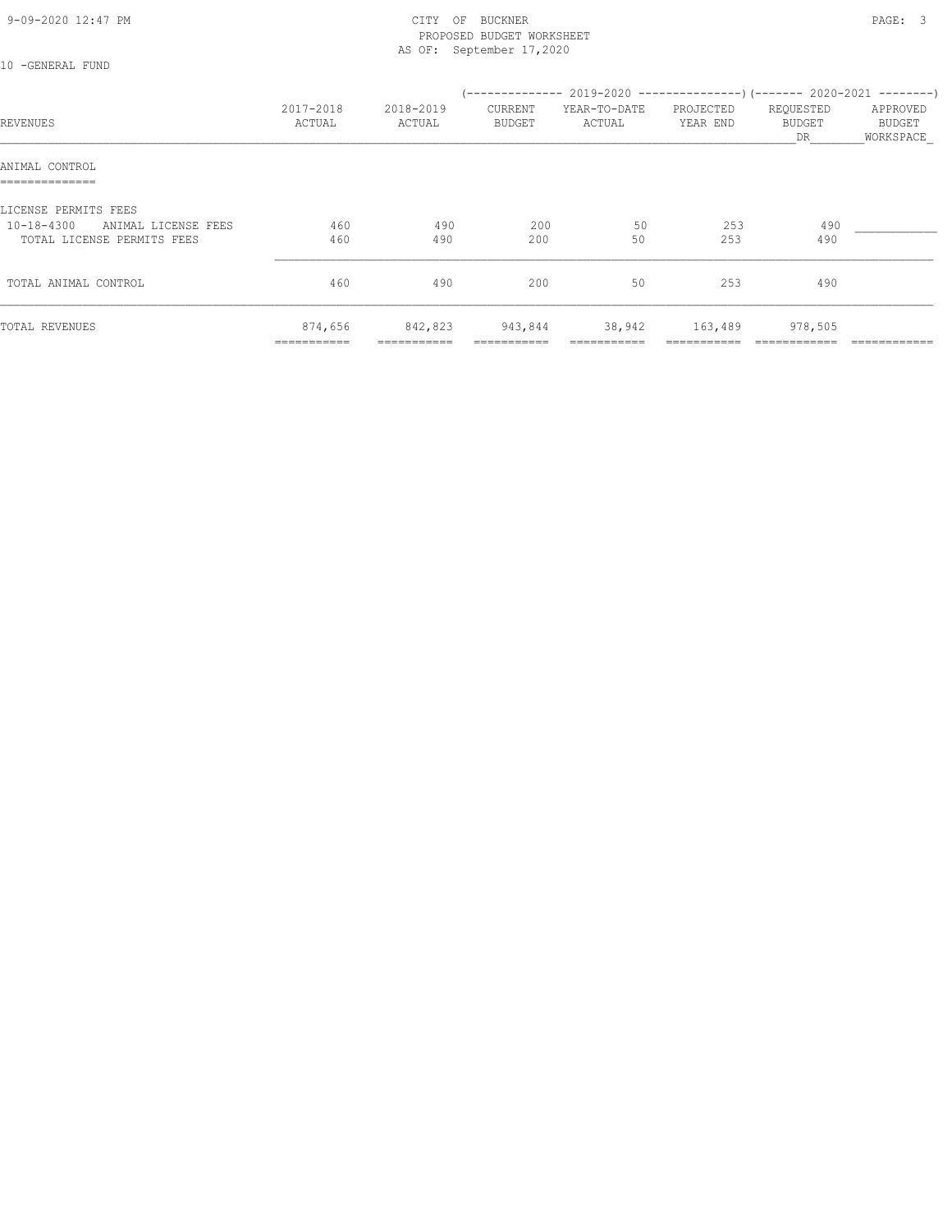CITY OF BUCKNER
PROPOSED BUDGET WORKSHEET
AS OF: September 17,2020

10 -GENERAL FUND

| REVENUES | 2017-2018 ACTUAL | 2018-2019 ACTUAL | 2019-2020 CURRENT BUDGET | 2019-2020 YEAR-TO-DATE ACTUAL | 2019-2020 PROJECTED YEAR END | 2020-2021 REQUESTED BUDGET DR | 2020-2021 APPROVED BUDGET WORKSPACE |
|---|---|---|---|---|---|---|---|
| **ANIMAL CONTROL** | | | | | | | |
| LICENSE PERMITS FEES | | | | | | | |
| 10-18-4300 ANIMAL LICENSE FEES | 460 | 490 | 200 | 50 | 253 | 490 | ____________ |
| TOTAL LICENSE PERMITS FEES | 460 | 490 | 200 | 50 | 253 | 490 | |
| TOTAL ANIMAL CONTROL | 460 | 490 | 200 | 50 | 253 | 490 | |
| TOTAL REVENUES | 874,656 | 842,823 | 943,844 | 38,942 | 163,489 | 978,505 | |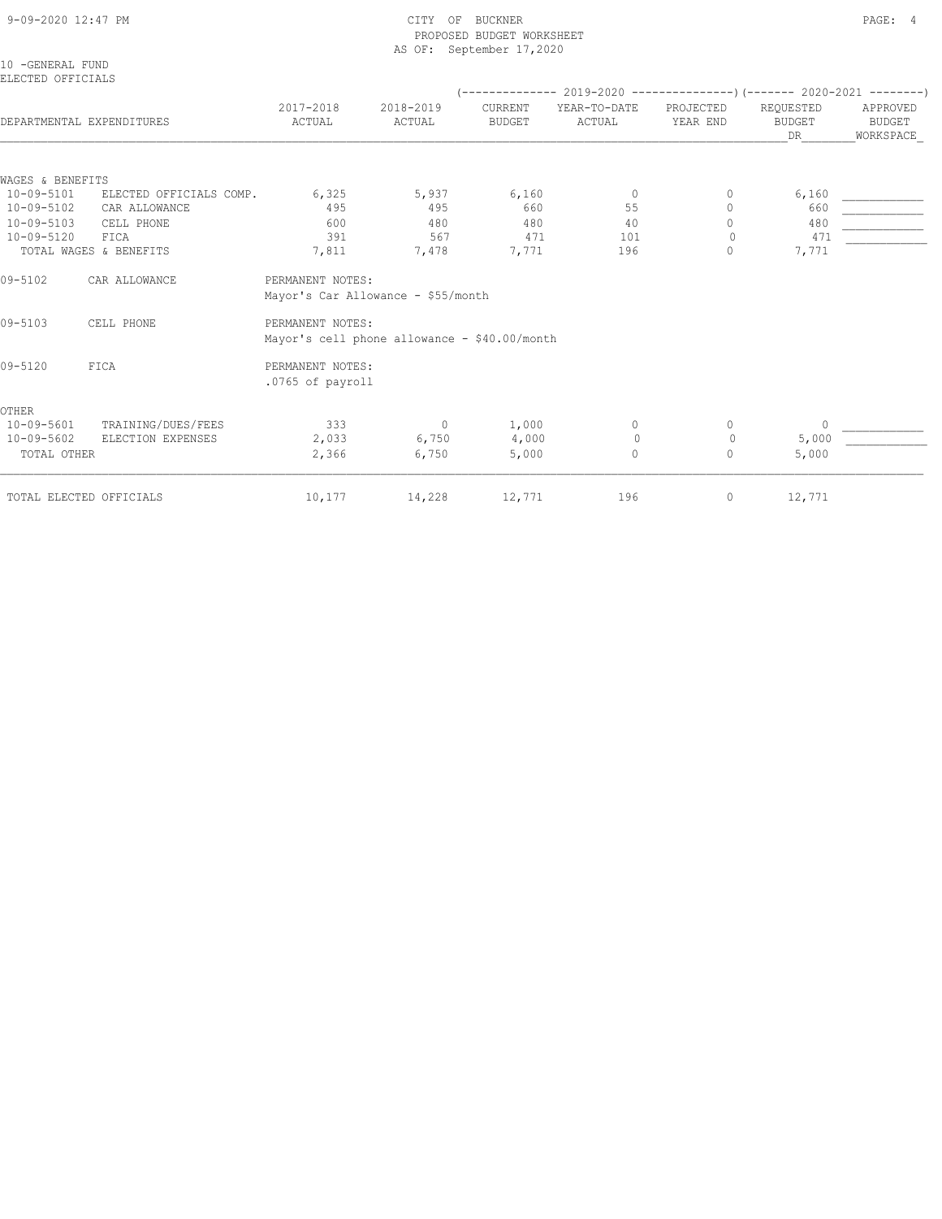CITY OF BUCKNER
PROPOSED BUDGET WORKSHEET
AS OF: September 17,2020

10 -GENERAL FUND
ELECTED OFFICIALS

| DEPARTMENTAL EXPENDITURES | | 2017-2018 ACTUAL | 2018-2019 ACTUAL | 2019-2020 CURRENT BUDGET | 2019-2020 YEAR-TO-DATE ACTUAL | 2019-2020 PROJECTED YEAR END | 2020-2021 REQUESTED BUDGET DR | 2020-2021 APPROVED BUDGET WORKSPACE |
|---|---|---|---|---|---|---|---|---|
| WAGES & BENEFITS | | | | | | | | |
| 10-09-5101 | ELECTED OFFICIALS COMP. | 6,325 | 5,937 | 6,160 | 0 | 0 | 6,160 | ___________ |
| 10-09-5102 | CAR ALLOWANCE | 495 | 495 | 660 | 55 | 0 | 660 | ___________ |
| 10-09-5103 | CELL PHONE | 600 | 480 | 480 | 40 | 0 | 480 | ___________ |
| 10-09-5120 | FICA | 391 | 567 | 471 | 101 | 0 | 471 | ___________ |
| TOTAL WAGES & BENEFITS | | 7,811 | 7,478 | 7,771 | 196 | 0 | 7,771 | |

09-5102 CAR ALLOWANCE
PERMANENT NOTES:
Mayor's Car Allowance - $55/month

09-5103 CELL PHONE
PERMANENT NOTES:
Mayor's cell phone allowance - $40.00/month

09-5120 FICA
PERMANENT NOTES:
.0765 of payroll

| DEPARTMENTAL EXPENDITURES | | 2017-2018 ACTUAL | 2018-2019 ACTUAL | 2019-2020 CURRENT BUDGET | 2019-2020 YEAR-TO-DATE ACTUAL | 2019-2020 PROJECTED YEAR END | 2020-2021 REQUESTED BUDGET DR | 2020-2021 APPROVED BUDGET WORKSPACE |
|---|---|---|---|---|---|---|---|---|
| OTHER | | | | | | | | |
| 10-09-5601 | TRAINING/DUES/FEES | 333 | 0 | 1,000 | 0 | 0 | 0 | ___________ |
| 10-09-5602 | ELECTION EXPENSES | 2,033 | 6,750 | 4,000 | 0 | 0 | 5,000 | ___________ |
| TOTAL OTHER | | 2,366 | 6,750 | 5,000 | 0 | 0 | 5,000 | |
| TOTAL ELECTED OFFICIALS | | 10,177 | 14,228 | 12,771 | 196 | 0 | 12,771 | |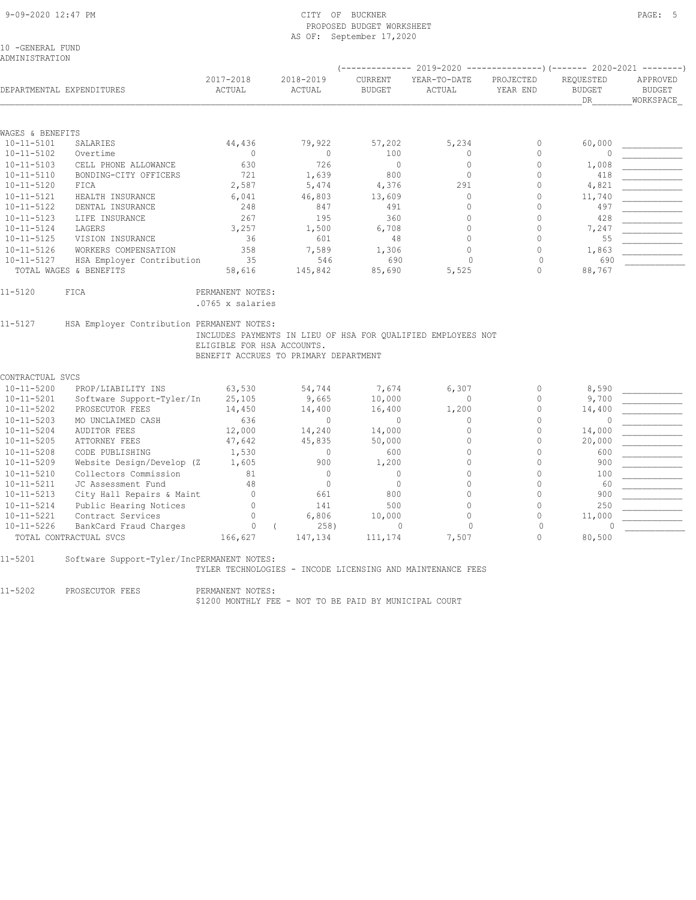10 -GENERAL FUND
ADMINISTRATION

| DEPARTMENTAL EXPENDITURES | | 2017-2018 ACTUAL | 2018-2019 ACTUAL | 2019-2020 CURRENT BUDGET | 2019-2020 YEAR-TO-DATE ACTUAL | 2019-2020 PROJECTED YEAR END | 2020-2021 REQUESTED BUDGET DR | 2020-2021 APPROVED BUDGET WORKSPACE |
|---|---|---|---|---|---|---|---|---|
| **WAGES & BENEFITS** | | | | | | | | |
| 10-11-5101 | SALARIES | 44,436 | 79,922 | 57,202 | 5,234 | 0 | 60,000 | |
| 10-11-5102 | Overtime | 0 | 0 | 100 | 0 | 0 | 0 | |
| 10-11-5103 | CELL PHONE ALLOWANCE | 630 | 726 | 0 | 0 | 0 | 1,008 | |
| 10-11-5110 | BONDING-CITY OFFICERS | 721 | 1,639 | 800 | 0 | 0 | 418 | |
| 10-11-5120 | FICA | 2,587 | 5,474 | 4,376 | 291 | 0 | 4,821 | |
| 10-11-5121 | HEALTH INSURANCE | 6,041 | 46,803 | 13,609 | 0 | 0 | 11,740 | |
| 10-11-5122 | DENTAL INSURANCE | 248 | 847 | 491 | 0 | 0 | 497 | |
| 10-11-5123 | LIFE INSURANCE | 267 | 195 | 360 | 0 | 0 | 428 | |
| 10-11-5124 | LAGERS | 3,257 | 1,500 | 6,708 | 0 | 0 | 7,247 | |
| 10-11-5125 | VISION INSURANCE | 36 | 601 | 48 | 0 | 0 | 55 | |
| 10-11-5126 | WORKERS COMPENSATION | 358 | 7,589 | 1,306 | 0 | 0 | 1,863 | |
| 10-11-5127 | HSA Employer Contribution | 35 | 546 | 690 | 0 | 0 | 690 | |
| TOTAL WAGES & BENEFITS | | 58,616 | 145,842 | 85,690 | 5,525 | 0 | 88,767 | |

11-5120 FICA PERMANENT NOTES:
.0765 x salaries

11-5127 HSA Employer Contribution PERMANENT NOTES:
INCLUDES PAYMENTS IN LIEU OF HSA FOR QUALIFIED EMPLOYEES NOT
ELIGIBLE FOR HSA ACCOUNTS.
BENEFIT ACCRUES TO PRIMARY DEPARTMENT

| DEPARTMENTAL EXPENDITURES | | 2017-2018 ACTUAL | 2018-2019 ACTUAL | 2019-2020 CURRENT BUDGET | 2019-2020 YEAR-TO-DATE ACTUAL | 2019-2020 PROJECTED YEAR END | 2020-2021 REQUESTED BUDGET DR | 2020-2021 APPROVED BUDGET WORKSPACE |
|---|---|---|---|---|---|---|---|---|
| **CONTRACTUAL SVCS** | | | | | | | | |
| 10-11-5200 | PROP/LIABILITY INS | 63,530 | 54,744 | 7,674 | 6,307 | 0 | 8,590 | |
| 10-11-5201 | Software Support-Tyler/In | 25,105 | 9,665 | 10,000 | 0 | 0 | 9,700 | |
| 10-11-5202 | PROSECUTOR FEES | 14,450 | 14,400 | 16,400 | 1,200 | 0 | 14,400 | |
| 10-11-5203 | MO UNCLAIMED CASH | 636 | 0 | 0 | 0 | 0 | 0 | |
| 10-11-5204 | AUDITOR FEES | 12,000 | 14,240 | 14,000 | 0 | 0 | 14,000 | |
| 10-11-5205 | ATTORNEY FEES | 47,642 | 45,835 | 50,000 | 0 | 0 | 20,000 | |
| 10-11-5208 | CODE PUBLISHING | 1,530 | 0 | 600 | 0 | 0 | 600 | |
| 10-11-5209 | Website Design/Develop (Z | 1,605 | 900 | 1,200 | 0 | 0 | 900 | |
| 10-11-5210 | Collectors Commission | 81 | 0 | 0 | 0 | 0 | 100 | |
| 10-11-5211 | JC Assessment Fund | 48 | 0 | 0 | 0 | 0 | 60 | |
| 10-11-5213 | City Hall Repairs & Maint | 0 | 661 | 800 | 0 | 0 | 900 | |
| 10-11-5214 | Public Hearing Notices | 0 | 141 | 500 | 0 | 0 | 250 | |
| 10-11-5221 | Contract Services | 0 | 6,806 | 10,000 | 0 | 0 | 11,000 | |
| 10-11-5226 | BankCard Fraud Charges | 0 | ( 258) | 0 | 0 | 0 | 0 | |
| TOTAL CONTRACTUAL SVCS | | 166,627 | 147,134 | 111,174 | 7,507 | 0 | 80,500 | |

11-5201 Software Support-Tyler/IncPERMANENT NOTES:
TYLER TECHNOLOGIES - INCODE LICENSING AND MAINTENANCE FEES

11-5202 PROSECUTOR FEES PERMANENT NOTES:
$1200 MONTHLY FEE - NOT TO BE PAID BY MUNICIPAL COURT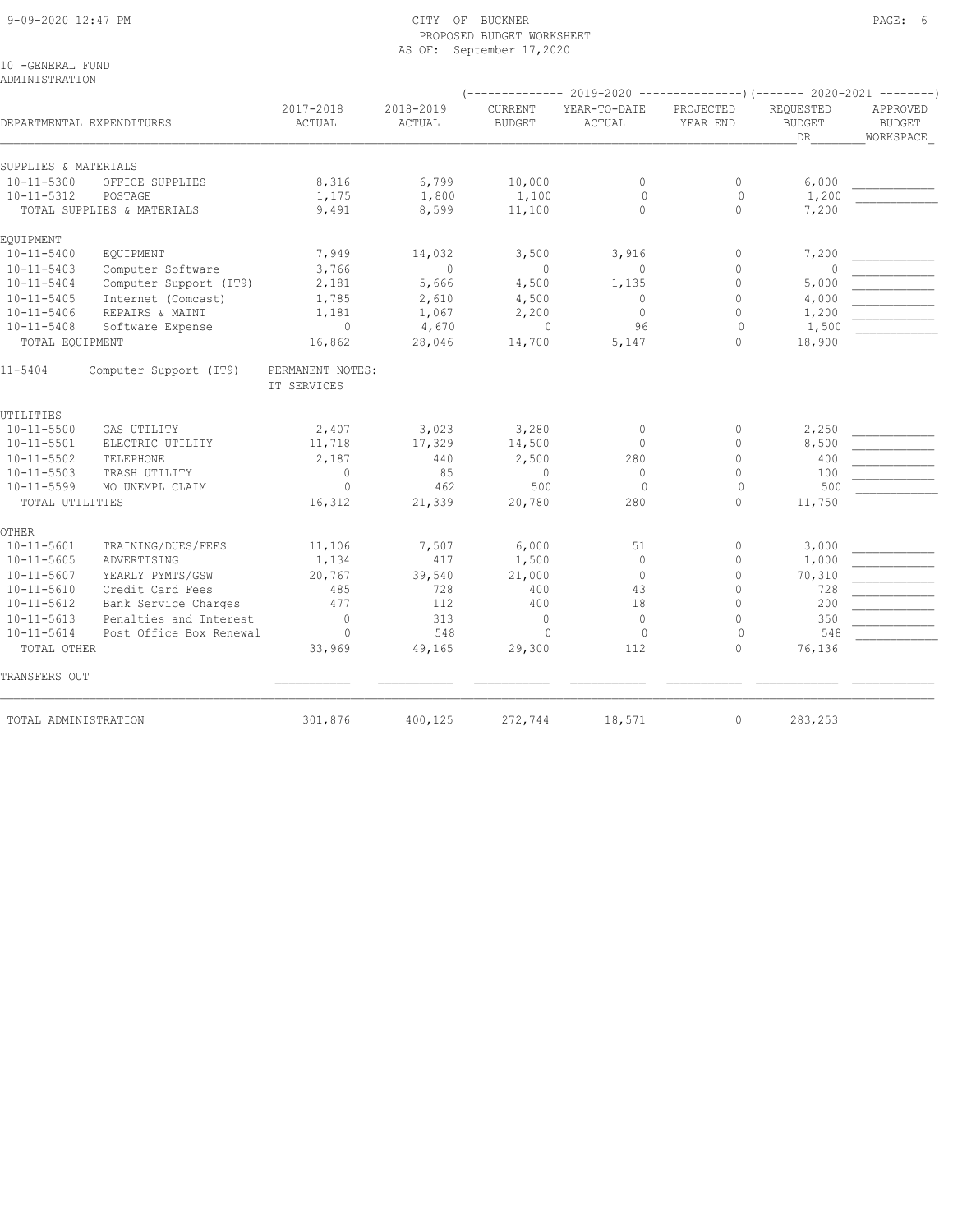CITY OF BUCKNER
PROPOSED BUDGET WORKSHEET
AS OF: September 17,2020

10 -GENERAL FUND
ADMINISTRATION

| DEPARTMENTAL EXPENDITURES | | 2017-2018 ACTUAL | 2018-2019 ACTUAL | 2019-2020 CURRENT BUDGET | 2019-2020 YEAR-TO-DATE ACTUAL | 2019-2020 PROJECTED YEAR END | 2020-2021 REQUESTED BUDGET DR | 2020-2021 APPROVED BUDGET WORKSPACE |
|---|---|---|---|---|---|---|---|---|
| SUPPLIES & MATERIALS | | | | | | | | |
| 10-11-5300 | OFFICE SUPPLIES | 8,316 | 6,799 | 10,000 | 0 | 0 | 6,000 | |
| 10-11-5312 | POSTAGE | 1,175 | 1,800 | 1,100 | 0 | 0 | 1,200 | |
| TOTAL SUPPLIES & MATERIALS | | 9,491 | 8,599 | 11,100 | 0 | 0 | 7,200 | |
| EQUIPMENT | | | | | | | | |
| 10-11-5400 | EQUIPMENT | 7,949 | 14,032 | 3,500 | 3,916 | 0 | 7,200 | |
| 10-11-5403 | Computer Software | 3,766 | 0 | 0 | 0 | 0 | 0 | |
| 10-11-5404 | Computer Support (IT9) | 2,181 | 5,666 | 4,500 | 1,135 | 0 | 5,000 | |
| 10-11-5405 | Internet (Comcast) | 1,785 | 2,610 | 4,500 | 0 | 0 | 4,000 | |
| 10-11-5406 | REPAIRS & MAINT | 1,181 | 1,067 | 2,200 | 0 | 0 | 1,200 | |
| 10-11-5408 | Software Expense | 0 | 4,670 | 0 | 96 | 0 | 1,500 | |
| TOTAL EQUIPMENT | | 16,862 | 28,046 | 14,700 | 5,147 | 0 | 18,900 | |
| 11-5404 | Computer Support (IT9) | PERMANENT NOTES: IT SERVICES | | | | | | |
| UTILITIES | | | | | | | | |
| 10-11-5500 | GAS UTILITY | 2,407 | 3,023 | 3,280 | 0 | 0 | 2,250 | |
| 10-11-5501 | ELECTRIC UTILITY | 11,718 | 17,329 | 14,500 | 0 | 0 | 8,500 | |
| 10-11-5502 | TELEPHONE | 2,187 | 440 | 2,500 | 280 | 0 | 400 | |
| 10-11-5503 | TRASH UTILITY | 0 | 85 | 0 | 0 | 0 | 100 | |
| 10-11-5599 | MO UNEMPL CLAIM | 0 | 462 | 500 | 0 | 0 | 500 | |
| TOTAL UTILITIES | | 16,312 | 21,339 | 20,780 | 280 | 0 | 11,750 | |
| OTHER | | | | | | | | |
| 10-11-5601 | TRAINING/DUES/FEES | 11,106 | 7,507 | 6,000 | 51 | 0 | 3,000 | |
| 10-11-5605 | ADVERTISING | 1,134 | 417 | 1,500 | 0 | 0 | 1,000 | |
| 10-11-5607 | YEARLY PYMTS/GSW | 20,767 | 39,540 | 21,000 | 0 | 0 | 70,310 | |
| 10-11-5610 | Credit Card Fees | 485 | 728 | 400 | 43 | 0 | 728 | |
| 10-11-5612 | Bank Service Charges | 477 | 112 | 400 | 18 | 0 | 200 | |
| 10-11-5613 | Penalties and Interest | 0 | 313 | 0 | 0 | 0 | 350 | |
| 10-11-5614 | Post Office Box Renewal | 0 | 548 | 0 | 0 | 0 | 548 | |
| TOTAL OTHER | | 33,969 | 49,165 | 29,300 | 112 | 0 | 76,136 | |
| TRANSFERS OUT | | | | | | | | |
| TOTAL ADMINISTRATION | | 301,876 | 400,125 | 272,744 | 18,571 | 0 | 283,253 | |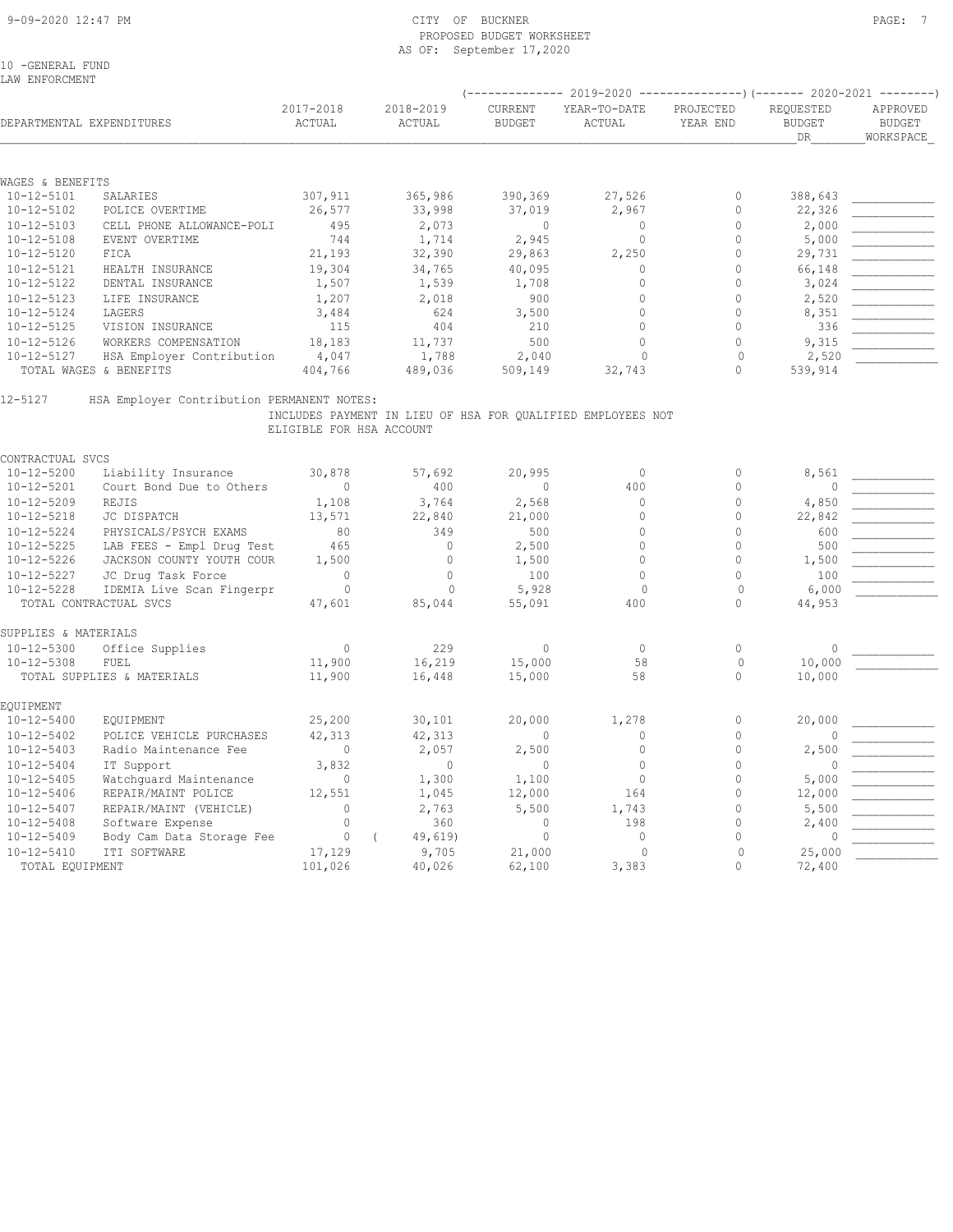CITY OF BUCKNER
PROPOSED BUDGET WORKSHEET
AS OF: September 17,2020

10 -GENERAL FUND
LAW ENFORCMENT

| DEPARTMENTAL EXPENDITURES | | 2017-2018 ACTUAL | 2018-2019 ACTUAL | 2019-2020 CURRENT BUDGET | 2019-2020 YEAR-TO-DATE ACTUAL | 2019-2020 PROJECTED YEAR END | 2020-2021 REQUESTED BUDGET DR | 2020-2021 APPROVED BUDGET WORKSPACE |
|---|---|---|---|---|---|---|---|---|
| **WAGES & BENEFITS** | | | | | | | | |
| 10-12-5101 | SALARIES | 307,911 | 365,986 | 390,369 | 27,526 | 0 | 388,643 | |
| 10-12-5102 | POLICE OVERTIME | 26,577 | 33,998 | 37,019 | 2,967 | 0 | 22,326 | |
| 10-12-5103 | CELL PHONE ALLOWANCE-POLI | 495 | 2,073 | 0 | 0 | 0 | 2,000 | |
| 10-12-5108 | EVENT OVERTIME | 744 | 1,714 | 2,945 | 0 | 0 | 5,000 | |
| 10-12-5120 | FICA | 21,193 | 32,390 | 29,863 | 2,250 | 0 | 29,731 | |
| 10-12-5121 | HEALTH INSURANCE | 19,304 | 34,765 | 40,095 | 0 | 0 | 66,148 | |
| 10-12-5122 | DENTAL INSURANCE | 1,507 | 1,539 | 1,708 | 0 | 0 | 3,024 | |
| 10-12-5123 | LIFE INSURANCE | 1,207 | 2,018 | 900 | 0 | 0 | 2,520 | |
| 10-12-5124 | LAGERS | 3,484 | 624 | 3,500 | 0 | 0 | 8,351 | |
| 10-12-5125 | VISION INSURANCE | 115 | 404 | 210 | 0 | 0 | 336 | |
| 10-12-5126 | WORKERS COMPENSATION | 18,183 | 11,737 | 500 | 0 | 0 | 9,315 | |
| 10-12-5127 | HSA Employer Contribution | 4,047 | 1,788 | 2,040 | 0 | 0 | 2,520 | |
| TOTAL WAGES & BENEFITS | | 404,766 | 489,036 | 509,149 | 32,743 | 0 | 539,914 | |

12-5127 HSA Employer Contribution PERMANENT NOTES:
INCLUDES PAYMENT IN LIEU OF HSA FOR QUALIFIED EMPLOYEES NOT ELIGIBLE FOR HSA ACCOUNT

| DEPARTMENTAL EXPENDITURES | | 2017-2018 ACTUAL | 2018-2019 ACTUAL | 2019-2020 CURRENT BUDGET | 2019-2020 YEAR-TO-DATE ACTUAL | 2019-2020 PROJECTED YEAR END | 2020-2021 REQUESTED BUDGET DR | 2020-2021 APPROVED BUDGET WORKSPACE |
|---|---|---|---|---|---|---|---|---|
| **CONTRACTUAL SVCS** | | | | | | | | |
| 10-12-5200 | Liability Insurance | 30,878 | 57,692 | 20,995 | 0 | 0 | 8,561 | |
| 10-12-5201 | Court Bond Due to Others | 0 | 400 | 0 | 400 | 0 | 0 | |
| 10-12-5209 | REJIS | 1,108 | 3,764 | 2,568 | 0 | 0 | 4,850 | |
| 10-12-5218 | JC DISPATCH | 13,571 | 22,840 | 21,000 | 0 | 0 | 22,842 | |
| 10-12-5224 | PHYSICALS/PSYCH EXAMS | 80 | 349 | 500 | 0 | 0 | 600 | |
| 10-12-5225 | LAB FEES - Empl Drug Test | 465 | 0 | 2,500 | 0 | 0 | 500 | |
| 10-12-5226 | JACKSON COUNTY YOUTH COUR | 1,500 | 0 | 1,500 | 0 | 0 | 1,500 | |
| 10-12-5227 | JC Drug Task Force | 0 | 0 | 100 | 0 | 0 | 100 | |
| 10-12-5228 | IDEMIA Live Scan Fingerpr | 0 | 0 | 5,928 | 0 | 0 | 6,000 | |
| TOTAL CONTRACTUAL SVCS | | 47,601 | 85,044 | 55,091 | 400 | 0 | 44,953 | |
| **SUPPLIES & MATERIALS** | | | | | | | | |
| 10-12-5300 | Office Supplies | 0 | 229 | 0 | 0 | 0 | 0 | |
| 10-12-5308 | FUEL | 11,900 | 16,219 | 15,000 | 58 | 0 | 10,000 | |
| TOTAL SUPPLIES & MATERIALS | | 11,900 | 16,448 | 15,000 | 58 | 0 | 10,000 | |
| **EQUIPMENT** | | | | | | | | |
| 10-12-5400 | EQUIPMENT | 25,200 | 30,101 | 20,000 | 1,278 | 0 | 20,000 | |
| 10-12-5402 | POLICE VEHICLE PURCHASES | 42,313 | 42,313 | 0 | 0 | 0 | 0 | |
| 10-12-5403 | Radio Maintenance Fee | 0 | 2,057 | 2,500 | 0 | 0 | 2,500 | |
| 10-12-5404 | IT Support | 3,832 | 0 | 0 | 0 | 0 | 0 | |
| 10-12-5405 | Watchguard Maintenance | 0 | 1,300 | 1,100 | 0 | 0 | 5,000 | |
| 10-12-5406 | REPAIR/MAINT POLICE | 12,551 | 1,045 | 12,000 | 164 | 0 | 12,000 | |
| 10-12-5407 | REPAIR/MAINT (VEHICLE) | 0 | 2,763 | 5,500 | 1,743 | 0 | 5,500 | |
| 10-12-5408 | Software Expense | 0 | 360 | 0 | 198 | 0 | 2,400 | |
| 10-12-5409 | Body Cam Data Storage Fee | 0 | ( 49,619) | 0 | 0 | 0 | 0 | |
| 10-12-5410 | ITI SOFTWARE | 17,129 | 9,705 | 21,000 | 0 | 0 | 25,000 | |
| TOTAL EQUIPMENT | | 101,026 | 40,026 | 62,100 | 3,383 | 0 | 72,400 | |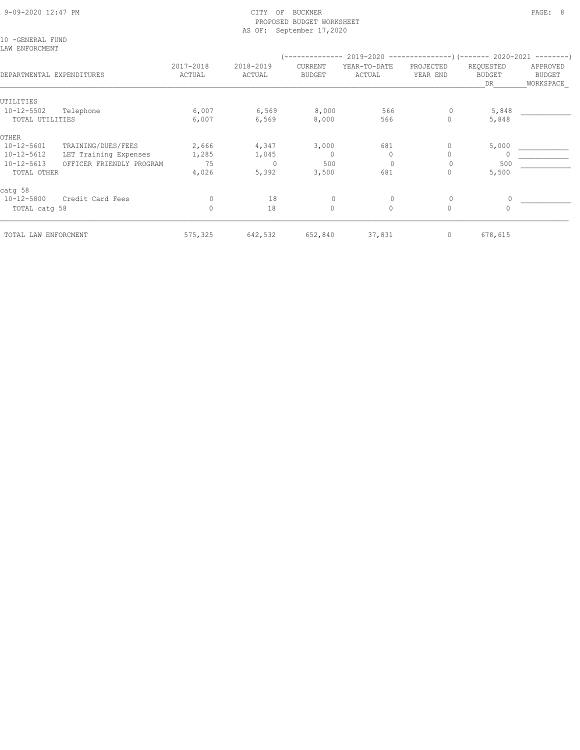CITY OF BUCKNER
PROPOSED BUDGET WORKSHEET
AS OF: September 17,2020

10 -GENERAL FUND
LAW ENFORCMENT

| DEPARTMENTAL EXPENDITURES | 2017-2018 ACTUAL | 2018-2019 ACTUAL | 2019-2020 CURRENT BUDGET | 2019-2020 YEAR-TO-DATE ACTUAL | 2019-2020 PROJECTED YEAR END | 2020-2021 REQUESTED BUDGET DR | 2020-2021 APPROVED BUDGET WORKSPACE |
|---|---|---|---|---|---|---|---|
| UTILITIES | | | | | | | |
| 10-12-5502 Telephone | 6,007 | 6,569 | 8,000 | 566 | 0 | 5,848 | |
| TOTAL UTILITIES | 6,007 | 6,569 | 8,000 | 566 | 0 | 5,848 | |
| OTHER | | | | | | | |
| 10-12-5601 TRAINING/DUES/FEES | 2,666 | 4,347 | 3,000 | 681 | 0 | 5,000 | |
| 10-12-5612 LET Training Expenses | 1,285 | 1,045 | 0 | 0 | 0 | 0 | |
| 10-12-5613 OFFICER FRIENDLY PROGRAM | 75 | 0 | 500 | 0 | 0 | 500 | |
| TOTAL OTHER | 4,026 | 5,392 | 3,500 | 681 | 0 | 5,500 | |
| catg 58 | | | | | | | |
| 10-12-5800 Credit Card Fees | 0 | 18 | 0 | 0 | 0 | 0 | |
| TOTAL catg 58 | 0 | 18 | 0 | 0 | 0 | 0 | |
| TOTAL LAW ENFORCMENT | 575,325 | 642,532 | 652,840 | 37,831 | 0 | 678,615 | |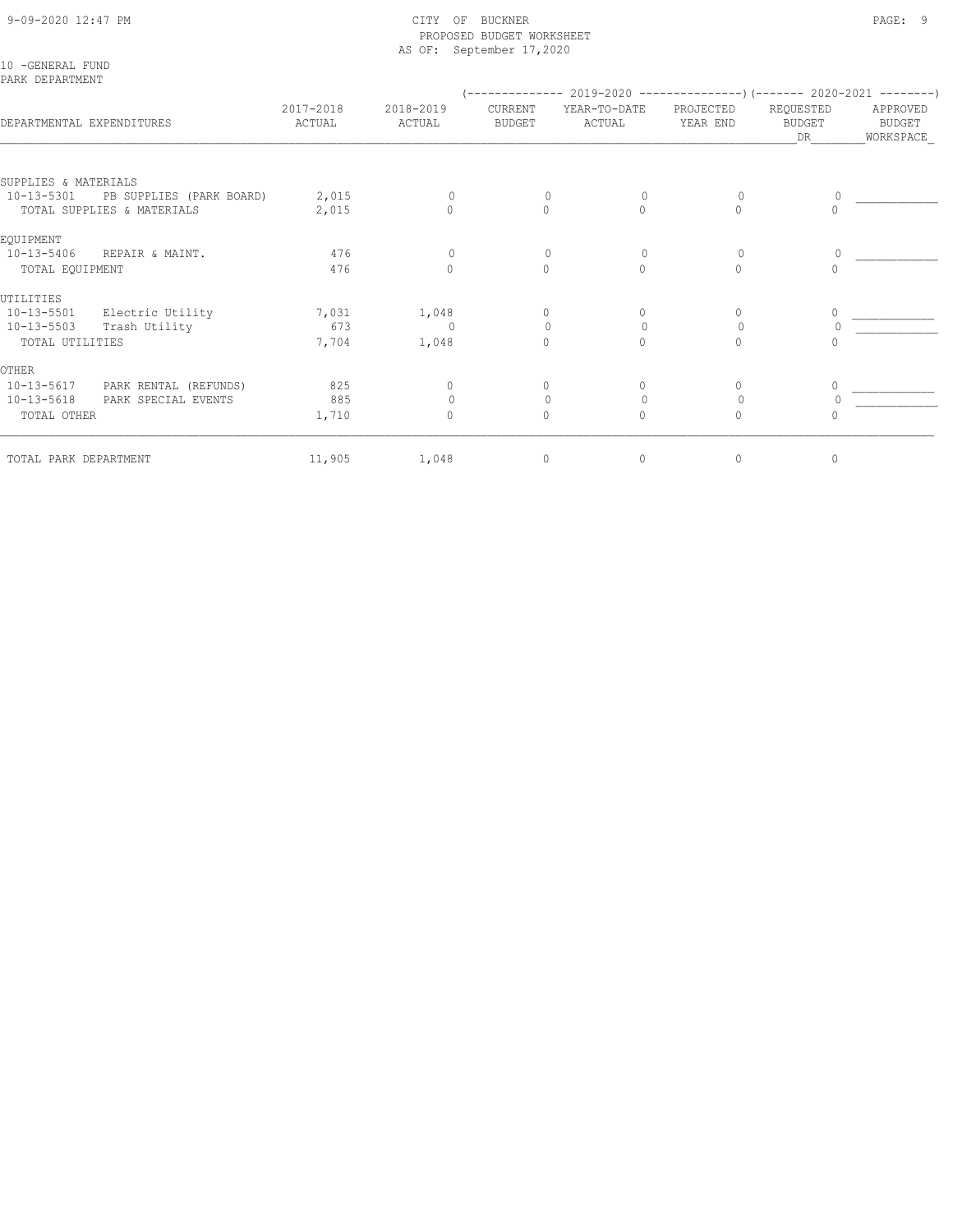CITY OF BUCKNER
PROPOSED BUDGET WORKSHEET
AS OF: September 17,2020

10 -GENERAL FUND
PARK DEPARTMENT

| DEPARTMENTAL EXPENDITURES | 2017-2018 ACTUAL | 2018-2019 ACTUAL | 2019-2020 CURRENT BUDGET | 2019-2020 YEAR-TO-DATE ACTUAL | 2019-2020 PROJECTED YEAR END | 2020-2021 REQUESTED BUDGET DR | 2020-2021 APPROVED BUDGET WORKSPACE |
|---|---|---|---|---|---|---|---|
| SUPPLIES & MATERIALS | | | | | | | |
| 10-13-5301 PB SUPPLIES (PARK BOARD) | 2,015 | 0 | 0 | 0 | 0 | 0 | ____________ |
| TOTAL SUPPLIES & MATERIALS | 2,015 | 0 | 0 | 0 | 0 | 0 | |
| EQUIPMENT | | | | | | | |
| 10-13-5406 REPAIR & MAINT. | 476 | 0 | 0 | 0 | 0 | 0 | ____________ |
| TOTAL EQUIPMENT | 476 | 0 | 0 | 0 | 0 | 0 | |
| UTILITIES | | | | | | | |
| 10-13-5501 Electric Utility | 7,031 | 1,048 | 0 | 0 | 0 | 0 | ____________ |
| 10-13-5503 Trash Utility | 673 | 0 | 0 | 0 | 0 | 0 | ____________ |
| TOTAL UTILITIES | 7,704 | 1,048 | 0 | 0 | 0 | 0 | |
| OTHER | | | | | | | |
| 10-13-5617 PARK RENTAL (REFUNDS) | 825 | 0 | 0 | 0 | 0 | 0 | ____________ |
| 10-13-5618 PARK SPECIAL EVENTS | 885 | 0 | 0 | 0 | 0 | 0 | ____________ |
| TOTAL OTHER | 1,710 | 0 | 0 | 0 | 0 | 0 | |
| TOTAL PARK DEPARTMENT | 11,905 | 1,048 | 0 | 0 | 0 | 0 | |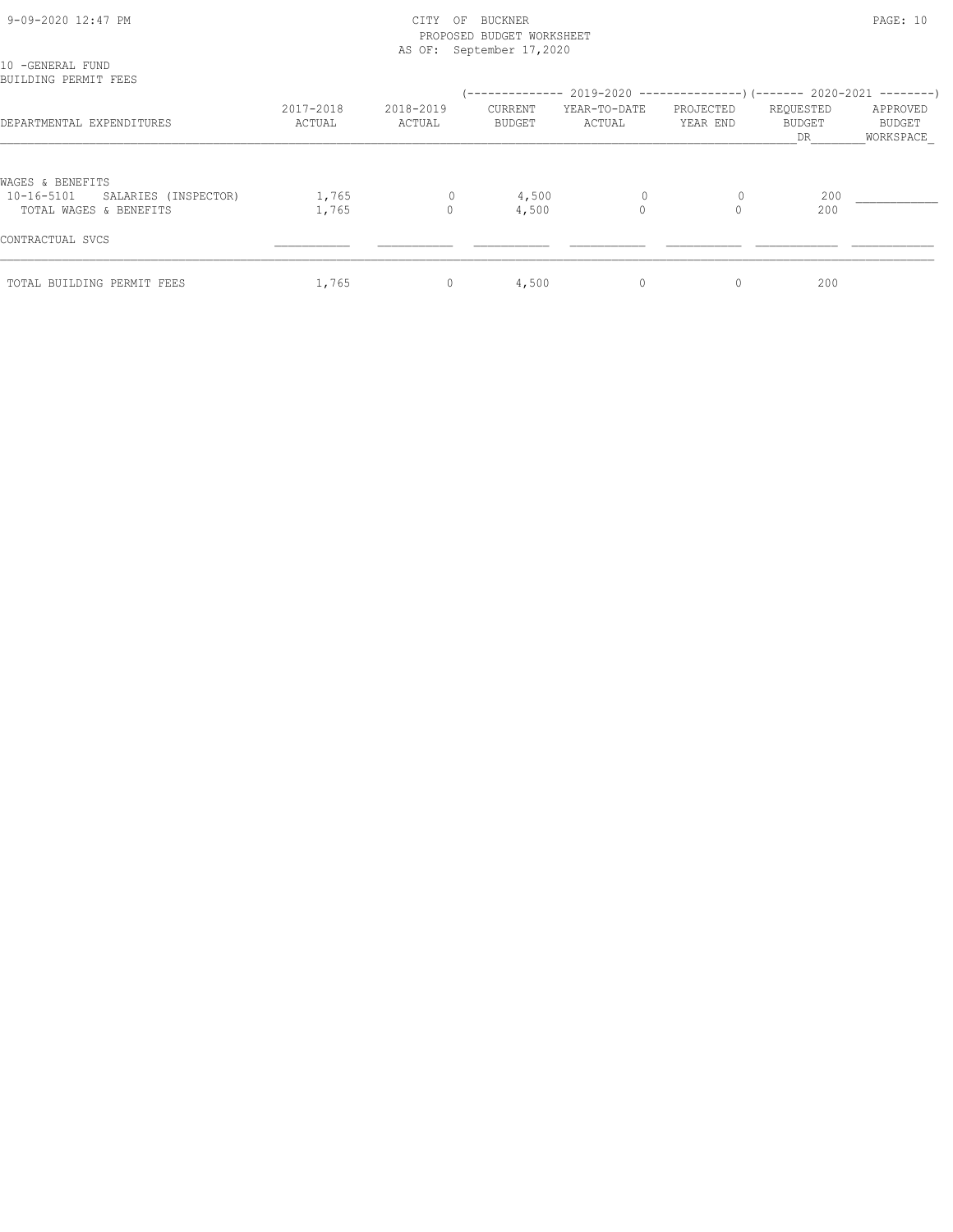CITY OF BUCKNER
PROPOSED BUDGET WORKSHEET
AS OF: September 17,2020

10 -GENERAL FUND
BUILDING PERMIT FEES

| DEPARTMENTAL EXPENDITURES | 2017-2018 ACTUAL | 2018-2019 ACTUAL | 2019-2020 CURRENT BUDGET | 2019-2020 YEAR-TO-DATE ACTUAL | 2019-2020 PROJECTED YEAR END | 2020-2021 REQUESTED BUDGET DR | 2020-2021 APPROVED BUDGET WORKSPACE |
|---|---|---|---|---|---|---|---|
| WAGES & BENEFITS | | | | | | | |
| 10-16-5101 SALARIES (INSPECTOR) | 1,765 | 0 | 4,500 | 0 | 0 | 200 | ___________ |
| TOTAL WAGES & BENEFITS | 1,765 | 0 | 4,500 | 0 | 0 | 200 | |
| CONTRACTUAL SVCS | | | | | | | |
| TOTAL BUILDING PERMIT FEES | 1,765 | 0 | 4,500 | 0 | 0 | 200 | |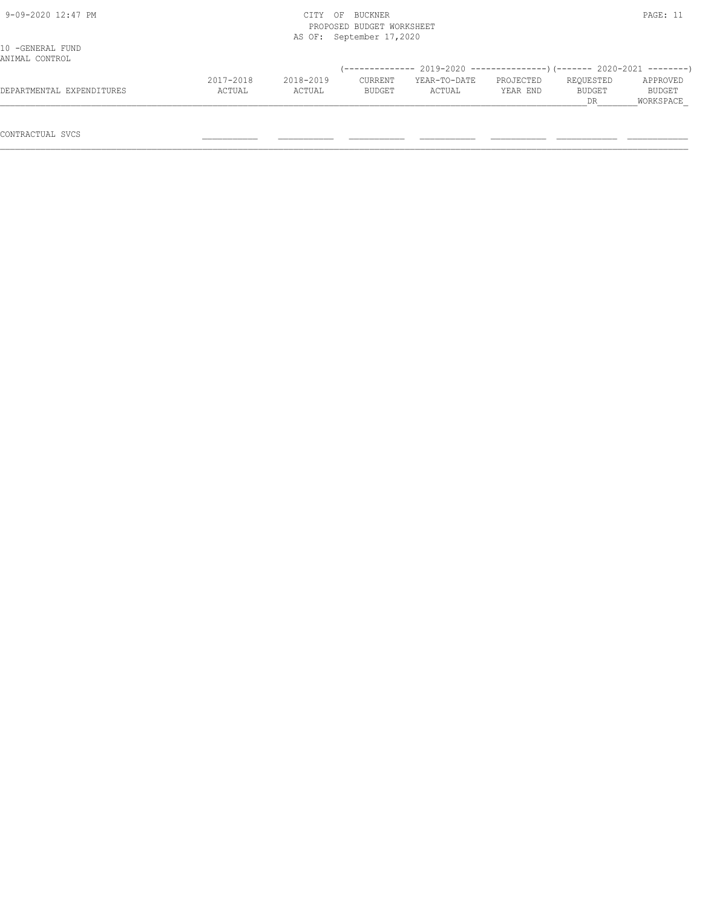10 -GENERAL FUND
ANIMAL CONTROL

| DEPARTMENTAL EXPENDITURES | 2017-2018 ACTUAL | 2018-2019 ACTUAL | 2019-2020 CURRENT BUDGET | 2019-2020 YEAR-TO-DATE ACTUAL | 2019-2020 PROJECTED YEAR END | 2020-2021 REQUESTED BUDGET DR | 2020-2021 APPROVED BUDGET WORKSPACE |
|---|---|---|---|---|---|---|---|
| CONTRACTUAL SVCS | | | | | | | |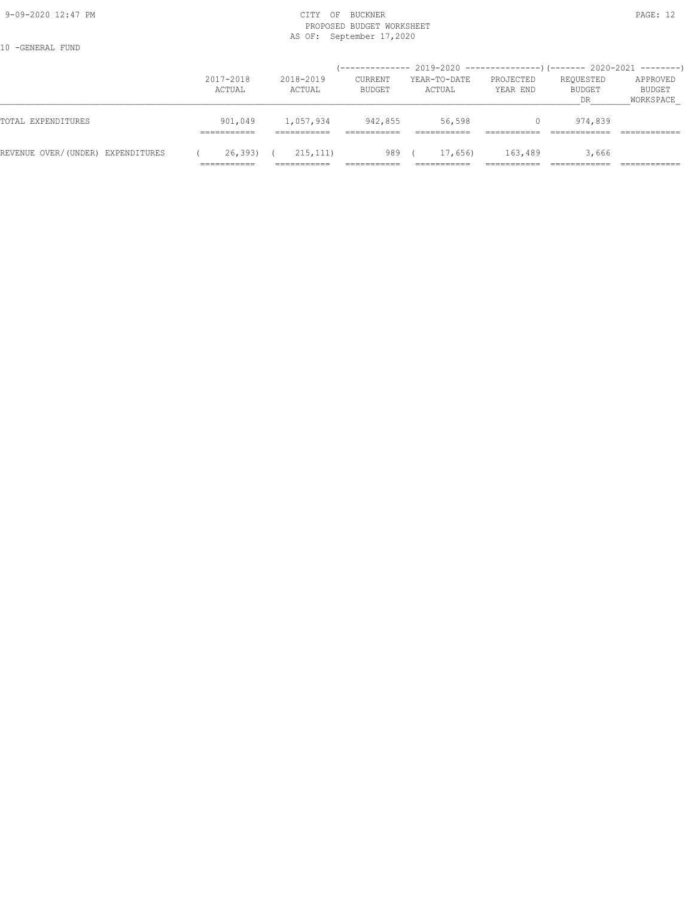CITY OF BUCKNER
PROPOSED BUDGET WORKSHEET
AS OF: September 17,2020

10 -GENERAL FUND

| | 2017-2018 ACTUAL | 2018-2019 ACTUAL | 2019-2020 CURRENT BUDGET | 2019-2020 YEAR-TO-DATE ACTUAL | 2019-2020 PROJECTED YEAR END | 2020-2021 REQUESTED BUDGET DR | 2020-2021 APPROVED BUDGET WORKSPACE |
|---|---|---|---|---|---|---|---|
| TOTAL EXPENDITURES | 901,049 | 1,057,934 | 942,855 | 56,598 | 0 | 974,839 | |
| REVENUE OVER/(UNDER) EXPENDITURES | ( 26,393) | ( 215,111) | 989 | ( 17,656) | 163,489 | 3,666 | |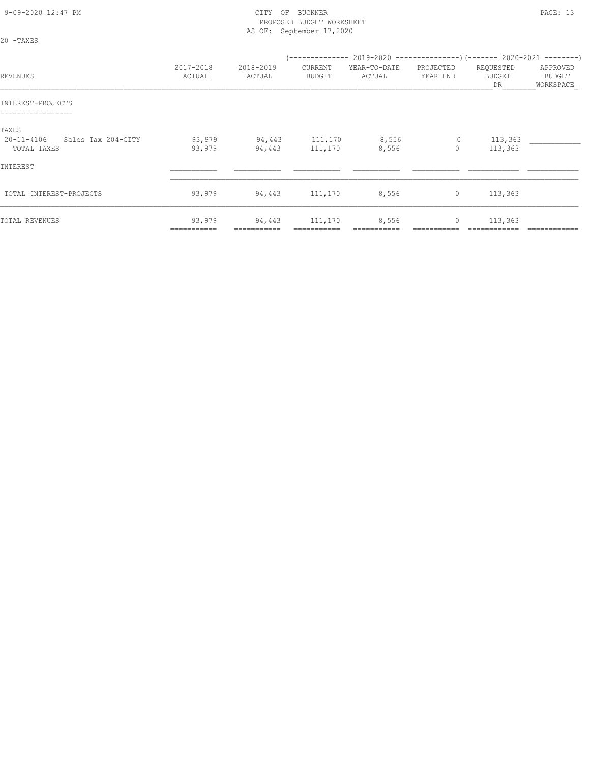CITY OF BUCKNER
PROPOSED BUDGET WORKSHEET
AS OF: September 17,2020

20 -TAXES

| REVENUES | 2017-2018 ACTUAL | 2018-2019 ACTUAL | 2019-2020 CURRENT BUDGET | 2019-2020 YEAR-TO-DATE ACTUAL | 2019-2020 PROJECTED YEAR END | 2020-2021 REQUESTED BUDGET DR | 2020-2021 APPROVED BUDGET WORKSPACE |
|---|---|---|---|---|---|---|---|
| **INTEREST-PROJECTS** | | | | | | | |
| TAXES | | | | | | | |
| 20-11-4106 Sales Tax 204-CITY | 93,979 | 94,443 | 111,170 | 8,556 | 0 | 113,363 | |
| TOTAL TAXES | 93,979 | 94,443 | 111,170 | 8,556 | 0 | 113,363 | |
| INTEREST | | | | | | | |
| TOTAL INTEREST-PROJECTS | 93,979 | 94,443 | 111,170 | 8,556 | 0 | 113,363 | |
| TOTAL REVENUES | 93,979 | 94,443 | 111,170 | 8,556 | 0 | 113,363 | |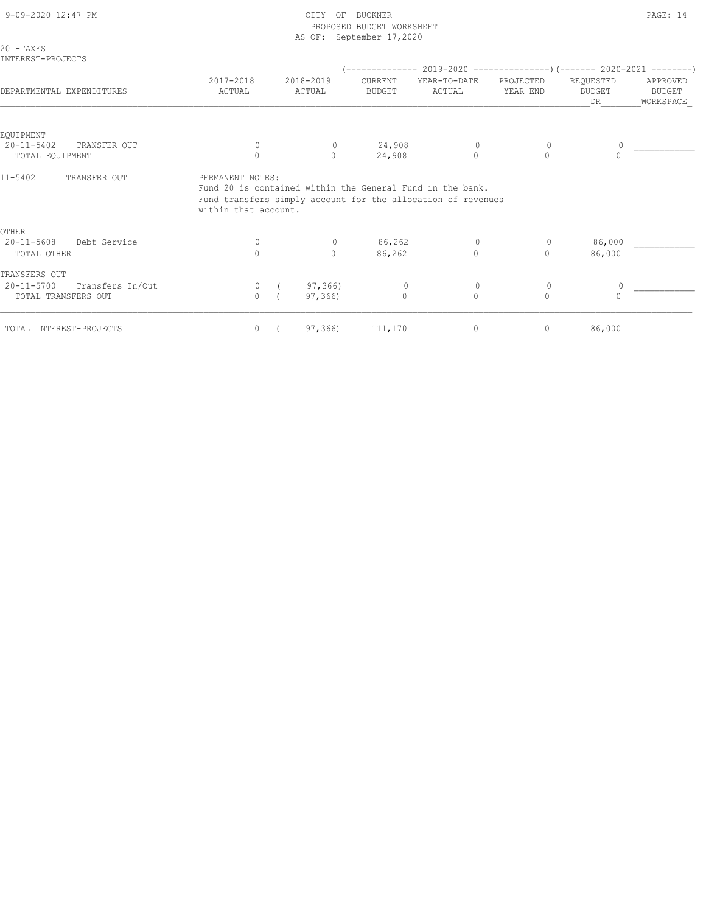CITY OF BUCKNER
PROPOSED BUDGET WORKSHEET
AS OF: September 17,2020

20 -TAXES
INTEREST-PROJECTS

| DEPARTMENTAL EXPENDITURES | 2017-2018 ACTUAL | 2018-2019 ACTUAL | 2019-2020 CURRENT BUDGET | 2019-2020 YEAR-TO-DATE ACTUAL | 2019-2020 PROJECTED YEAR END | 2020-2021 REQUESTED BUDGET DR | 2020-2021 APPROVED BUDGET WORKSPACE |
|---|---|---|---|---|---|---|---|
| EQUIPMENT | | | | | | | |
| 20-11-5402 TRANSFER OUT | 0 | 0 | 24,908 | 0 | 0 | 0 | ____________ |
| TOTAL EQUIPMENT | 0 | 0 | 24,908 | 0 | 0 | 0 | |
| 11-5402 TRANSFER OUT | PERMANENT NOTES: Fund 20 is contained within the General Fund in the bank. Fund transfers simply account for the allocation of revenues within that account. | | | | | | |
| OTHER | | | | | | | |
| 20-11-5608 Debt Service | 0 | 0 | 86,262 | 0 | 0 | 86,000 | ____________ |
| TOTAL OTHER | 0 | 0 | 86,262 | 0 | 0 | 86,000 | |
| TRANSFERS OUT | | | | | | | |
| 20-11-5700 Transfers In/Out | 0 | ( 97,366) | 0 | 0 | 0 | 0 | ____________ |
| TOTAL TRANSFERS OUT | 0 | ( 97,366) | 0 | 0 | 0 | 0 | |
| TOTAL INTEREST-PROJECTS | 0 | ( 97,366) | 111,170 | 0 | 0 | 86,000 | |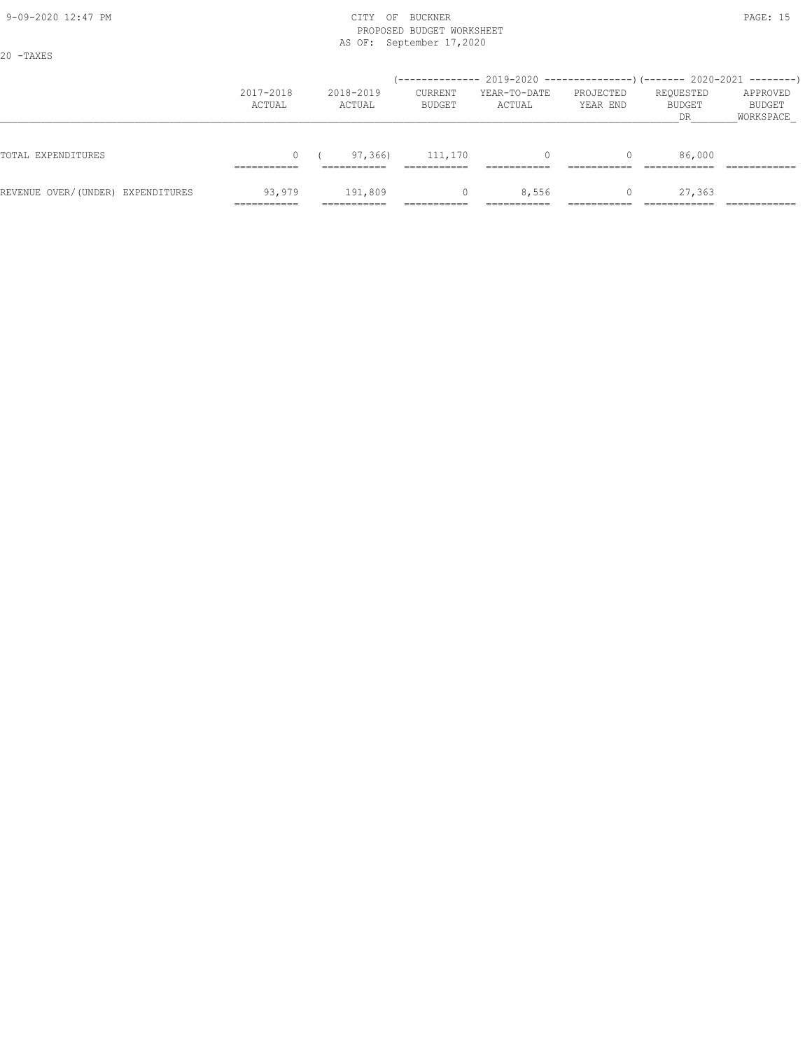CITY OF BUCKNER
PROPOSED BUDGET WORKSHEET
AS OF: September 17,2020

20 -TAXES

| | 2017-2018 ACTUAL | 2018-2019 ACTUAL | 2019-2020 CURRENT BUDGET | 2019-2020 YEAR-TO-DATE ACTUAL | 2019-2020 PROJECTED YEAR END | 2020-2021 REQUESTED BUDGET DR | 2020-2021 APPROVED BUDGET WORKSPACE |
|---|---|---|---|---|---|---|---|
| TOTAL EXPENDITURES | 0 | ( 97,366) | 111,170 | 0 | 0 | 86,000 | |
| REVENUE OVER/(UNDER) EXPENDITURES | 93,979 | 191,809 | 0 | 8,556 | 0 | 27,363 | |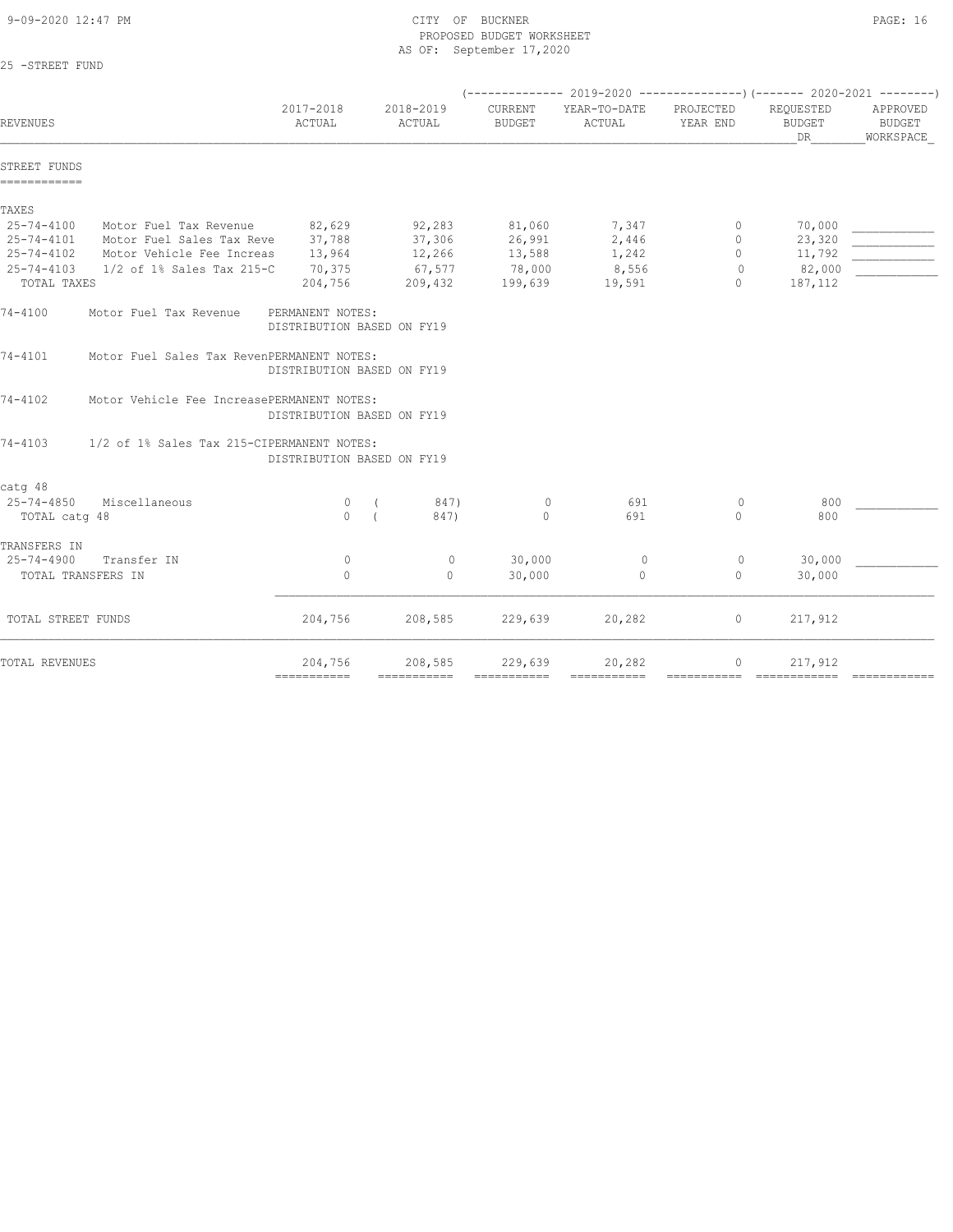CITY OF BUCKNER
PROPOSED BUDGET WORKSHEET
AS OF: September 17,2020

25 -STREET FUND

| REVENUES | | 2017-2018 ACTUAL | 2018-2019 ACTUAL | 2019-2020 CURRENT BUDGET | 2019-2020 YEAR-TO-DATE ACTUAL | 2019-2020 PROJECTED YEAR END | 2020-2021 REQUESTED BUDGET DR | 2020-2021 APPROVED BUDGET WORKSPACE |
|---|---|---|---|---|---|---|---|---|
| **STREET FUNDS** | | | | | | | | |
| **TAXES** | | | | | | | | |
| 25-74-4100 | Motor Fuel Tax Revenue | 82,629 | 92,283 | 81,060 | 7,347 | 0 | 70,000 | |
| 25-74-4101 | Motor Fuel Sales Tax Reve | 37,788 | 37,306 | 26,991 | 2,446 | 0 | 23,320 | |
| 25-74-4102 | Motor Vehicle Fee Increas | 13,964 | 12,266 | 13,588 | 1,242 | 0 | 11,792 | |
| 25-74-4103 | 1/2 of 1% Sales Tax 215-C | 70,375 | 67,577 | 78,000 | 8,556 | 0 | 82,000 | |
| TOTAL TAXES | | 204,756 | 209,432 | 199,639 | 19,591 | 0 | 187,112 | |

74-4100 Motor Fuel Tax Revenue PERMANENT NOTES:
DISTRIBUTION BASED ON FY19

74-4101 Motor Fuel Sales Tax RevenPERMANENT NOTES:
DISTRIBUTION BASED ON FY19

74-4102 Motor Vehicle Fee IncreasePERMANENT NOTES:
DISTRIBUTION BASED ON FY19

74-4103 1/2 of 1% Sales Tax 215-CIPERMANENT NOTES:
DISTRIBUTION BASED ON FY19

| REVENUES | | 2017-2018 ACTUAL | 2018-2019 ACTUAL | 2019-2020 CURRENT BUDGET | 2019-2020 YEAR-TO-DATE ACTUAL | 2019-2020 PROJECTED YEAR END | 2020-2021 REQUESTED BUDGET DR | 2020-2021 APPROVED BUDGET WORKSPACE |
|---|---|---|---|---|---|---|---|---|
| **catg 48** | | | | | | | | |
| 25-74-4850 | Miscellaneous | 0 | ( 847) | 0 | 691 | 0 | 800 | |
| TOTAL catg 48 | | 0 | ( 847) | 0 | 691 | 0 | 800 | |
| **TRANSFERS IN** | | | | | | | | |
| 25-74-4900 | Transfer IN | 0 | 0 | 30,000 | 0 | 0 | 30,000 | |
| TOTAL TRANSFERS IN | | 0 | 0 | 30,000 | 0 | 0 | 30,000 | |
| TOTAL STREET FUNDS | | 204,756 | 208,585 | 229,639 | 20,282 | 0 | 217,912 | |
| TOTAL REVENUES | | 204,756 | 208,585 | 229,639 | 20,282 | 0 | 217,912 | |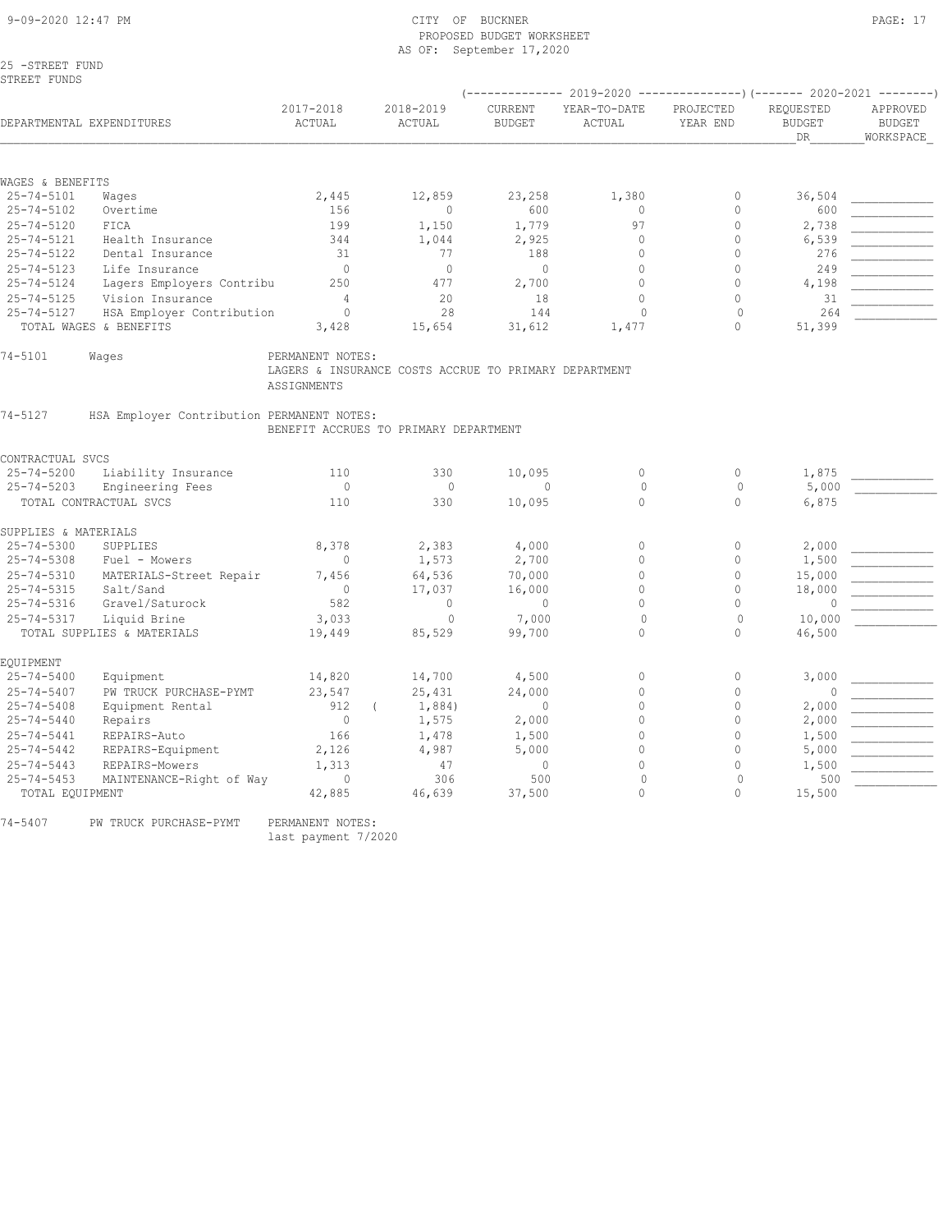CITY OF BUCKNER
PROPOSED BUDGET WORKSHEET
AS OF: September 17,2020

25 -STREET FUND
STREET FUNDS

| DEPARTMENTAL EXPENDITURES | | 2017-2018 ACTUAL | 2018-2019 ACTUAL | 2019-2020 CURRENT BUDGET | 2019-2020 YEAR-TO-DATE ACTUAL | 2019-2020 PROJECTED YEAR END | 2020-2021 REQUESTED BUDGET DR | 2020-2021 APPROVED BUDGET WORKSPACE |
|---|---|---|---|---|---|---|---|---|
| **WAGES & BENEFITS** | | | | | | | | |
| 25-74-5101 | Wages | 2,445 | 12,859 | 23,258 | 1,380 | 0 | 36,504 | |
| 25-74-5102 | Overtime | 156 | 0 | 600 | 0 | 0 | 600 | |
| 25-74-5120 | FICA | 199 | 1,150 | 1,779 | 97 | 0 | 2,738 | |
| 25-74-5121 | Health Insurance | 344 | 1,044 | 2,925 | 0 | 0 | 6,539 | |
| 25-74-5122 | Dental Insurance | 31 | 77 | 188 | 0 | 0 | 276 | |
| 25-74-5123 | Life Insurance | 0 | 0 | 0 | 0 | 0 | 249 | |
| 25-74-5124 | Lagers Employers Contribu | 250 | 477 | 2,700 | 0 | 0 | 4,198 | |
| 25-74-5125 | Vision Insurance | 4 | 20 | 18 | 0 | 0 | 31 | |
| 25-74-5127 | HSA Employer Contribution | 0 | 28 | 144 | 0 | 0 | 264 | |
| TOTAL WAGES & BENEFITS | | 3,428 | 15,654 | 31,612 | 1,477 | 0 | 51,399 | |

74-5101 Wages — PERMANENT NOTES:
LAGERS & INSURANCE COSTS ACCRUE TO PRIMARY DEPARTMENT ASSIGNMENTS

74-5127 HSA Employer Contribution PERMANENT NOTES:
BENEFIT ACCRUES TO PRIMARY DEPARTMENT

| DEPARTMENTAL EXPENDITURES | | 2017-2018 ACTUAL | 2018-2019 ACTUAL | 2019-2020 CURRENT BUDGET | 2019-2020 YEAR-TO-DATE ACTUAL | 2019-2020 PROJECTED YEAR END | 2020-2021 REQUESTED BUDGET DR | 2020-2021 APPROVED BUDGET WORKSPACE |
|---|---|---|---|---|---|---|---|---|
| **CONTRACTUAL SVCS** | | | | | | | | |
| 25-74-5200 | Liability Insurance | 110 | 330 | 10,095 | 0 | 0 | 1,875 | |
| 25-74-5203 | Engineering Fees | 0 | 0 | 0 | 0 | 0 | 5,000 | |
| TOTAL CONTRACTUAL SVCS | | 110 | 330 | 10,095 | 0 | 0 | 6,875 | |
| **SUPPLIES & MATERIALS** | | | | | | | | |
| 25-74-5300 | SUPPLIES | 8,378 | 2,383 | 4,000 | 0 | 0 | 2,000 | |
| 25-74-5308 | Fuel - Mowers | 0 | 1,573 | 2,700 | 0 | 0 | 1,500 | |
| 25-74-5310 | MATERIALS-Street Repair | 7,456 | 64,536 | 70,000 | 0 | 0 | 15,000 | |
| 25-74-5315 | Salt/Sand | 0 | 17,037 | 16,000 | 0 | 0 | 18,000 | |
| 25-74-5316 | Gravel/Saturock | 582 | 0 | 0 | 0 | 0 | 0 | |
| 25-74-5317 | Liquid Brine | 3,033 | 0 | 7,000 | 0 | 0 | 10,000 | |
| TOTAL SUPPLIES & MATERIALS | | 19,449 | 85,529 | 99,700 | 0 | 0 | 46,500 | |
| **EQUIPMENT** | | | | | | | | |
| 25-74-5400 | Equipment | 14,820 | 14,700 | 4,500 | 0 | 0 | 3,000 | |
| 25-74-5407 | PW TRUCK PURCHASE-PYMT | 23,547 | 25,431 | 24,000 | 0 | 0 | 0 | |
| 25-74-5408 | Equipment Rental | 912 | (1,884) | 0 | 0 | 0 | 2,000 | |
| 25-74-5440 | Repairs | 0 | 1,575 | 2,000 | 0 | 0 | 2,000 | |
| 25-74-5441 | REPAIRS-Auto | 166 | 1,478 | 1,500 | 0 | 0 | 1,500 | |
| 25-74-5442 | REPAIRS-Equipment | 2,126 | 4,987 | 5,000 | 0 | 0 | 5,000 | |
| 25-74-5443 | REPAIRS-Mowers | 1,313 | 47 | 0 | 0 | 0 | 1,500 | |
| 25-74-5453 | MAINTENANCE-Right of Way | 0 | 306 | 500 | 0 | 0 | 500 | |
| TOTAL EQUIPMENT | | 42,885 | 46,639 | 37,500 | 0 | 0 | 15,500 | |

74-5407 PW TRUCK PURCHASE-PYMT — PERMANENT NOTES:
last payment 7/2020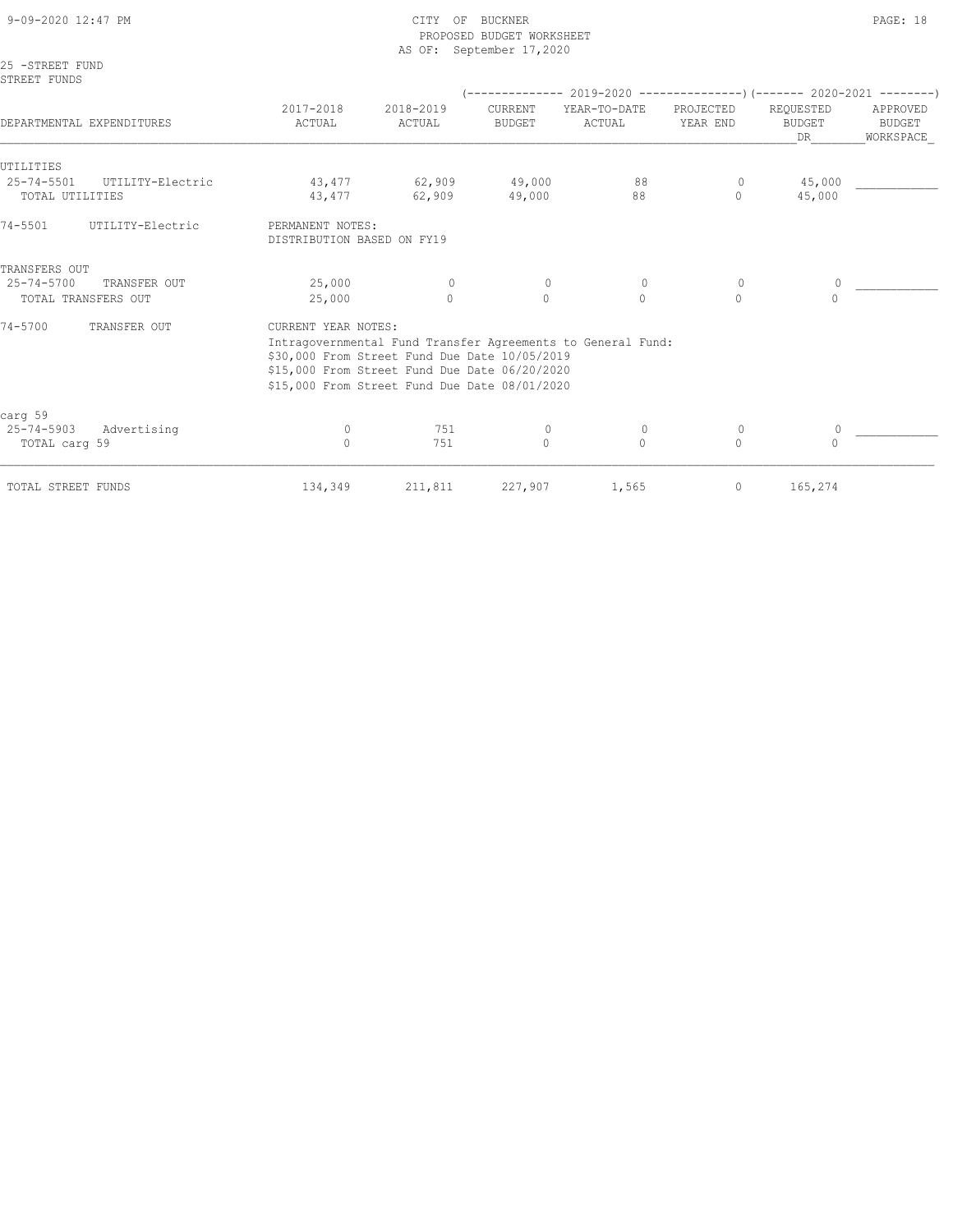CITY OF BUCKNER
PROPOSED BUDGET WORKSHEET
AS OF: September 17,2020

25 -STREET FUND
STREET FUNDS

| DEPARTMENTAL EXPENDITURES | 2017-2018 ACTUAL | 2018-2019 ACTUAL | 2019-2020 CURRENT BUDGET | 2019-2020 YEAR-TO-DATE ACTUAL | 2019-2020 PROJECTED YEAR END | 2020-2021 REQUESTED BUDGET DR | 2020-2021 APPROVED BUDGET WORKSPACE |
|---|---|---|---|---|---|---|---|
| UTILITIES | | | | | | | |
| 25-74-5501 UTILITY-Electric | 43,477 | 62,909 | 49,000 | 88 | 0 | 45,000 | |
| TOTAL UTILITIES | 43,477 | 62,909 | 49,000 | 88 | 0 | 45,000 | |

74-5501 UTILITY-Electric — PERMANENT NOTES:
DISTRIBUTION BASED ON FY19

| DEPARTMENTAL EXPENDITURES | 2017-2018 ACTUAL | 2018-2019 ACTUAL | 2019-2020 CURRENT BUDGET | 2019-2020 YEAR-TO-DATE ACTUAL | 2019-2020 PROJECTED YEAR END | 2020-2021 REQUESTED BUDGET DR | 2020-2021 APPROVED BUDGET WORKSPACE |
|---|---|---|---|---|---|---|---|
| TRANSFERS OUT | | | | | | | |
| 25-74-5700 TRANSFER OUT | 25,000 | 0 | 0 | 0 | 0 | 0 | |
| TOTAL TRANSFERS OUT | 25,000 | 0 | 0 | 0 | 0 | 0 | |

74-5700 TRANSFER OUT — CURRENT YEAR NOTES:
Intragovernmental Fund Transfer Agreements to General Fund:
$30,000 From Street Fund Due Date 10/05/2019
$15,000 From Street Fund Due Date 06/20/2020
$15,000 From Street Fund Due Date 08/01/2020

| DEPARTMENTAL EXPENDITURES | 2017-2018 ACTUAL | 2018-2019 ACTUAL | 2019-2020 CURRENT BUDGET | 2019-2020 YEAR-TO-DATE ACTUAL | 2019-2020 PROJECTED YEAR END | 2020-2021 REQUESTED BUDGET DR | 2020-2021 APPROVED BUDGET WORKSPACE |
|---|---|---|---|---|---|---|---|
| carg 59 | | | | | | | |
| 25-74-5903 Advertising | 0 | 751 | 0 | 0 | 0 | 0 | |
| TOTAL carg 59 | 0 | 751 | 0 | 0 | 0 | 0 | |
| TOTAL STREET FUNDS | 134,349 | 211,811 | 227,907 | 1,565 | 0 | 165,274 | |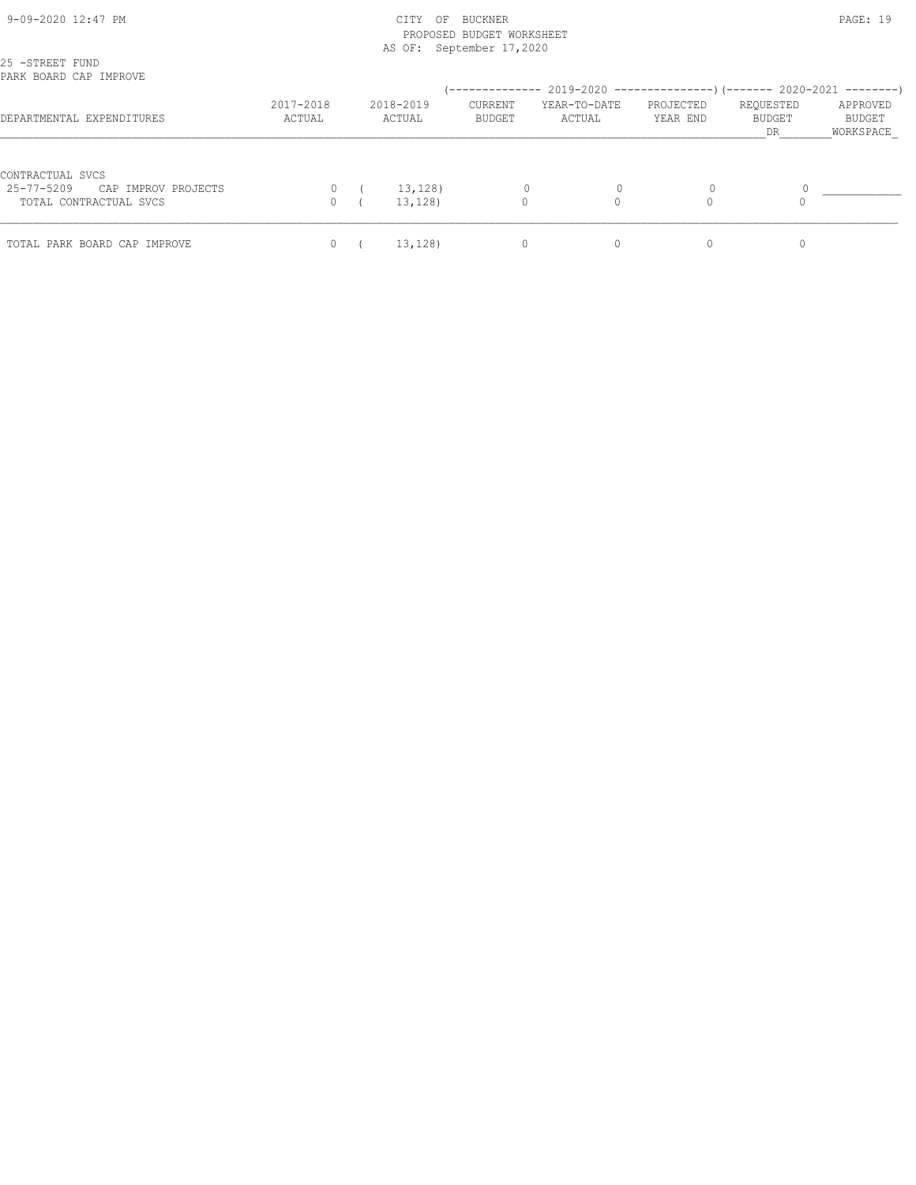CITY OF BUCKNER
PROPOSED BUDGET WORKSHEET
AS OF: September 17,2020

25 -STREET FUND
PARK BOARD CAP IMPROVE

| DEPARTMENTAL EXPENDITURES | 2017-2018 ACTUAL | 2018-2019 ACTUAL | 2019-2020 CURRENT BUDGET | 2019-2020 YEAR-TO-DATE ACTUAL | 2019-2020 PROJECTED YEAR END | 2020-2021 REQUESTED BUDGET DR | 2020-2021 APPROVED BUDGET WORKSPACE |
|---|---|---|---|---|---|---|---|
| CONTRACTUAL SVCS | | | | | | | |
| 25-77-5209 CAP IMPROV PROJECTS | 0 | ( 13,128) | 0 | 0 | 0 | 0 | ____________ |
| TOTAL CONTRACTUAL SVCS | 0 | ( 13,128) | 0 | 0 | 0 | 0 | |
| TOTAL PARK BOARD CAP IMPROVE | 0 | ( 13,128) | 0 | 0 | 0 | 0 | |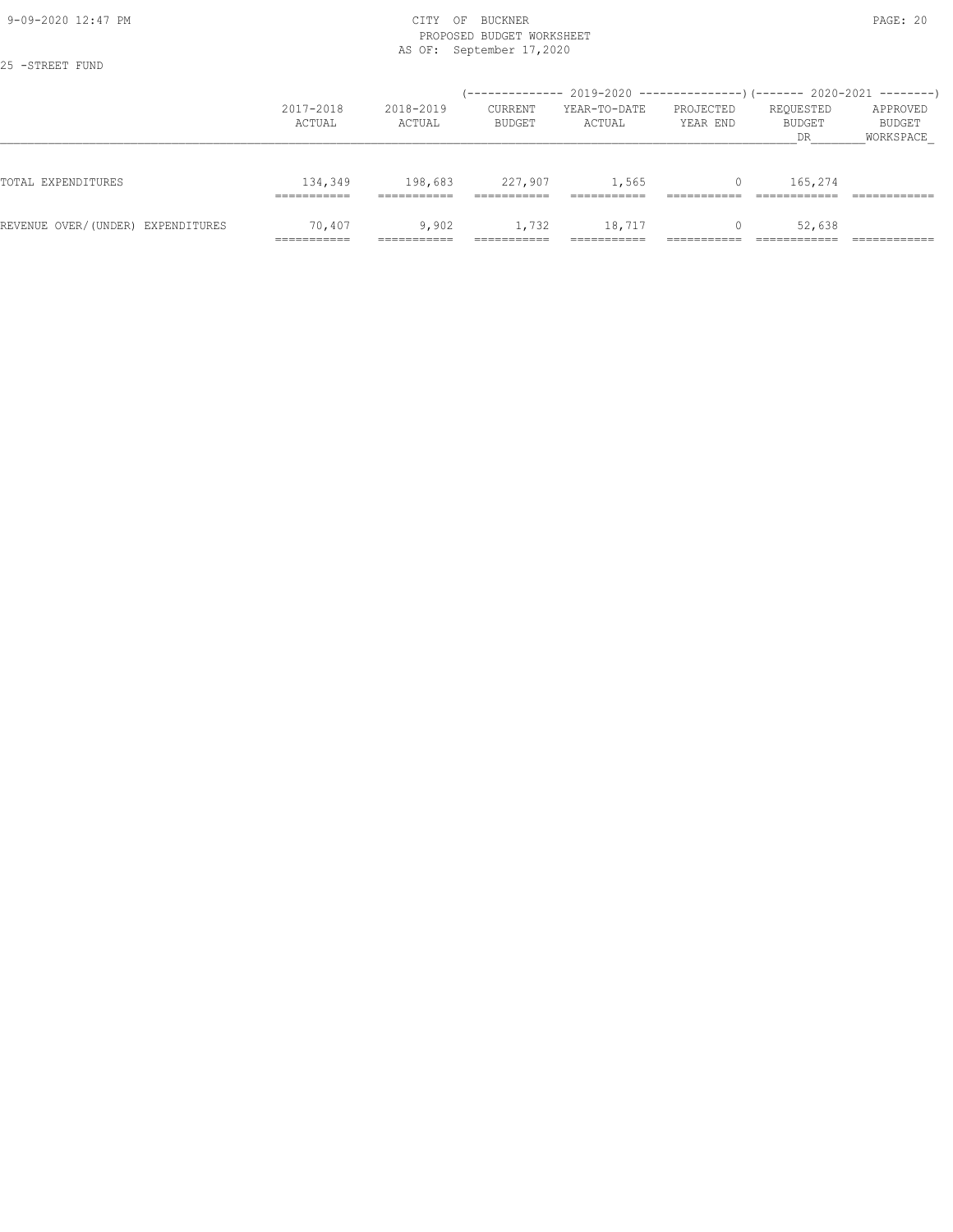25 -STREET FUND

| | 2017-2018 ACTUAL | 2018-2019 ACTUAL | 2019-2020 CURRENT BUDGET | 2019-2020 YEAR-TO-DATE ACTUAL | 2019-2020 PROJECTED YEAR END | 2020-2021 REQUESTED BUDGET DR | 2020-2021 APPROVED BUDGET WORKSPACE |
|---|---|---|---|---|---|---|---|
| TOTAL EXPENDITURES | 134,349 | 198,683 | 227,907 | 1,565 | 0 | 165,274 | |
| REVENUE OVER/(UNDER) EXPENDITURES | 70,407 | 9,902 | 1,732 | 18,717 | 0 | 52,638 | |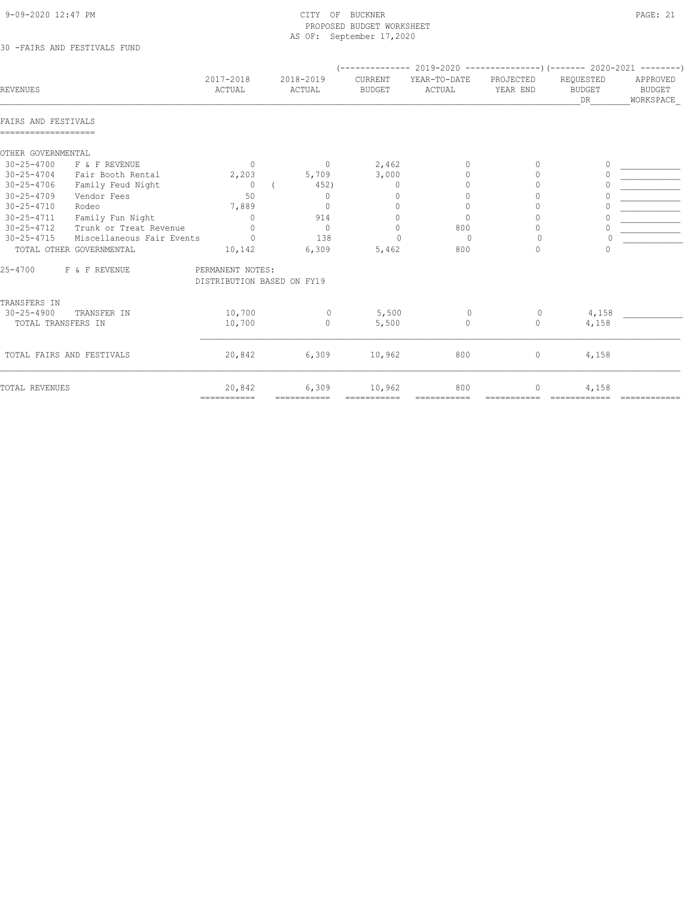CITY OF BUCKNER
PROPOSED BUDGET WORKSHEET
AS OF: September 17,2020

30 -FAIRS AND FESTIVALS FUND

| REVENUES | | 2017-2018 ACTUAL | 2018-2019 ACTUAL | 2019-2020 CURRENT BUDGET | 2019-2020 YEAR-TO-DATE ACTUAL | 2019-2020 PROJECTED YEAR END | 2020-2021 REQUESTED BUDGET DR | 2020-2021 APPROVED BUDGET WORKSPACE |
|---|---|---|---|---|---|---|---|---|
| **FAIRS AND FESTIVALS** | | | | | | | | |
| OTHER GOVERNMENTAL | | | | | | | | |
| 30-25-4700 | F & F REVENUE | 0 | 0 | 2,462 | 0 | 0 | 0 | ____________ |
| 30-25-4704 | Fair Booth Rental | 2,203 | 5,709 | 3,000 | 0 | 0 | 0 | ____________ |
| 30-25-4706 | Family Feud Night | 0 | ( 452) | 0 | 0 | 0 | 0 | ____________ |
| 30-25-4709 | Vendor Fees | 50 | 0 | 0 | 0 | 0 | 0 | ____________ |
| 30-25-4710 | Rodeo | 7,889 | 0 | 0 | 0 | 0 | 0 | ____________ |
| 30-25-4711 | Family Fun Night | 0 | 914 | 0 | 0 | 0 | 0 | ____________ |
| 30-25-4712 | Trunk or Treat Revenue | 0 | 0 | 0 | 800 | 0 | 0 | ____________ |
| 30-25-4715 | Miscellaneous Fair Events | 0 | 138 | 0 | 0 | 0 | 0 | ____________ |
| TOTAL OTHER GOVERNMENTAL | | 10,142 | 6,309 | 5,462 | 800 | 0 | 0 | |
| 25-4700 | F & F REVENUE | PERMANENT NOTES: DISTRIBUTION BASED ON FY19 | | | | | | |
| TRANSFERS IN | | | | | | | | |
| 30-25-4900 | TRANSFER IN | 10,700 | 0 | 5,500 | 0 | 0 | 4,158 | ____________ |
| TOTAL TRANSFERS IN | | 10,700 | 0 | 5,500 | 0 | 0 | 4,158 | |
| TOTAL FAIRS AND FESTIVALS | | 20,842 | 6,309 | 10,962 | 800 | 0 | 4,158 | |
| TOTAL REVENUES | | 20,842 | 6,309 | 10,962 | 800 | 0 | 4,158 | |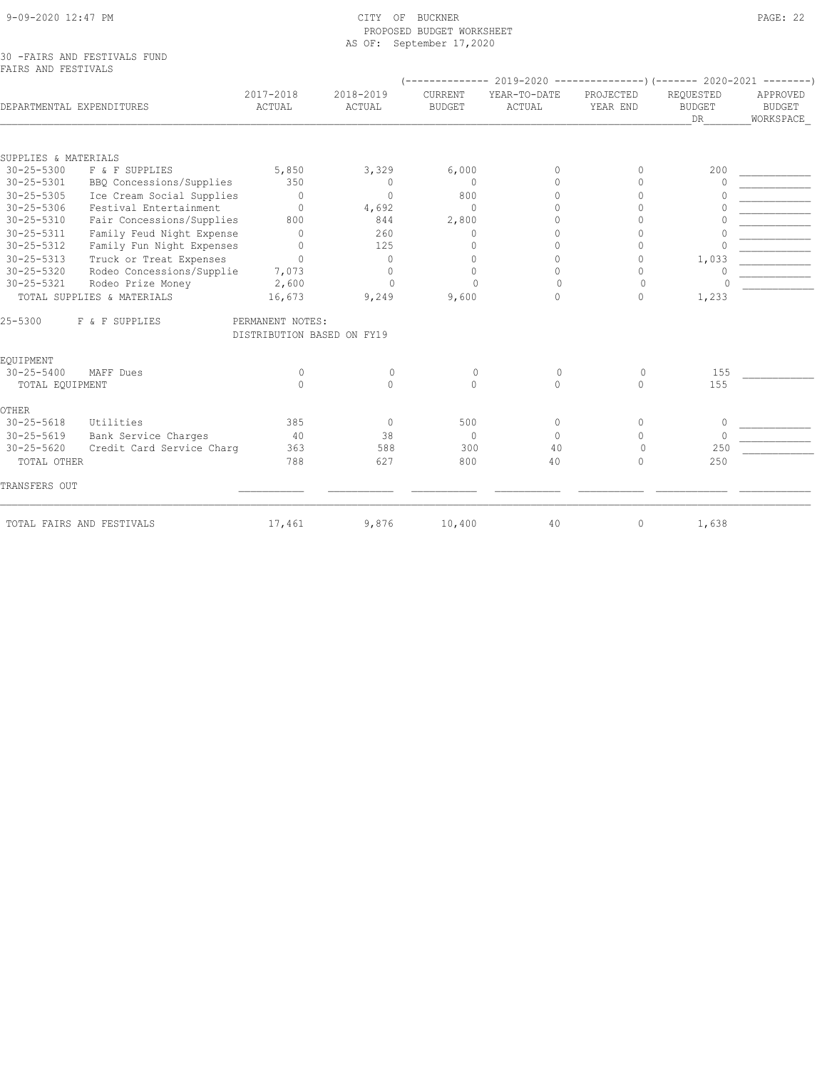30 -FAIRS AND FESTIVALS FUND
FAIRS AND FESTIVALS

| DEPARTMENTAL EXPENDITURES | 2017-2018 ACTUAL | 2018-2019 ACTUAL | 2019-2020 CURRENT BUDGET | 2019-2020 YEAR-TO-DATE ACTUAL | 2019-2020 PROJECTED YEAR END | 2020-2021 REQUESTED BUDGET DR | 2020-2021 APPROVED BUDGET WORKSPACE |
|---|---|---|---|---|---|---|---|
| **SUPPLIES & MATERIALS** | | | | | | | |
| 30-25-5300 F & F SUPPLIES | 5,850 | 3,329 | 6,000 | 0 | 0 | 200 | |
| 30-25-5301 BBQ Concessions/Supplies | 350 | 0 | 0 | 0 | 0 | 0 | |
| 30-25-5305 Ice Cream Social Supplies | 0 | 0 | 800 | 0 | 0 | 0 | |
| 30-25-5306 Festival Entertainment | 0 | 4,692 | 0 | 0 | 0 | 0 | |
| 30-25-5310 Fair Concessions/Supplies | 800 | 844 | 2,800 | 0 | 0 | 0 | |
| 30-25-5311 Family Feud Night Expense | 0 | 260 | 0 | 0 | 0 | 0 | |
| 30-25-5312 Family Fun Night Expenses | 0 | 125 | 0 | 0 | 0 | 0 | |
| 30-25-5313 Truck or Treat Expenses | 0 | 0 | 0 | 0 | 0 | 1,033 | |
| 30-25-5320 Rodeo Concessions/Supplie | 7,073 | 0 | 0 | 0 | 0 | 0 | |
| 30-25-5321 Rodeo Prize Money | 2,600 | 0 | 0 | 0 | 0 | 0 | |
| TOTAL SUPPLIES & MATERIALS | 16,673 | 9,249 | 9,600 | 0 | 0 | 1,233 | |
| 25-5300 F & F SUPPLIES | PERMANENT NOTES: DISTRIBUTION BASED ON FY19 | | | | | | |
| **EQUIPMENT** | | | | | | | |
| 30-25-5400 MAFF Dues | 0 | 0 | 0 | 0 | 0 | 155 | |
| TOTAL EQUIPMENT | 0 | 0 | 0 | 0 | 0 | 155 | |
| **OTHER** | | | | | | | |
| 30-25-5618 Utilities | 385 | 0 | 500 | 0 | 0 | 0 | |
| 30-25-5619 Bank Service Charges | 40 | 38 | 0 | 0 | 0 | 0 | |
| 30-25-5620 Credit Card Service Charg | 363 | 588 | 300 | 40 | 0 | 250 | |
| TOTAL OTHER | 788 | 627 | 800 | 40 | 0 | 250 | |
| **TRANSFERS OUT** | | | | | | | |
| TOTAL FAIRS AND FESTIVALS | 17,461 | 9,876 | 10,400 | 40 | 0 | 1,638 | |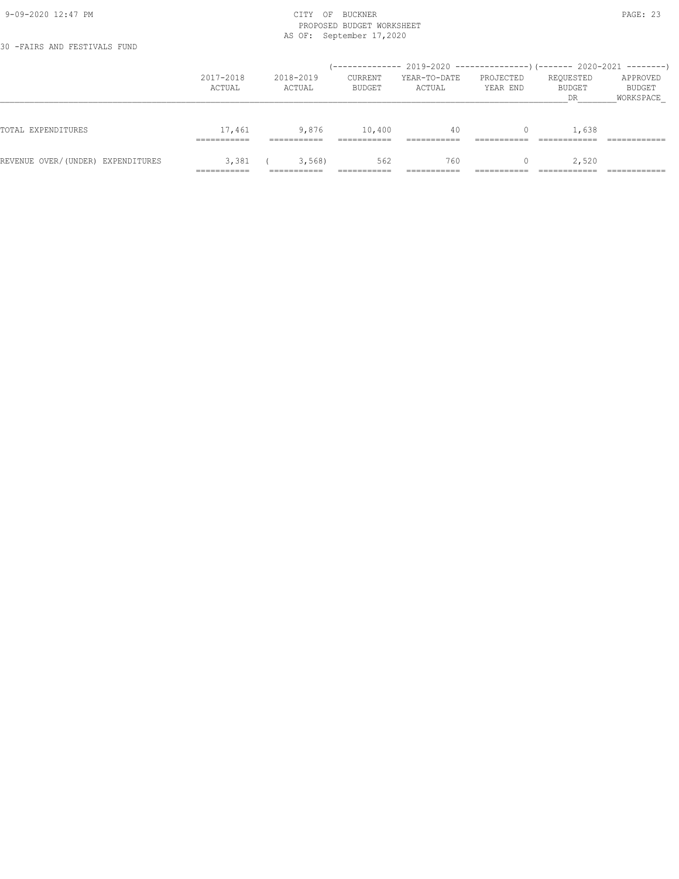30 -FAIRS AND FESTIVALS FUND

PROPOSED BUDGET WORKSHEET

AS OF: September 17,2020

| | 2017-2018 ACTUAL | 2018-2019 ACTUAL | 2019-2020 CURRENT BUDGET | 2019-2020 YEAR-TO-DATE ACTUAL | 2019-2020 PROJECTED YEAR END | 2020-2021 REQUESTED BUDGET DR | 2020-2021 APPROVED BUDGET WORKSPACE |
|---|---|---|---|---|---|---|---|
| TOTAL EXPENDITURES | 17,461 | 9,876 | 10,400 | 40 | 0 | 1,638 | |
| REVENUE OVER/(UNDER) EXPENDITURES | 3,381 | ( 3,568) | 562 | 760 | 0 | 2,520 | |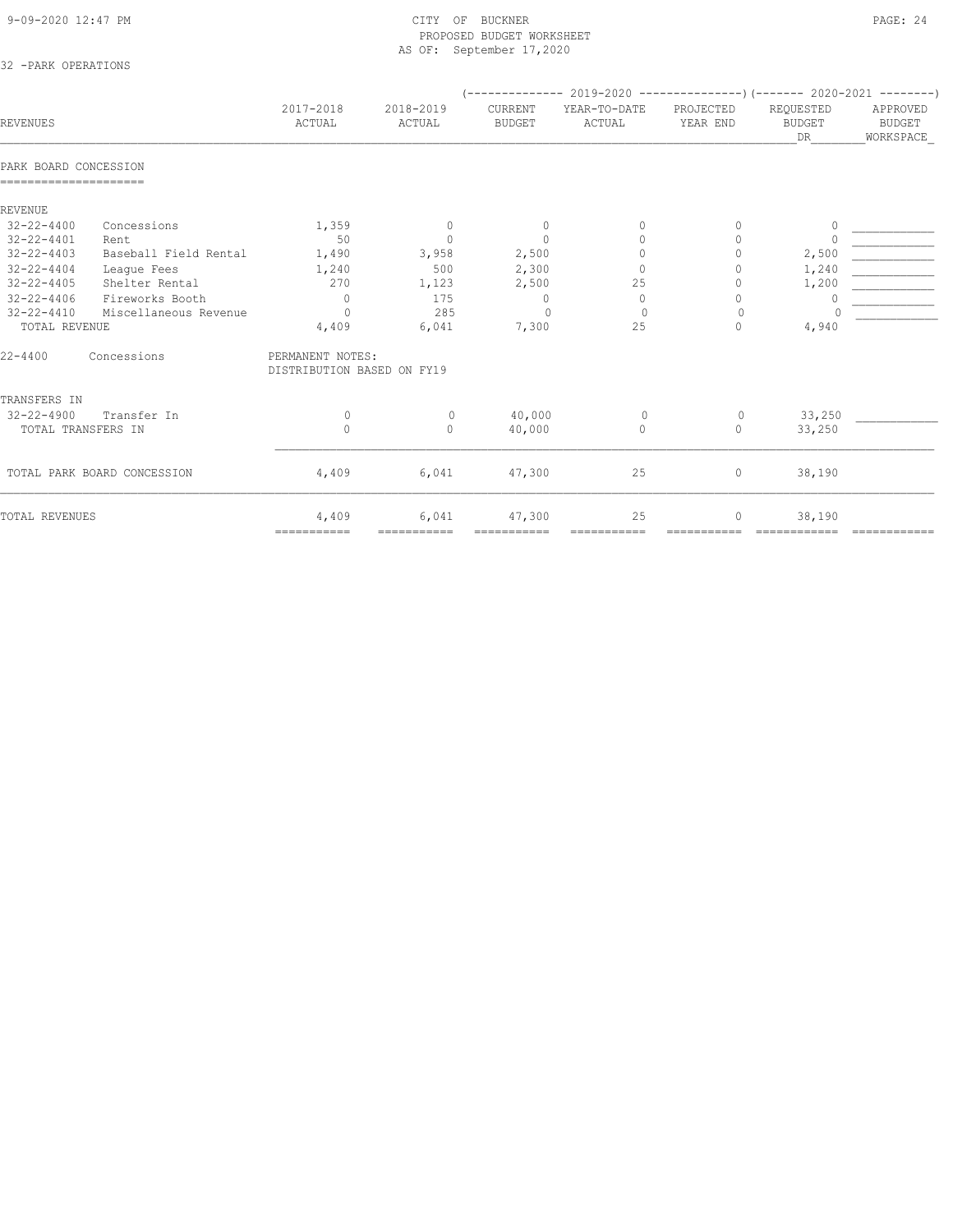CITY OF BUCKNER
PROPOSED BUDGET WORKSHEET
AS OF: September 17,2020

32 -PARK OPERATIONS

| REVENUES | | 2017-2018 ACTUAL | 2018-2019 ACTUAL | 2019-2020 CURRENT BUDGET | 2019-2020 YEAR-TO-DATE ACTUAL | 2019-2020 PROJECTED YEAR END | 2020-2021 REQUESTED BUDGET DR | 2020-2021 APPROVED BUDGET WORKSPACE |
|---|---|---|---|---|---|---|---|---|
| **PARK BOARD CONCESSION** | | | | | | | | |
| REVENUE | | | | | | | | |
| 32-22-4400 | Concessions | 1,359 | 0 | 0 | 0 | 0 | 0 | ____________ |
| 32-22-4401 | Rent | 50 | 0 | 0 | 0 | 0 | 0 | ____________ |
| 32-22-4403 | Baseball Field Rental | 1,490 | 3,958 | 2,500 | 0 | 0 | 2,500 | ____________ |
| 32-22-4404 | League Fees | 1,240 | 500 | 2,300 | 0 | 0 | 1,240 | ____________ |
| 32-22-4405 | Shelter Rental | 270 | 1,123 | 2,500 | 25 | 0 | 1,200 | ____________ |
| 32-22-4406 | Fireworks Booth | 0 | 175 | 0 | 0 | 0 | 0 | ____________ |
| 32-22-4410 | Miscellaneous Revenue | 0 | 285 | 0 | 0 | 0 | 0 | ____________ |
| TOTAL REVENUE | | 4,409 | 6,041 | 7,300 | 25 | 0 | 4,940 | |
| 22-4400 | Concessions | PERMANENT NOTES: DISTRIBUTION BASED ON FY19 | | | | | | |
| TRANSFERS IN | | | | | | | | |
| 32-22-4900 | Transfer In | 0 | 0 | 40,000 | 0 | 0 | 33,250 | ____________ |
| TOTAL TRANSFERS IN | | 0 | 0 | 40,000 | 0 | 0 | 33,250 | |
| TOTAL PARK BOARD CONCESSION | | 4,409 | 6,041 | 47,300 | 25 | 0 | 38,190 | |
| TOTAL REVENUES | | 4,409 | 6,041 | 47,300 | 25 | 0 | 38,190 | |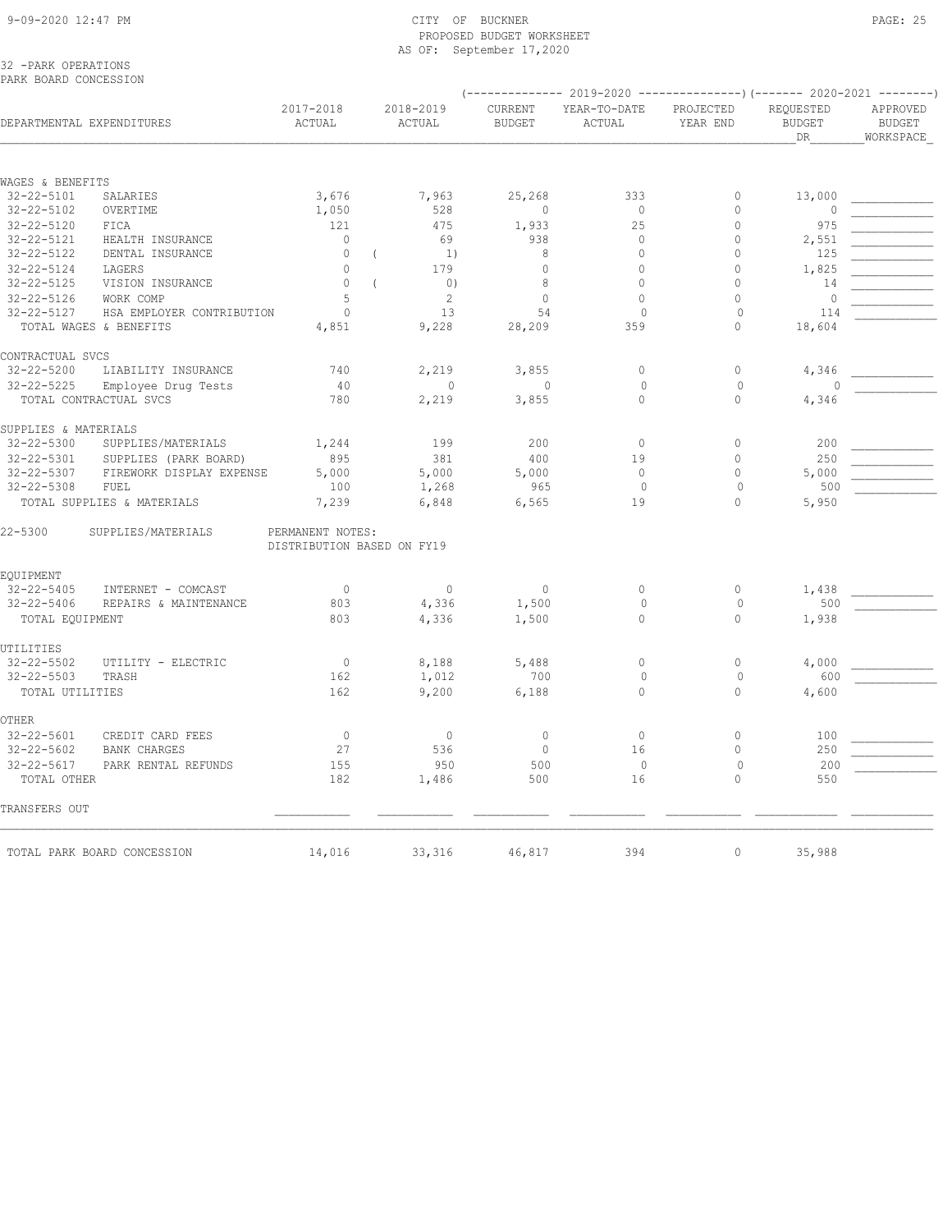CITY OF BUCKNER
PROPOSED BUDGET WORKSHEET
AS OF: September 17,2020

32 -PARK OPERATIONS
PARK BOARD CONCESSION

| DEPARTMENTAL EXPENDITURES | 2017-2018 ACTUAL | 2018-2019 ACTUAL | 2019-2020 CURRENT BUDGET | 2019-2020 YEAR-TO-DATE ACTUAL | 2019-2020 PROJECTED YEAR END | 2020-2021 REQUESTED BUDGET DR | 2020-2021 APPROVED BUDGET WORKSPACE |
|---|---|---|---|---|---|---|---|
| **WAGES & BENEFITS** | | | | | | | |
| 32-22-5101 SALARIES | 3,676 | 7,963 | 25,268 | 333 | 0 | 13,000 | |
| 32-22-5102 OVERTIME | 1,050 | 528 | 0 | 0 | 0 | 0 | |
| 32-22-5120 FICA | 121 | 475 | 1,933 | 25 | 0 | 975 | |
| 32-22-5121 HEALTH INSURANCE | 0 | 69 | 938 | 0 | 0 | 2,551 | |
| 32-22-5122 DENTAL INSURANCE | 0 | ( 1) | 8 | 0 | 0 | 125 | |
| 32-22-5124 LAGERS | 0 | 179 | 0 | 0 | 0 | 1,825 | |
| 32-22-5125 VISION INSURANCE | 0 | ( 0) | 8 | 0 | 0 | 14 | |
| 32-22-5126 WORK COMP | 5 | 2 | 0 | 0 | 0 | 0 | |
| 32-22-5127 HSA EMPLOYER CONTRIBUTION | 0 | 13 | 54 | 0 | 0 | 114 | |
| TOTAL WAGES & BENEFITS | 4,851 | 9,228 | 28,209 | 359 | 0 | 18,604 | |
| **CONTRACTUAL SVCS** | | | | | | | |
| 32-22-5200 LIABILITY INSURANCE | 740 | 2,219 | 3,855 | 0 | 0 | 4,346 | |
| 32-22-5225 Employee Drug Tests | 40 | 0 | 0 | 0 | 0 | 0 | |
| TOTAL CONTRACTUAL SVCS | 780 | 2,219 | 3,855 | 0 | 0 | 4,346 | |
| **SUPPLIES & MATERIALS** | | | | | | | |
| 32-22-5300 SUPPLIES/MATERIALS | 1,244 | 199 | 200 | 0 | 0 | 200 | |
| 32-22-5301 SUPPLIES (PARK BOARD) | 895 | 381 | 400 | 19 | 0 | 250 | |
| 32-22-5307 FIREWORK DISPLAY EXPENSE | 5,000 | 5,000 | 5,000 | 0 | 0 | 5,000 | |
| 32-22-5308 FUEL | 100 | 1,268 | 965 | 0 | 0 | 500 | |
| TOTAL SUPPLIES & MATERIALS | 7,239 | 6,848 | 6,565 | 19 | 0 | 5,950 | |

22-5300 SUPPLIES/MATERIALS — PERMANENT NOTES:
DISTRIBUTION BASED ON FY19

| DEPARTMENTAL EXPENDITURES | 2017-2018 ACTUAL | 2018-2019 ACTUAL | 2019-2020 CURRENT BUDGET | 2019-2020 YEAR-TO-DATE ACTUAL | 2019-2020 PROJECTED YEAR END | 2020-2021 REQUESTED BUDGET DR | 2020-2021 APPROVED BUDGET WORKSPACE |
|---|---|---|---|---|---|---|---|
| **EQUIPMENT** | | | | | | | |
| 32-22-5405 INTERNET - COMCAST | 0 | 0 | 0 | 0 | 0 | 1,438 | |
| 32-22-5406 REPAIRS & MAINTENANCE | 803 | 4,336 | 1,500 | 0 | 0 | 500 | |
| TOTAL EQUIPMENT | 803 | 4,336 | 1,500 | 0 | 0 | 1,938 | |
| **UTILITIES** | | | | | | | |
| 32-22-5502 UTILITY - ELECTRIC | 0 | 8,188 | 5,488 | 0 | 0 | 4,000 | |
| 32-22-5503 TRASH | 162 | 1,012 | 700 | 0 | 0 | 600 | |
| TOTAL UTILITIES | 162 | 9,200 | 6,188 | 0 | 0 | 4,600 | |
| **OTHER** | | | | | | | |
| 32-22-5601 CREDIT CARD FEES | 0 | 0 | 0 | 0 | 0 | 100 | |
| 32-22-5602 BANK CHARGES | 27 | 536 | 0 | 16 | 0 | 250 | |
| 32-22-5617 PARK RENTAL REFUNDS | 155 | 950 | 500 | 0 | 0 | 200 | |
| TOTAL OTHER | 182 | 1,486 | 500 | 16 | 0 | 550 | |
| **TRANSFERS OUT** | | | | | | | |
| TOTAL PARK BOARD CONCESSION | 14,016 | 33,316 | 46,817 | 394 | 0 | 35,988 | |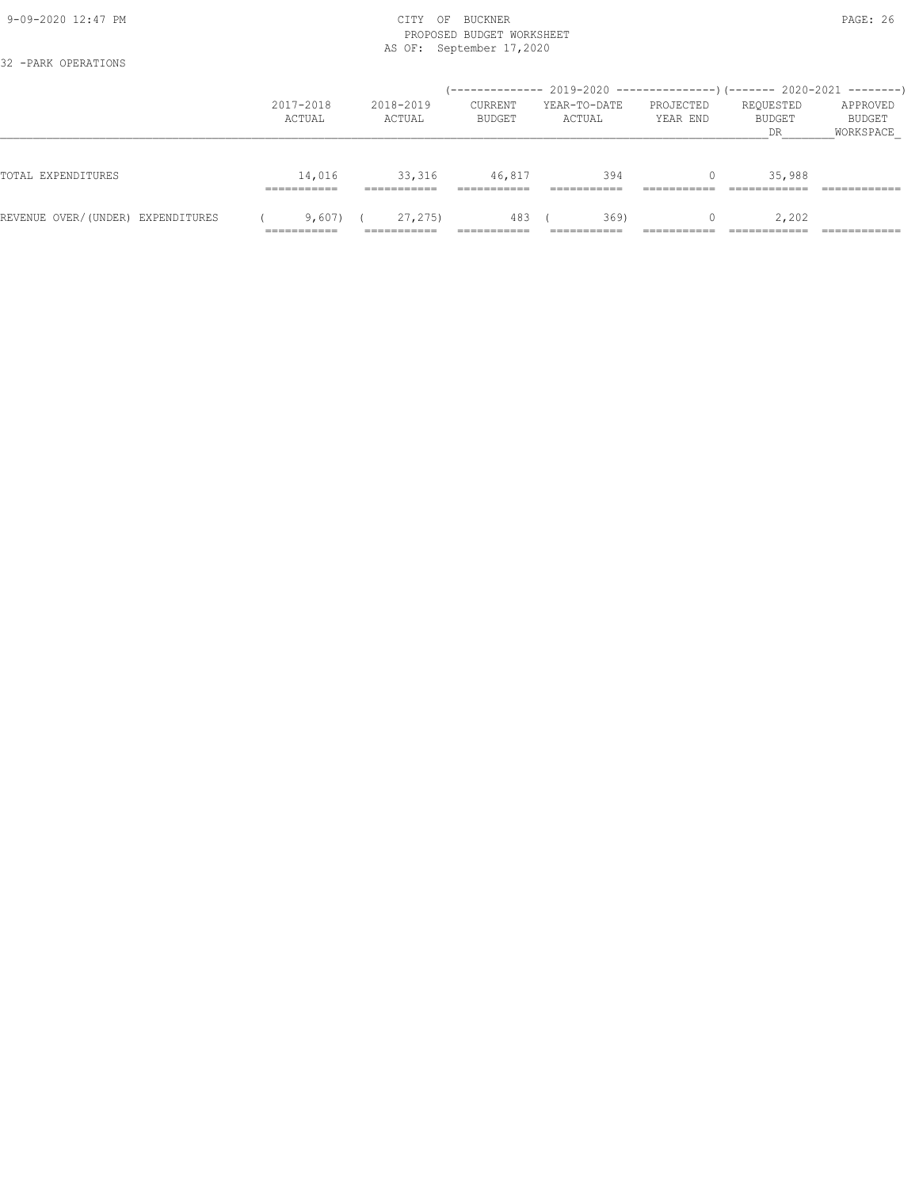32 -PARK OPERATIONS

| | 2017-2018 ACTUAL | 2018-2019 ACTUAL | 2019-2020 CURRENT BUDGET | 2019-2020 YEAR-TO-DATE ACTUAL | 2019-2020 PROJECTED YEAR END | 2020-2021 REQUESTED BUDGET DR | 2020-2021 APPROVED BUDGET WORKSPACE |
|---|---|---|---|---|---|---|---|
| TOTAL EXPENDITURES | 14,016 | 33,316 | 46,817 | 394 | 0 | 35,988 | |
| REVENUE OVER/(UNDER) EXPENDITURES | ( 9,607) | ( 27,275) | 483 | ( 369) | 0 | 2,202 | |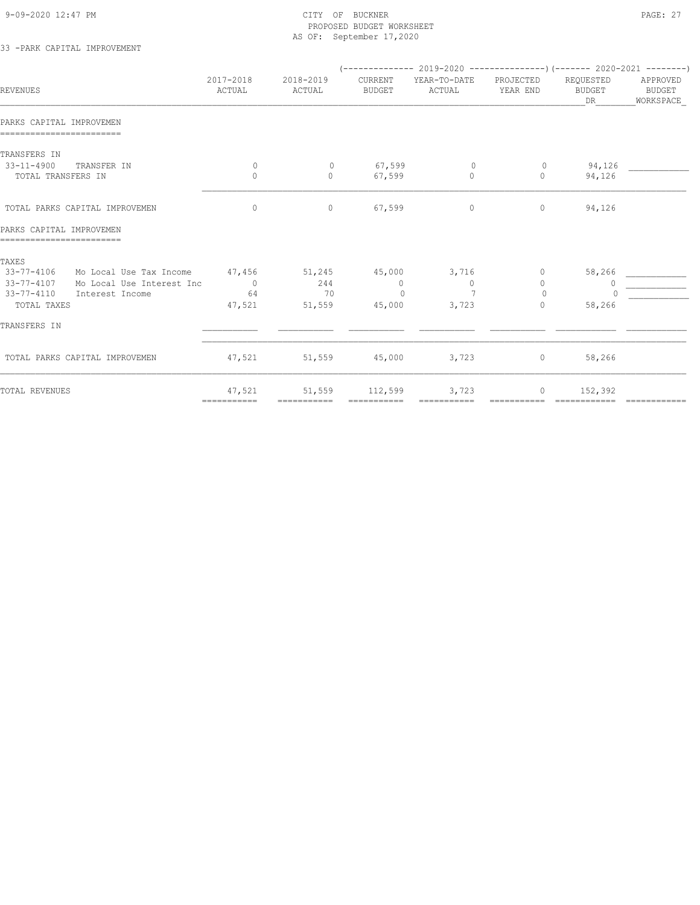CITY OF BUCKNER
PROPOSED BUDGET WORKSHEET
AS OF: September 17,2020

33 -PARK CAPITAL IMPROVEMENT

| REVENUES | 2017-2018 ACTUAL | 2018-2019 ACTUAL | 2019-2020 CURRENT BUDGET | 2019-2020 YEAR-TO-DATE ACTUAL | 2019-2020 PROJECTED YEAR END | 2020-2021 REQUESTED BUDGET DR | 2020-2021 APPROVED BUDGET WORKSPACE |
|---|---|---|---|---|---|---|---|
| **PARKS CAPITAL IMPROVEMEN** | | | | | | | |
| TRANSFERS IN | | | | | | | |
| 33-11-4900 TRANSFER IN | 0 | 0 | 67,599 | 0 | 0 | 94,126 | |
| TOTAL TRANSFERS IN | 0 | 0 | 67,599 | 0 | 0 | 94,126 | |
| TOTAL PARKS CAPITAL IMPROVEMEN | 0 | 0 | 67,599 | 0 | 0 | 94,126 | |
| **PARKS CAPITAL IMPROVEMEN** | | | | | | | |
| TAXES | | | | | | | |
| 33-77-4106 Mo Local Use Tax Income | 47,456 | 51,245 | 45,000 | 3,716 | 0 | 58,266 | |
| 33-77-4107 Mo Local Use Interest Inc | 0 | 244 | 0 | 0 | 0 | 0 | |
| 33-77-4110 Interest Income | 64 | 70 | 0 | 7 | 0 | 0 | |
| TOTAL TAXES | 47,521 | 51,559 | 45,000 | 3,723 | 0 | 58,266 | |
| TRANSFERS IN | | | | | | | |
| TOTAL PARKS CAPITAL IMPROVEMEN | 47,521 | 51,559 | 45,000 | 3,723 | 0 | 58,266 | |
| TOTAL REVENUES | 47,521 | 51,559 | 112,599 | 3,723 | 0 | 152,392 | |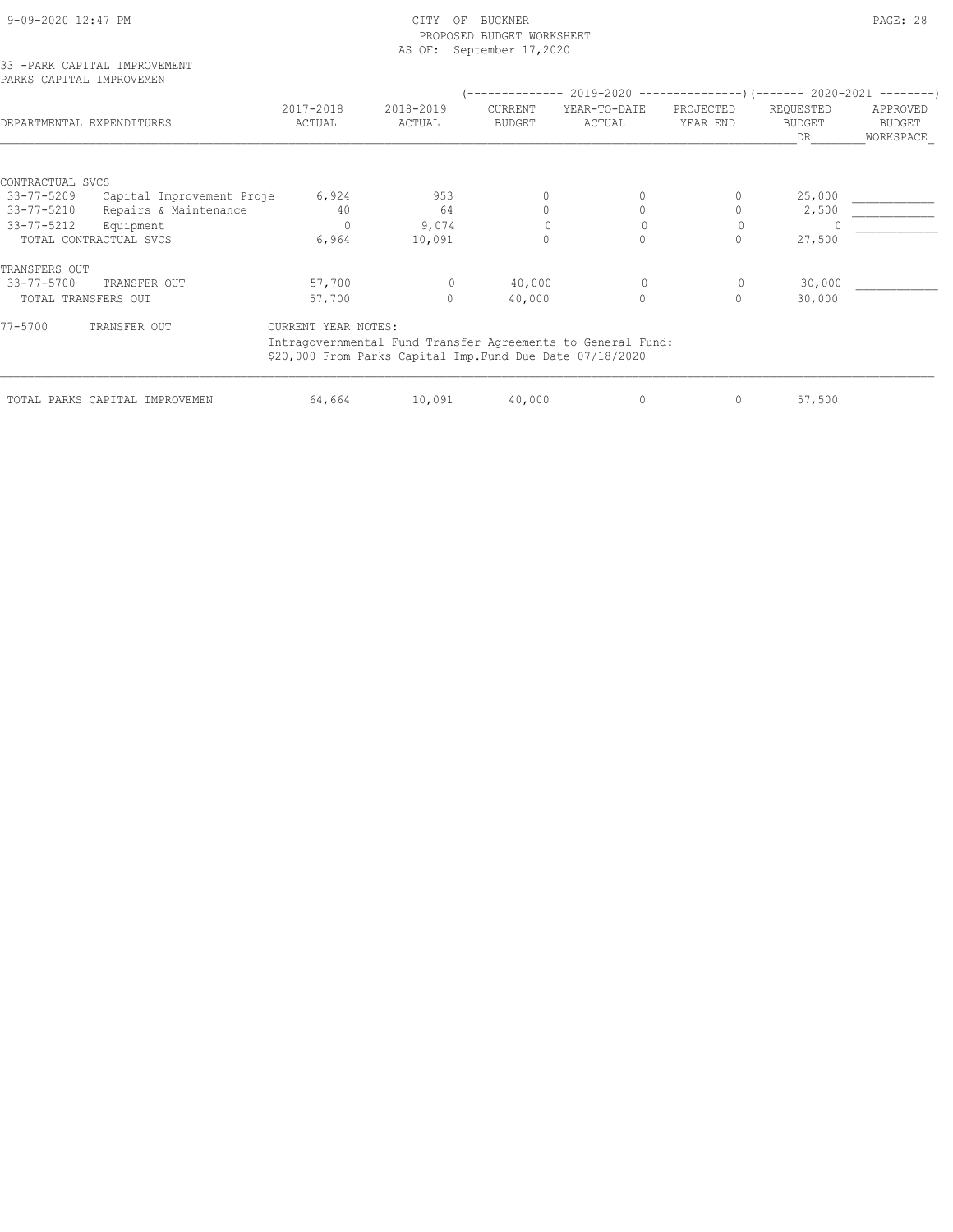CITY OF BUCKNER
PROPOSED BUDGET WORKSHEET
AS OF: September 17,2020

33 -PARK CAPITAL IMPROVEMENT
PARKS CAPITAL IMPROVEMEN

| DEPARTMENTAL EXPENDITURES | | 2017-2018 ACTUAL | 2018-2019 ACTUAL | 2019-2020 CURRENT BUDGET | 2019-2020 YEAR-TO-DATE ACTUAL | 2019-2020 PROJECTED YEAR END | 2020-2021 REQUESTED BUDGET DR | 2020-2021 APPROVED BUDGET WORKSPACE |
|---|---|---|---|---|---|---|---|---|
| CONTRACTUAL SVCS | | | | | | | | |
| 33-77-5209 | Capital Improvement Proje | 6,924 | 953 | 0 | 0 | 0 | 25,000 | ___________ |
| 33-77-5210 | Repairs & Maintenance | 40 | 64 | 0 | 0 | 0 | 2,500 | ___________ |
| 33-77-5212 | Equipment | 0 | 9,074 | 0 | 0 | 0 | 0 | ___________ |
| TOTAL CONTRACTUAL SVCS | | 6,964 | 10,091 | 0 | 0 | 0 | 27,500 | |
| TRANSFERS OUT | | | | | | | | |
| 33-77-5700 | TRANSFER OUT | 57,700 | 0 | 40,000 | 0 | 0 | 30,000 | ___________ |
| TOTAL TRANSFERS OUT | | 57,700 | 0 | 40,000 | 0 | 0 | 30,000 | |

77-5700 TRANSFER OUT — CURRENT YEAR NOTES:
Intragovernmental Fund Transfer Agreements to General Fund:
$20,000 From Parks Capital Imp.Fund Due Date 07/18/2020

| | 2017-2018 ACTUAL | 2018-2019 ACTUAL | CURRENT BUDGET | YEAR-TO-DATE ACTUAL | PROJECTED YEAR END | REQUESTED BUDGET | APPROVED BUDGET |
|---|---|---|---|---|---|---|---|
| TOTAL PARKS CAPITAL IMPROVEMEN | 64,664 | 10,091 | 40,000 | 0 | 0 | 57,500 | |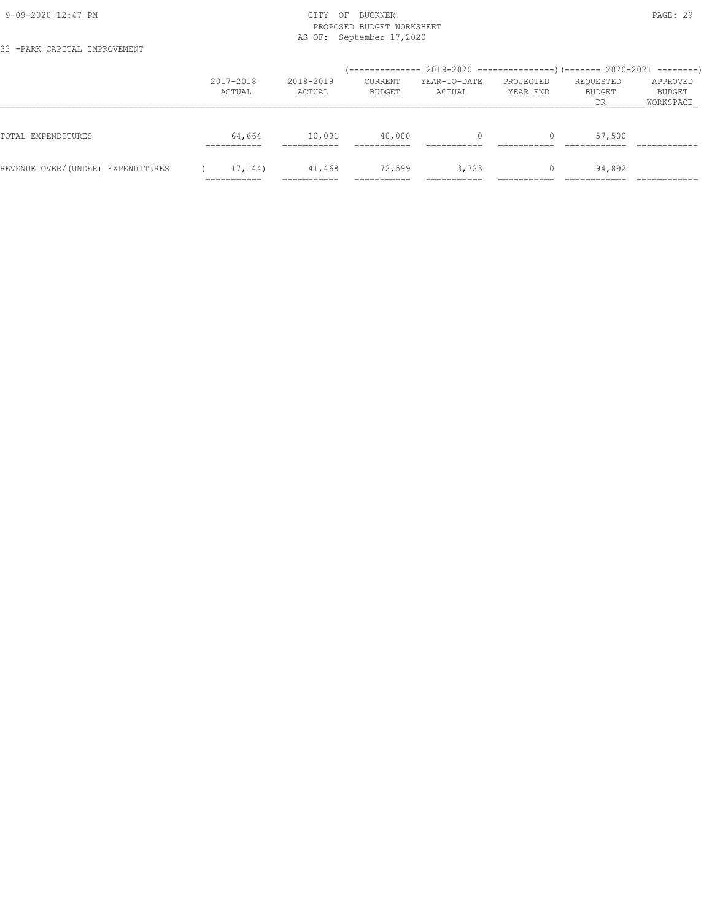33 -PARK CAPITAL IMPROVEMENT

| | 2017-2018 ACTUAL | 2018-2019 ACTUAL | 2019-2020 CURRENT BUDGET | 2019-2020 YEAR-TO-DATE ACTUAL | 2019-2020 PROJECTED YEAR END | 2020-2021 REQUESTED BUDGET DR | 2020-2021 APPROVED BUDGET WORKSPACE |
|---|---|---|---|---|---|---|---|
| TOTAL EXPENDITURES | 64,664 | 10,091 | 40,000 | 0 | 0 | 57,500 | |
| REVENUE OVER/(UNDER) EXPENDITURES | ( 17,144) | 41,468 | 72,599 | 3,723 | 0 | 94,892 | |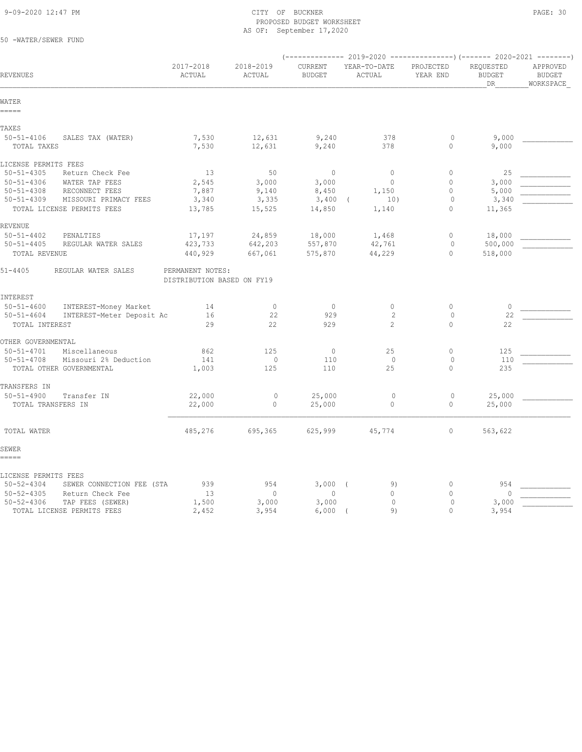CITY OF BUCKNER
PROPOSED BUDGET WORKSHEET
AS OF: September 17,2020

50 -WATER/SEWER FUND

| REVENUES | 2017-2018 ACTUAL | 2018-2019 ACTUAL | 2019-2020 CURRENT BUDGET | 2019-2020 YEAR-TO-DATE ACTUAL | 2019-2020 PROJECTED YEAR END | 2020-2021 REQUESTED BUDGET DR | 2020-2021 APPROVED BUDGET WORKSPACE |
|---|---|---|---|---|---|---|---|
| **WATER** | | | | | | | |
| **TAXES** | | | | | | | |
| 50-51-4106 SALES TAX (WATER) | 7,530 | 12,631 | 9,240 | 378 | 0 | 9,000 | |
| TOTAL TAXES | 7,530 | 12,631 | 9,240 | 378 | 0 | 9,000 | |
| **LICENSE PERMITS FEES** | | | | | | | |
| 50-51-4305 Return Check Fee | 13 | 50 | 0 | 0 | 0 | 25 | |
| 50-51-4306 WATER TAP FEES | 2,545 | 3,000 | 3,000 | 0 | 0 | 3,000 | |
| 50-51-4308 RECONNECT FEES | 7,887 | 9,140 | 8,450 | 1,150 | 0 | 5,000 | |
| 50-51-4309 MISSOURI PRIMACY FEES | 3,340 | 3,335 | 3,400 | ( 10) | 0 | 3,340 | |
| TOTAL LICENSE PERMITS FEES | 13,785 | 15,525 | 14,850 | 1,140 | 0 | 11,365 | |
| **REVENUE** | | | | | | | |
| 50-51-4402 PENALTIES | 17,197 | 24,859 | 18,000 | 1,468 | 0 | 18,000 | |
| 50-51-4405 REGULAR WATER SALES | 423,733 | 642,203 | 557,870 | 42,761 | 0 | 500,000 | |
| TOTAL REVENUE | 440,929 | 667,061 | 575,870 | 44,229 | 0 | 518,000 | |
| 51-4405 REGULAR WATER SALES | PERMANENT NOTES: DISTRIBUTION BASED ON FY19 | | | | | | |
| **INTEREST** | | | | | | | |
| 50-51-4600 INTEREST-Money Market | 14 | 0 | 0 | 0 | 0 | 0 | |
| 50-51-4604 INTEREST-Meter Deposit Ac | 16 | 22 | 929 | 2 | 0 | 22 | |
| TOTAL INTEREST | 29 | 22 | 929 | 2 | 0 | 22 | |
| **OTHER GOVERNMENTAL** | | | | | | | |
| 50-51-4701 Miscellaneous | 862 | 125 | 0 | 25 | 0 | 125 | |
| 50-51-4708 Missouri 2% Deduction | 141 | 0 | 110 | 0 | 0 | 110 | |
| TOTAL OTHER GOVERNMENTAL | 1,003 | 125 | 110 | 25 | 0 | 235 | |
| **TRANSFERS IN** | | | | | | | |
| 50-51-4900 Transfer IN | 22,000 | 0 | 25,000 | 0 | 0 | 25,000 | |
| TOTAL TRANSFERS IN | 22,000 | 0 | 25,000 | 0 | 0 | 25,000 | |
| TOTAL WATER | 485,276 | 695,365 | 625,999 | 45,774 | 0 | 563,622 | |
| **SEWER** | | | | | | | |
| **LICENSE PERMITS FEES** | | | | | | | |
| 50-52-4304 SEWER CONNECTION FEE (STA | 939 | 954 | 3,000 | ( 9) | 0 | 954 | |
| 50-52-4305 Return Check Fee | 13 | 0 | 0 | 0 | 0 | 0 | |
| 50-52-4306 TAP FEES (SEWER) | 1,500 | 3,000 | 3,000 | 0 | 0 | 3,000 | |
| TOTAL LICENSE PERMITS FEES | 2,452 | 3,954 | 6,000 | ( 9) | 0 | 3,954 | |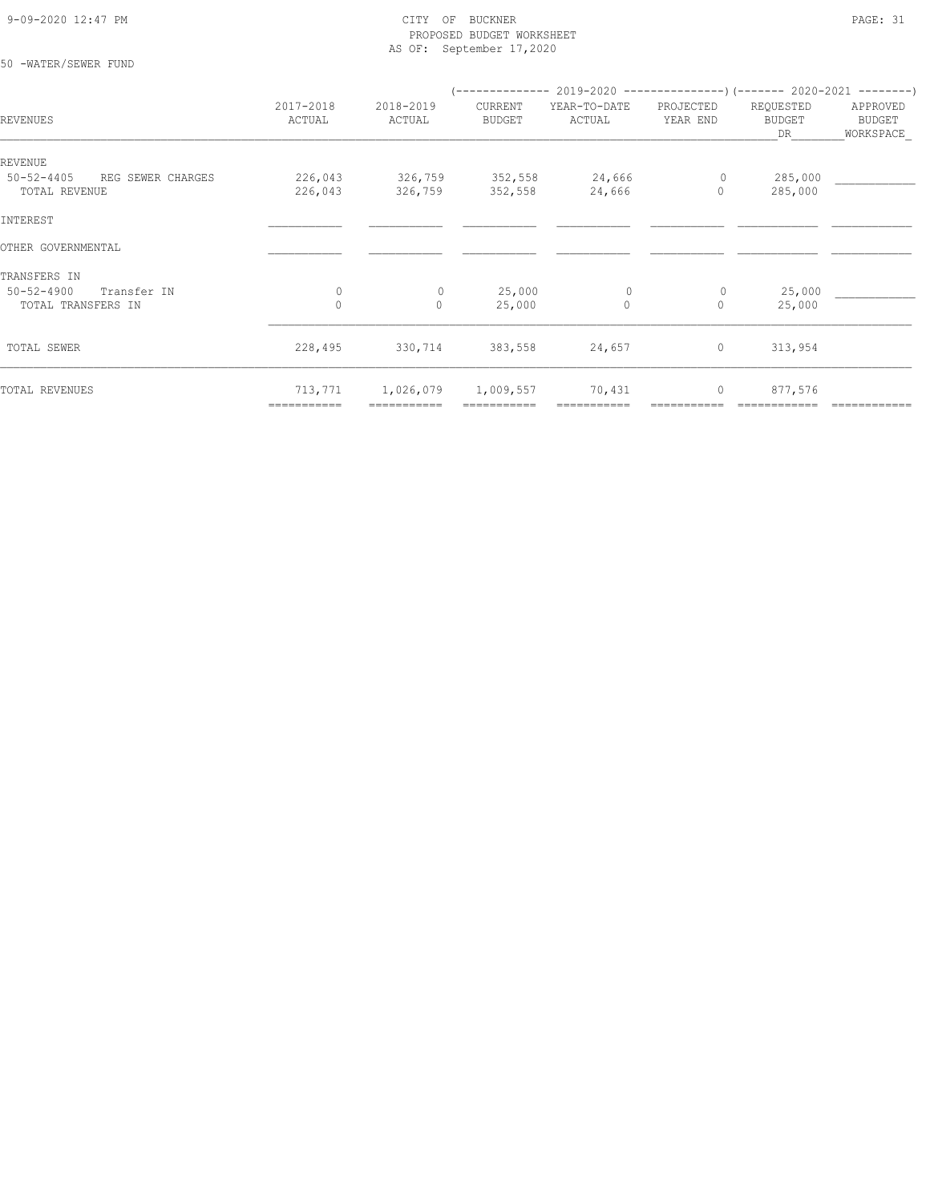CITY OF BUCKNER
PROPOSED BUDGET WORKSHEET
AS OF: September 17,2020

50 -WATER/SEWER FUND

| REVENUES | 2017-2018 ACTUAL | 2018-2019 ACTUAL | 2019-2020 CURRENT BUDGET | 2019-2020 YEAR-TO-DATE ACTUAL | 2019-2020 PROJECTED YEAR END | 2020-2021 REQUESTED BUDGET DR | 2020-2021 APPROVED BUDGET WORKSPACE |
|---|---|---|---|---|---|---|---|
| REVENUE | | | | | | | |
| 50-52-4405 REG SEWER CHARGES | 226,043 | 326,759 | 352,558 | 24,666 | 0 | 285,000 | |
| TOTAL REVENUE | 226,043 | 326,759 | 352,558 | 24,666 | 0 | 285,000 | |
| INTEREST | | | | | | | |
| OTHER GOVERNMENTAL | | | | | | | |
| TRANSFERS IN | | | | | | | |
| 50-52-4900 Transfer IN | 0 | 0 | 25,000 | 0 | 0 | 25,000 | |
| TOTAL TRANSFERS IN | 0 | 0 | 25,000 | 0 | 0 | 25,000 | |
| TOTAL SEWER | 228,495 | 330,714 | 383,558 | 24,657 | 0 | 313,954 | |
| TOTAL REVENUES | 713,771 | 1,026,079 | 1,009,557 | 70,431 | 0 | 877,576 | |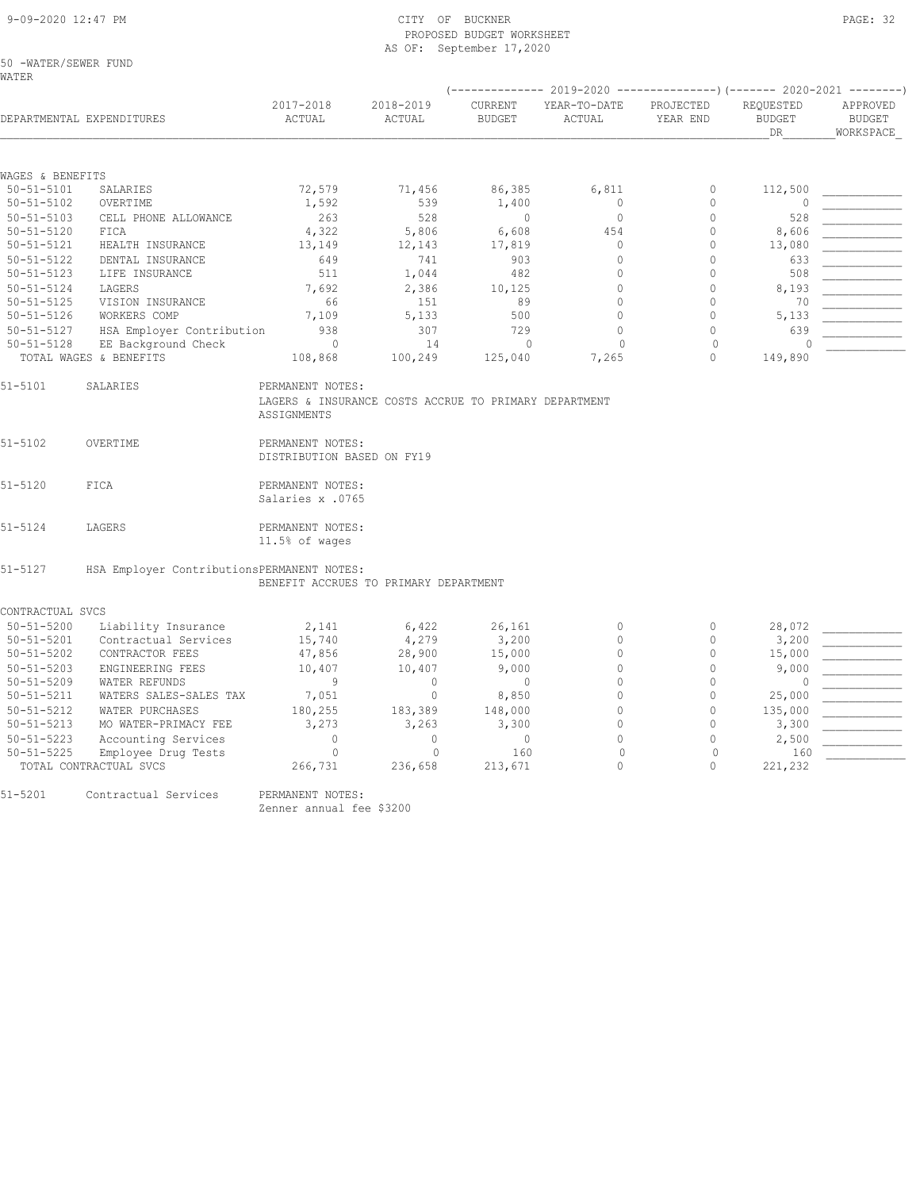# CITY OF BUCKNER

PROPOSED BUDGET WORKSHEET

AS OF: September 17,2020

50 -WATER/SEWER FUND

WATER

| DEPARTMENTAL EXPENDITURES | | 2017-2018 ACTUAL | 2018-2019 ACTUAL | 2019-2020 CURRENT BUDGET | 2019-2020 YEAR-TO-DATE ACTUAL | 2019-2020 PROJECTED YEAR END | 2020-2021 REQUESTED BUDGET DR | 2020-2021 APPROVED BUDGET WORKSPACE |
|---|---|---|---|---|---|---|---|---|
| **WAGES & BENEFITS** | | | | | | | | |
| 50-51-5101 | SALARIES | 72,579 | 71,456 | 86,385 | 6,811 | 0 | 112,500 | |
| 50-51-5102 | OVERTIME | 1,592 | 539 | 1,400 | 0 | 0 | 0 | |
| 50-51-5103 | CELL PHONE ALLOWANCE | 263 | 528 | 0 | 0 | 0 | 528 | |
| 50-51-5120 | FICA | 4,322 | 5,806 | 6,608 | 454 | 0 | 8,606 | |
| 50-51-5121 | HEALTH INSURANCE | 13,149 | 12,143 | 17,819 | 0 | 0 | 13,080 | |
| 50-51-5122 | DENTAL INSURANCE | 649 | 741 | 903 | 0 | 0 | 633 | |
| 50-51-5123 | LIFE INSURANCE | 511 | 1,044 | 482 | 0 | 0 | 508 | |
| 50-51-5124 | LAGERS | 7,692 | 2,386 | 10,125 | 0 | 0 | 8,193 | |
| 50-51-5125 | VISION INSURANCE | 66 | 151 | 89 | 0 | 0 | 70 | |
| 50-51-5126 | WORKERS COMP | 7,109 | 5,133 | 500 | 0 | 0 | 5,133 | |
| 50-51-5127 | HSA Employer Contribution | 938 | 307 | 729 | 0 | 0 | 639 | |
| 50-51-5128 | EE Background Check | 0 | 14 | 0 | 0 | 0 | 0 | |
| TOTAL WAGES & BENEFITS | | 108,868 | 100,249 | 125,040 | 7,265 | 0 | 149,890 | |

51-5101 SALARIES — PERMANENT NOTES:
LAGERS & INSURANCE COSTS ACCRUE TO PRIMARY DEPARTMENT ASSIGNMENTS

51-5102 OVERTIME — PERMANENT NOTES:
DISTRIBUTION BASED ON FY19

51-5120 FICA — PERMANENT NOTES:
Salaries x .0765

51-5124 LAGERS — PERMANENT NOTES:
11.5% of wages

51-5127 HSA Employer Contributions — PERMANENT NOTES:
BENEFIT ACCRUES TO PRIMARY DEPARTMENT

| DEPARTMENTAL EXPENDITURES | | 2017-2018 ACTUAL | 2018-2019 ACTUAL | 2019-2020 CURRENT BUDGET | 2019-2020 YEAR-TO-DATE ACTUAL | 2019-2020 PROJECTED YEAR END | 2020-2021 REQUESTED BUDGET DR | 2020-2021 APPROVED BUDGET WORKSPACE |
|---|---|---|---|---|---|---|---|---|
| **CONTRACTUAL SVCS** | | | | | | | | |
| 50-51-5200 | Liability Insurance | 2,141 | 6,422 | 26,161 | 0 | 0 | 28,072 | |
| 50-51-5201 | Contractual Services | 15,740 | 4,279 | 3,200 | 0 | 0 | 3,200 | |
| 50-51-5202 | CONTRACTOR FEES | 47,856 | 28,900 | 15,000 | 0 | 0 | 15,000 | |
| 50-51-5203 | ENGINEERING FEES | 10,407 | 10,407 | 9,000 | 0 | 0 | 9,000 | |
| 50-51-5209 | WATER REFUNDS | 9 | 0 | 0 | 0 | 0 | 0 | |
| 50-51-5211 | WATERS SALES-SALES TAX | 7,051 | 0 | 8,850 | 0 | 0 | 25,000 | |
| 50-51-5212 | WATER PURCHASES | 180,255 | 183,389 | 148,000 | 0 | 0 | 135,000 | |
| 50-51-5213 | MO WATER-PRIMACY FEE | 3,273 | 3,263 | 3,300 | 0 | 0 | 3,300 | |
| 50-51-5223 | Accounting Services | 0 | 0 | 0 | 0 | 0 | 2,500 | |
| 50-51-5225 | Employee Drug Tests | 0 | 0 | 160 | 0 | 0 | 160 | |
| TOTAL CONTRACTUAL SVCS | | 266,731 | 236,658 | 213,671 | 0 | 0 | 221,232 | |

51-5201 Contractual Services — PERMANENT NOTES:
Zenner annual fee $3200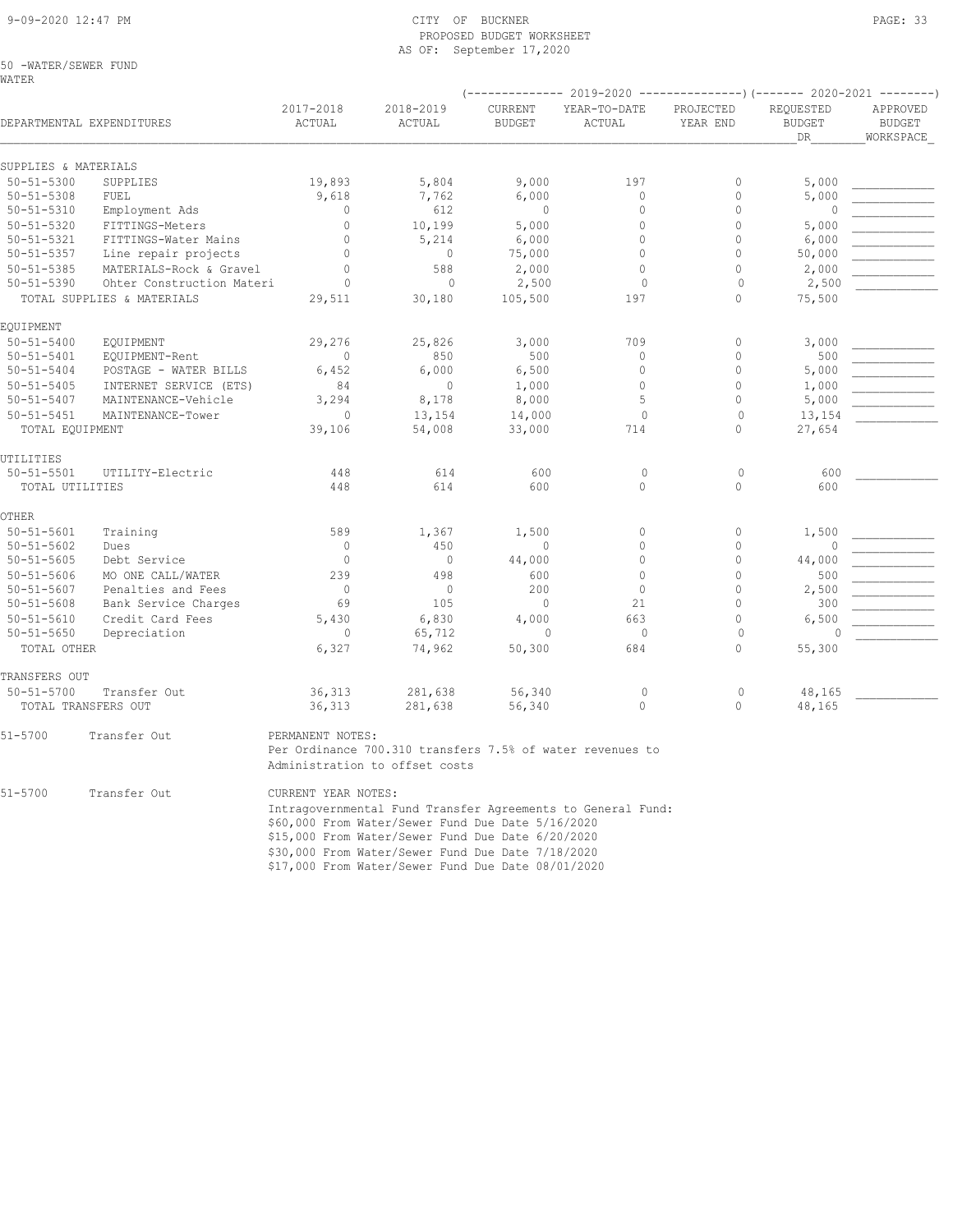CITY OF BUCKNER
PROPOSED BUDGET WORKSHEET
AS OF: September 17,2020

50 -WATER/SEWER FUND
WATER

| DEPARTMENTAL EXPENDITURES | | 2017-2018 ACTUAL | 2018-2019 ACTUAL | 2019-2020 CURRENT BUDGET | 2019-2020 YEAR-TO-DATE ACTUAL | 2019-2020 PROJECTED YEAR END | 2020-2021 REQUESTED BUDGET DR | 2020-2021 APPROVED BUDGET WORKSPACE |
|---|---|---|---|---|---|---|---|---|
| **SUPPLIES & MATERIALS** | | | | | | | | |
| 50-51-5300 | SUPPLIES | 19,893 | 5,804 | 9,000 | 197 | 0 | 5,000 | |
| 50-51-5308 | FUEL | 9,618 | 7,762 | 6,000 | 0 | 0 | 5,000 | |
| 50-51-5310 | Employment Ads | 0 | 612 | 0 | 0 | 0 | 0 | |
| 50-51-5320 | FITTINGS-Meters | 0 | 10,199 | 5,000 | 0 | 0 | 5,000 | |
| 50-51-5321 | FITTINGS-Water Mains | 0 | 5,214 | 6,000 | 0 | 0 | 6,000 | |
| 50-51-5357 | Line repair projects | 0 | 0 | 75,000 | 0 | 0 | 50,000 | |
| 50-51-5385 | MATERIALS-Rock & Gravel | 0 | 588 | 2,000 | 0 | 0 | 2,000 | |
| 50-51-5390 | Ohter Construction Materi | 0 | 0 | 2,500 | 0 | 0 | 2,500 | |
| TOTAL SUPPLIES & MATERIALS | | 29,511 | 30,180 | 105,500 | 197 | 0 | 75,500 | |
| **EQUIPMENT** | | | | | | | | |
| 50-51-5400 | EQUIPMENT | 29,276 | 25,826 | 3,000 | 709 | 0 | 3,000 | |
| 50-51-5401 | EQUIPMENT-Rent | 0 | 850 | 500 | 0 | 0 | 500 | |
| 50-51-5404 | POSTAGE - WATER BILLS | 6,452 | 6,000 | 6,500 | 0 | 0 | 5,000 | |
| 50-51-5405 | INTERNET SERVICE (ETS) | 84 | 0 | 1,000 | 0 | 0 | 1,000 | |
| 50-51-5407 | MAINTENANCE-Vehicle | 3,294 | 8,178 | 8,000 | 5 | 0 | 5,000 | |
| 50-51-5451 | MAINTENANCE-Tower | 0 | 13,154 | 14,000 | 0 | 0 | 13,154 | |
| TOTAL EQUIPMENT | | 39,106 | 54,008 | 33,000 | 714 | 0 | 27,654 | |
| **UTILITIES** | | | | | | | | |
| 50-51-5501 | UTILITY-Electric | 448 | 614 | 600 | 0 | 0 | 600 | |
| TOTAL UTILITIES | | 448 | 614 | 600 | 0 | 0 | 600 | |
| **OTHER** | | | | | | | | |
| 50-51-5601 | Training | 589 | 1,367 | 1,500 | 0 | 0 | 1,500 | |
| 50-51-5602 | Dues | 0 | 450 | 0 | 0 | 0 | 0 | |
| 50-51-5605 | Debt Service | 0 | 0 | 44,000 | 0 | 0 | 44,000 | |
| 50-51-5606 | MO ONE CALL/WATER | 239 | 498 | 600 | 0 | 0 | 500 | |
| 50-51-5607 | Penalties and Fees | 0 | 0 | 200 | 0 | 0 | 2,500 | |
| 50-51-5608 | Bank Service Charges | 69 | 105 | 0 | 21 | 0 | 300 | |
| 50-51-5610 | Credit Card Fees | 5,430 | 6,830 | 4,000 | 663 | 0 | 6,500 | |
| 50-51-5650 | Depreciation | 0 | 65,712 | 0 | 0 | 0 | 0 | |
| TOTAL OTHER | | 6,327 | 74,962 | 50,300 | 684 | 0 | 55,300 | |
| **TRANSFERS OUT** | | | | | | | | |
| 50-51-5700 | Transfer Out | 36,313 | 281,638 | 56,340 | 0 | 0 | 48,165 | |
| TOTAL TRANSFERS OUT | | 36,313 | 281,638 | 56,340 | 0 | 0 | 48,165 | |

51-5700 Transfer Out

PERMANENT NOTES:
Per Ordinance 700.310 transfers 7.5% of water revenues to Administration to offset costs

51-5700 Transfer Out

CURRENT YEAR NOTES:
Intragovernmental Fund Transfer Agreements to General Fund:
$60,000 From Water/Sewer Fund Due Date 5/16/2020
$15,000 From Water/Sewer Fund Due Date 6/20/2020
$30,000 From Water/Sewer Fund Due Date 7/18/2020
$17,000 From Water/Sewer Fund Due Date 08/01/2020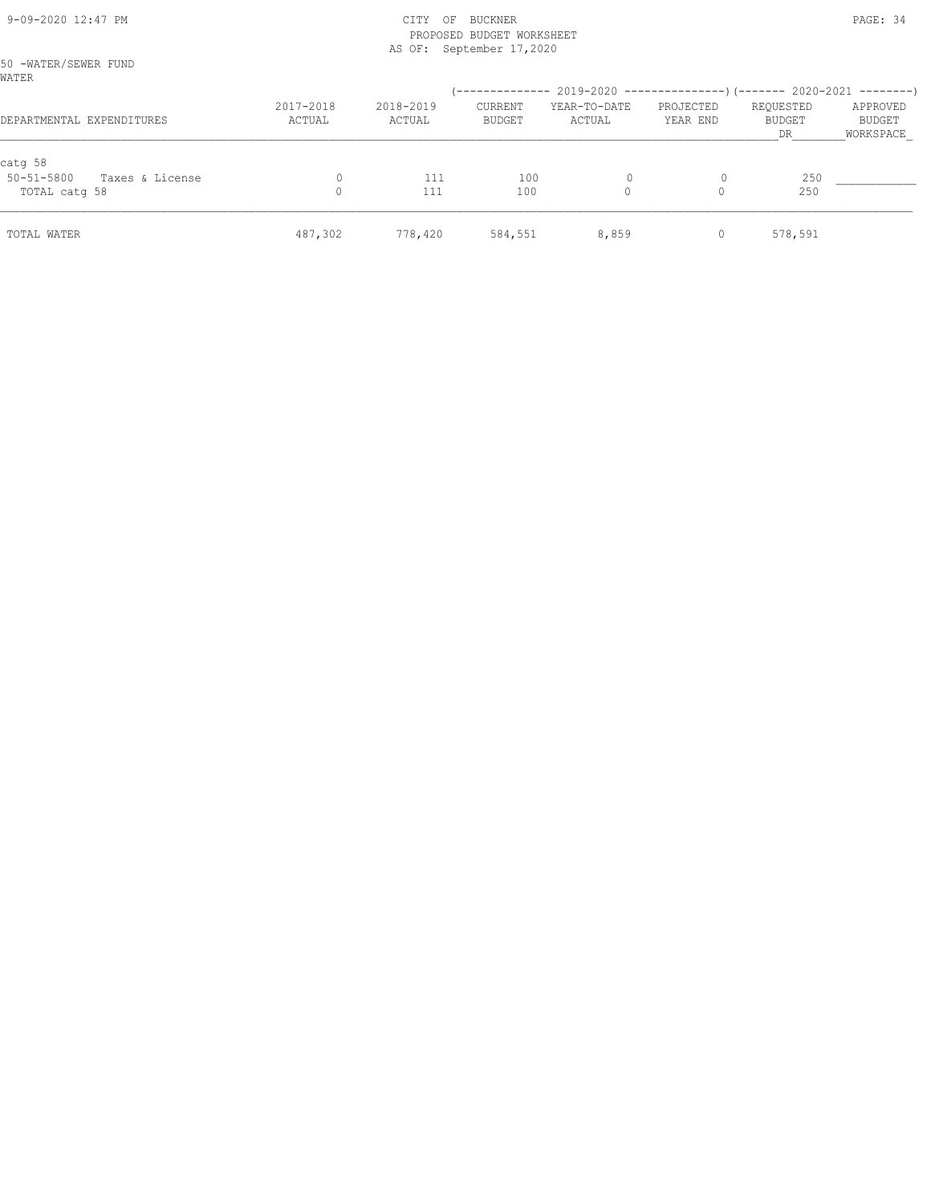CITY OF BUCKNER
PROPOSED BUDGET WORKSHEET
AS OF: September 17,2020

50 -WATER/SEWER FUND
WATER

| DEPARTMENTAL EXPENDITURES | 2017-2018 ACTUAL | 2018-2019 ACTUAL | 2019-2020 CURRENT BUDGET | 2019-2020 YEAR-TO-DATE ACTUAL | 2019-2020 PROJECTED YEAR END | 2020-2021 REQUESTED BUDGET DR | 2020-2021 APPROVED BUDGET WORKSPACE |
|---|---|---|---|---|---|---|---|
| catg 58 | | | | | | | |
| 50-51-5800 Taxes & License | 0 | 111 | 100 | 0 | 0 | 250 | ___________ |
| TOTAL catg 58 | 0 | 111 | 100 | 0 | 0 | 250 | |
| TOTAL WATER | 487,302 | 778,420 | 584,551 | 8,859 | 0 | 578,591 | |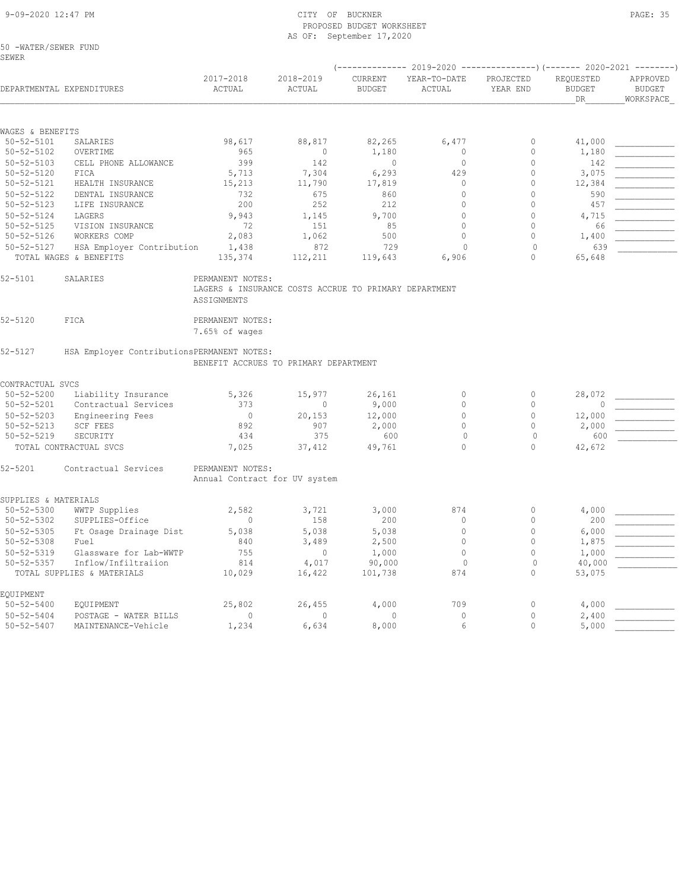CITY OF BUCKNER
PROPOSED BUDGET WORKSHEET
AS OF: September 17,2020

50 -WATER/SEWER FUND
SEWER

| DEPARTMENTAL EXPENDITURES | | 2017-2018 ACTUAL | 2018-2019 ACTUAL | 2019-2020 CURRENT BUDGET | 2019-2020 YEAR-TO-DATE ACTUAL | 2019-2020 PROJECTED YEAR END | 2020-2021 REQUESTED BUDGET DR | 2020-2021 APPROVED BUDGET WORKSPACE |
|---|---|---|---|---|---|---|---|---|
| **WAGES & BENEFITS** | | | | | | | | |
| 50-52-5101 | SALARIES | 98,617 | 88,817 | 82,265 | 6,477 | 0 | 41,000 | |
| 50-52-5102 | OVERTIME | 965 | 0 | 1,180 | 0 | 0 | 1,180 | |
| 50-52-5103 | CELL PHONE ALLOWANCE | 399 | 142 | 0 | 0 | 0 | 142 | |
| 50-52-5120 | FICA | 5,713 | 7,304 | 6,293 | 429 | 0 | 3,075 | |
| 50-52-5121 | HEALTH INSURANCE | 15,213 | 11,790 | 17,819 | 0 | 0 | 12,384 | |
| 50-52-5122 | DENTAL INSURANCE | 732 | 675 | 860 | 0 | 0 | 590 | |
| 50-52-5123 | LIFE INSURANCE | 200 | 252 | 212 | 0 | 0 | 457 | |
| 50-52-5124 | LAGERS | 9,943 | 1,145 | 9,700 | 0 | 0 | 4,715 | |
| 50-52-5125 | VISION INSURANCE | 72 | 151 | 85 | 0 | 0 | 66 | |
| 50-52-5126 | WORKERS COMP | 2,083 | 1,062 | 500 | 0 | 0 | 1,400 | |
| 50-52-5127 | HSA Employer Contribution | 1,438 | 872 | 729 | 0 | 0 | 639 | |
| TOTAL WAGES & BENEFITS | | 135,374 | 112,211 | 119,643 | 6,906 | 0 | 65,648 | |

52-5101 SALARIES — PERMANENT NOTES:
LAGERS & INSURANCE COSTS ACCRUE TO PRIMARY DEPARTMENT ASSIGNMENTS

52-5120 FICA — PERMANENT NOTES:
7.65% of wages

52-5127 HSA Employer Contributions — PERMANENT NOTES:
BENEFIT ACCRUES TO PRIMARY DEPARTMENT

| DEPARTMENTAL EXPENDITURES | | 2017-2018 ACTUAL | 2018-2019 ACTUAL | 2019-2020 CURRENT BUDGET | 2019-2020 YEAR-TO-DATE ACTUAL | 2019-2020 PROJECTED YEAR END | 2020-2021 REQUESTED BUDGET DR | 2020-2021 APPROVED BUDGET WORKSPACE |
|---|---|---|---|---|---|---|---|---|
| **CONTRACTUAL SVCS** | | | | | | | | |
| 50-52-5200 | Liability Insurance | 5,326 | 15,977 | 26,161 | 0 | 0 | 28,072 | |
| 50-52-5201 | Contractual Services | 373 | 0 | 9,000 | 0 | 0 | 0 | |
| 50-52-5203 | Engineering Fees | 0 | 20,153 | 12,000 | 0 | 0 | 12,000 | |
| 50-52-5213 | SCF FEES | 892 | 907 | 2,000 | 0 | 0 | 2,000 | |
| 50-52-5219 | SECURITY | 434 | 375 | 600 | 0 | 0 | 600 | |
| TOTAL CONTRACTUAL SVCS | | 7,025 | 37,412 | 49,761 | 0 | 0 | 42,672 | |

52-5201 Contractual Services — PERMANENT NOTES:
Annual Contract for UV system

| DEPARTMENTAL EXPENDITURES | | 2017-2018 ACTUAL | 2018-2019 ACTUAL | 2019-2020 CURRENT BUDGET | 2019-2020 YEAR-TO-DATE ACTUAL | 2019-2020 PROJECTED YEAR END | 2020-2021 REQUESTED BUDGET DR | 2020-2021 APPROVED BUDGET WORKSPACE |
|---|---|---|---|---|---|---|---|---|
| **SUPPLIES & MATERIALS** | | | | | | | | |
| 50-52-5300 | WWTP Supplies | 2,582 | 3,721 | 3,000 | 874 | 0 | 4,000 | |
| 50-52-5302 | SUPPLIES-Office | 0 | 158 | 200 | 0 | 0 | 200 | |
| 50-52-5305 | Ft Osage Drainage Dist | 5,038 | 5,038 | 5,038 | 0 | 0 | 6,000 | |
| 50-52-5308 | Fuel | 840 | 3,489 | 2,500 | 0 | 0 | 1,875 | |
| 50-52-5319 | Glassware for Lab-WWTP | 755 | 0 | 1,000 | 0 | 0 | 1,000 | |
| 50-52-5357 | Inflow/Infiltraiion | 814 | 4,017 | 90,000 | 0 | 0 | 40,000 | |
| TOTAL SUPPLIES & MATERIALS | | 10,029 | 16,422 | 101,738 | 874 | 0 | 53,075 | |
| **EQUIPMENT** | | | | | | | | |
| 50-52-5400 | EQUIPMENT | 25,802 | 26,455 | 4,000 | 709 | 0 | 4,000 | |
| 50-52-5404 | POSTAGE - WATER BILLS | 0 | 0 | 0 | 0 | 0 | 2,400 | |
| 50-52-5407 | MAINTENANCE-Vehicle | 1,234 | 6,634 | 8,000 | 6 | 0 | 5,000 | |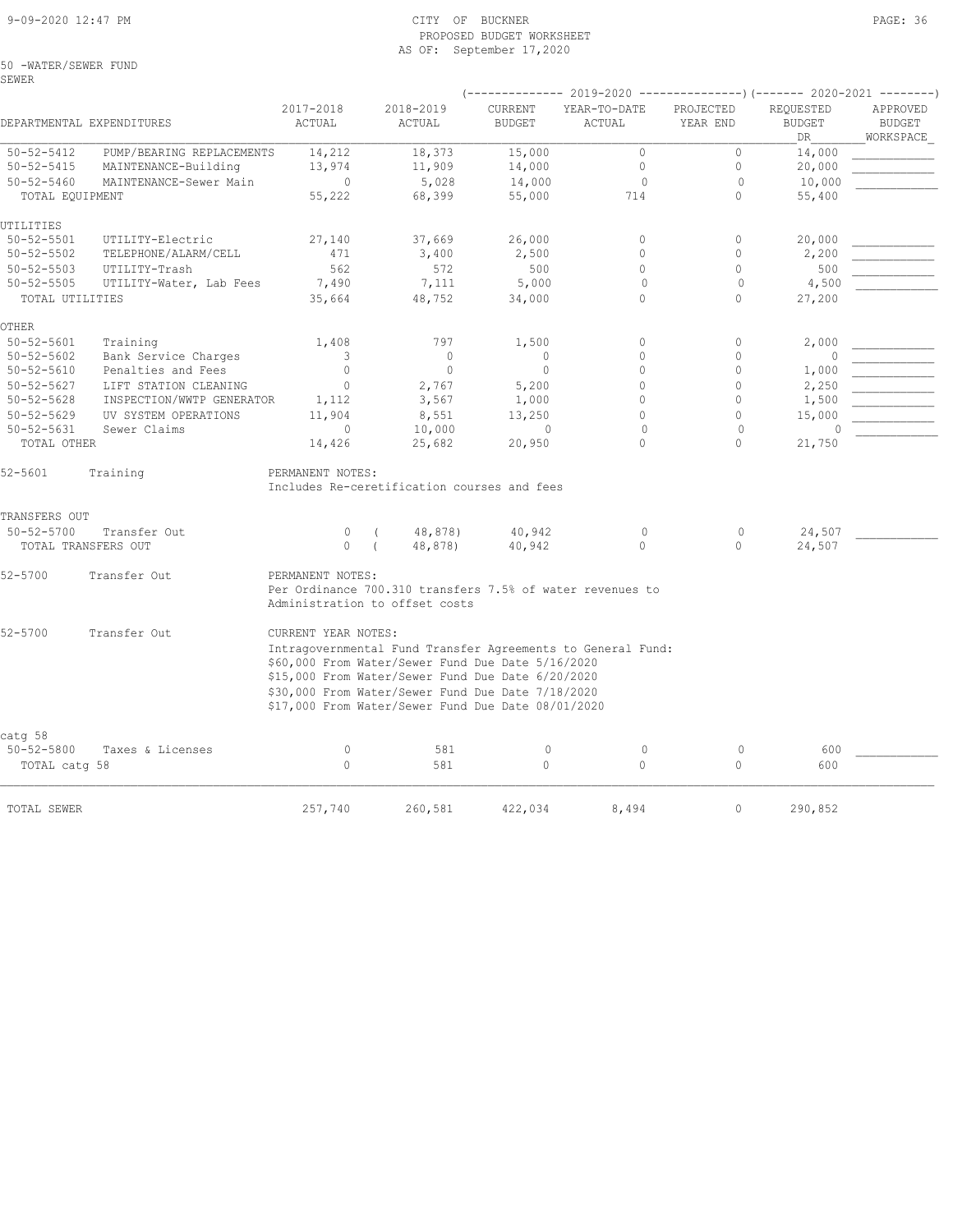50 -WATER/SEWER FUND
SEWER

PROPOSED BUDGET WORKSHEET
AS OF: September 17,2020

| DEPARTMENTAL EXPENDITURES | | 2017-2018 ACTUAL | 2018-2019 ACTUAL | 2019-2020 CURRENT BUDGET | 2019-2020 YEAR-TO-DATE ACTUAL | 2019-2020 PROJECTED YEAR END | 2020-2021 REQUESTED BUDGET DR | 2020-2021 APPROVED BUDGET WORKSPACE |
|---|---|---|---|---|---|---|---|---|
| 50-52-5412 | PUMP/BEARING REPLACEMENTS | 14,212 | 18,373 | 15,000 | 0 | 0 | 14,000 | |
| 50-52-5415 | MAINTENANCE-Building | 13,974 | 11,909 | 14,000 | 0 | 0 | 20,000 | |
| 50-52-5460 | MAINTENANCE-Sewer Main | 0 | 5,028 | 14,000 | 0 | 0 | 10,000 | |
| TOTAL EQUIPMENT | | 55,222 | 68,399 | 55,000 | 714 | 0 | 55,400 | |
| **UTILITIES** | | | | | | | | |
| 50-52-5501 | UTILITY-Electric | 27,140 | 37,669 | 26,000 | 0 | 0 | 20,000 | |
| 50-52-5502 | TELEPHONE/ALARM/CELL | 471 | 3,400 | 2,500 | 0 | 0 | 2,200 | |
| 50-52-5503 | UTILITY-Trash | 562 | 572 | 500 | 0 | 0 | 500 | |
| 50-52-5505 | UTILITY-Water, Lab Fees | 7,490 | 7,111 | 5,000 | 0 | 0 | 4,500 | |
| TOTAL UTILITIES | | 35,664 | 48,752 | 34,000 | 0 | 0 | 27,200 | |
| **OTHER** | | | | | | | | |
| 50-52-5601 | Training | 1,408 | 797 | 1,500 | 0 | 0 | 2,000 | |
| 50-52-5602 | Bank Service Charges | 3 | 0 | 0 | 0 | 0 | 0 | |
| 50-52-5610 | Penalties and Fees | 0 | 0 | 0 | 0 | 0 | 1,000 | |
| 50-52-5627 | LIFT STATION CLEANING | 0 | 2,767 | 5,200 | 0 | 0 | 2,250 | |
| 50-52-5628 | INSPECTION/WWTP GENERATOR | 1,112 | 3,567 | 1,000 | 0 | 0 | 1,500 | |
| 50-52-5629 | UV SYSTEM OPERATIONS | 11,904 | 8,551 | 13,250 | 0 | 0 | 15,000 | |
| 50-52-5631 | Sewer Claims | 0 | 10,000 | 0 | 0 | 0 | 0 | |
| TOTAL OTHER | | 14,426 | 25,682 | 20,950 | 0 | 0 | 21,750 | |

52-5601 Training — PERMANENT NOTES:
Includes Re-ceretification courses and fees

| DEPARTMENTAL EXPENDITURES | | 2017-2018 ACTUAL | 2018-2019 ACTUAL | 2019-2020 CURRENT BUDGET | 2019-2020 YEAR-TO-DATE ACTUAL | 2019-2020 PROJECTED YEAR END | 2020-2021 REQUESTED BUDGET DR | 2020-2021 APPROVED BUDGET WORKSPACE |
|---|---|---|---|---|---|---|---|---|
| **TRANSFERS OUT** | | | | | | | | |
| 50-52-5700 | Transfer Out | 0 | (48,878) | 40,942 | 0 | 0 | 24,507 | |
| TOTAL TRANSFERS OUT | | 0 | (48,878) | 40,942 | 0 | 0 | 24,507 | |

52-5700 Transfer Out — PERMANENT NOTES:
Per Ordinance 700.310 transfers 7.5% of water revenues to Administration to offset costs

52-5700 Transfer Out — CURRENT YEAR NOTES:
Intragovernmental Fund Transfer Agreements to General Fund:
$60,000 From Water/Sewer Fund Due Date 5/16/2020
$15,000 From Water/Sewer Fund Due Date 6/20/2020
$30,000 From Water/Sewer Fund Due Date 7/18/2020
$17,000 From Water/Sewer Fund Due Date 08/01/2020

| DEPARTMENTAL EXPENDITURES | | 2017-2018 ACTUAL | 2018-2019 ACTUAL | 2019-2020 CURRENT BUDGET | 2019-2020 YEAR-TO-DATE ACTUAL | 2019-2020 PROJECTED YEAR END | 2020-2021 REQUESTED BUDGET DR | 2020-2021 APPROVED BUDGET WORKSPACE |
|---|---|---|---|---|---|---|---|---|
| **catg 58** | | | | | | | | |
| 50-52-5800 | Taxes & Licenses | 0 | 581 | 0 | 0 | 0 | 600 | |
| TOTAL catg 58 | | 0 | 581 | 0 | 0 | 0 | 600 | |
| TOTAL SEWER | | 257,740 | 260,581 | 422,034 | 8,494 | 0 | 290,852 | |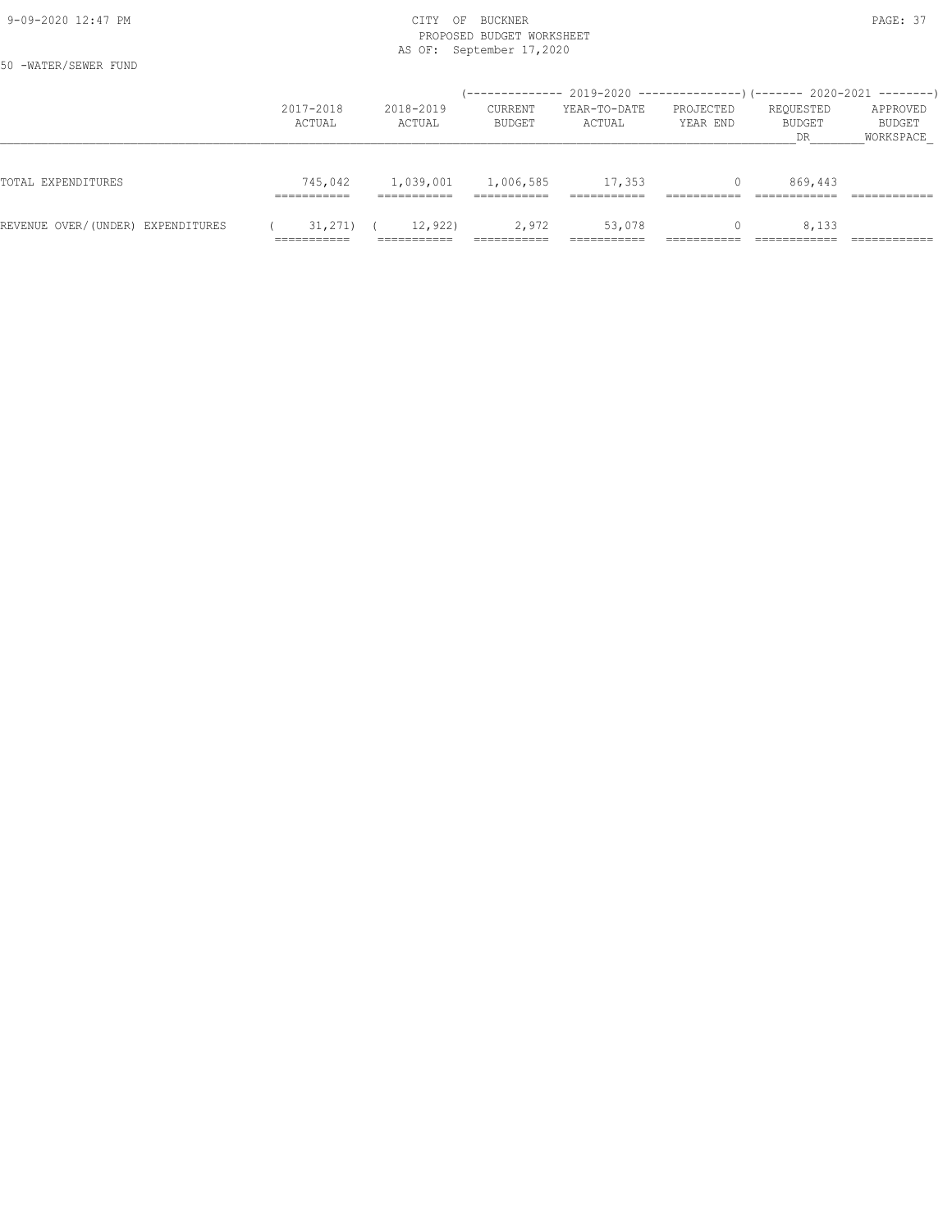50 -WATER/SEWER FUND

| | 2017-2018 ACTUAL | 2018-2019 ACTUAL | 2019-2020 CURRENT BUDGET | 2019-2020 YEAR-TO-DATE ACTUAL | 2019-2020 PROJECTED YEAR END | 2020-2021 REQUESTED BUDGET DR | 2020-2021 APPROVED BUDGET WORKSPACE |
|---|---|---|---|---|---|---|---|
| TOTAL EXPENDITURES | 745,042 | 1,039,001 | 1,006,585 | 17,353 | 0 | 869,443 | |
| REVENUE OVER/(UNDER) EXPENDITURES | ( 31,271) | ( 12,922) | 2,972 | 53,078 | 0 | 8,133 | |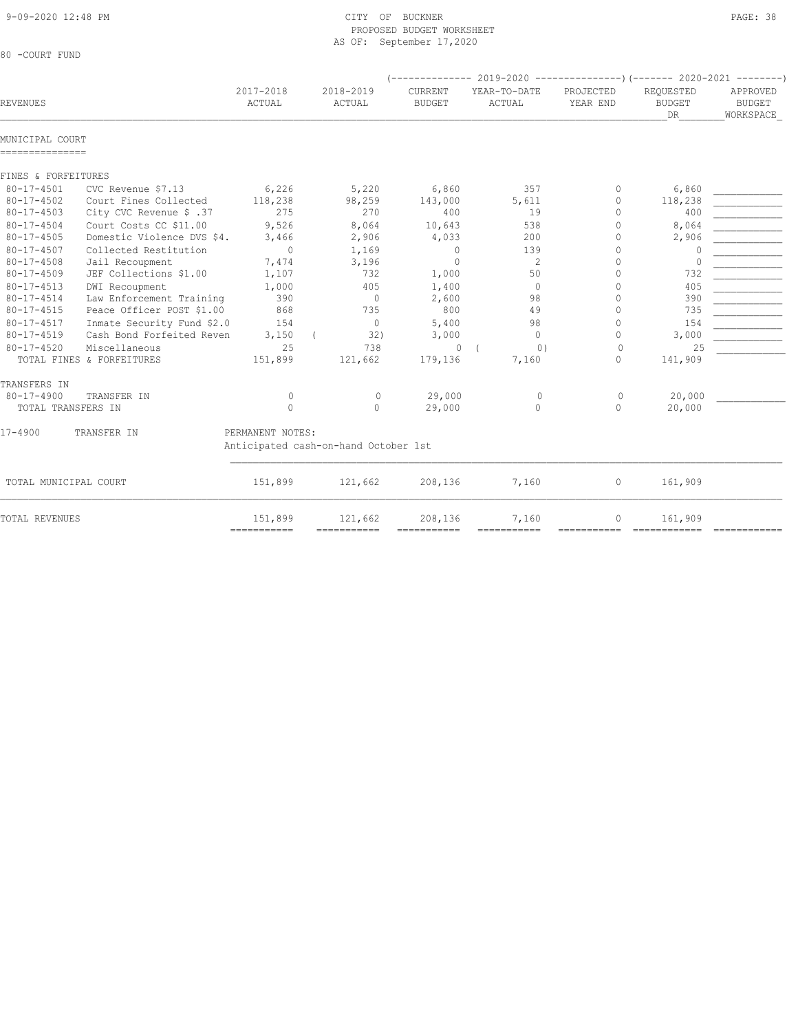9-09-2020 12:48 PM

CITY OF BUCKNER
PROPOSED BUDGET WORKSHEET
AS OF: September 17,2020

80 -COURT FUND

| REVENUES | | 2017-2018 ACTUAL | 2018-2019 ACTUAL | (---- 2019-2020 ----) CURRENT BUDGET | YEAR-TO-DATE ACTUAL | PROJECTED YEAR END | (---- 2020-2021 ----) REQUESTED BUDGET DR | APPROVED BUDGET WORKSPACE |
|---|---|---|---|---|---|---|---|---|
| **MUNICIPAL COURT** | | | | | | | | |
| FINES & FORFEITURES | | | | | | | | |
| 80-17-4501 | CVC Revenue $7.13 | 6,226 | 5,220 | 6,860 | 357 | 0 | 6,860 | |
| 80-17-4502 | Court Fines Collected | 118,238 | 98,259 | 143,000 | 5,611 | 0 | 118,238 | |
| 80-17-4503 | City CVC Revenue $ .37 | 275 | 270 | 400 | 19 | 0 | 400 | |
| 80-17-4504 | Court Costs CC $11.00 | 9,526 | 8,064 | 10,643 | 538 | 0 | 8,064 | |
| 80-17-4505 | Domestic Violence DVS $4. | 3,466 | 2,906 | 4,033 | 200 | 0 | 2,906 | |
| 80-17-4507 | Collected Restitution | 0 | 1,169 | 0 | 139 | 0 | 0 | |
| 80-17-4508 | Jail Recoupment | 7,474 | 3,196 | 0 | 2 | 0 | 0 | |
| 80-17-4509 | JEF Collections $1.00 | 1,107 | 732 | 1,000 | 50 | 0 | 732 | |
| 80-17-4513 | DWI Recoupment | 1,000 | 405 | 1,400 | 0 | 0 | 405 | |
| 80-17-4514 | Law Enforcement Training | 390 | 0 | 2,600 | 98 | 0 | 390 | |
| 80-17-4515 | Peace Officer POST $1.00 | 868 | 735 | 800 | 49 | 0 | 735 | |
| 80-17-4517 | Inmate Security Fund $2.0 | 154 | 0 | 5,400 | 98 | 0 | 154 | |
| 80-17-4519 | Cash Bond Forfeited Reven | 3,150 | ( 32) | 3,000 | 0 | 0 | 3,000 | |
| 80-17-4520 | Miscellaneous | 25 | 738 | 0 | ( 0) | 0 | 25 | |
| TOTAL FINES & FORFEITURES | | 151,899 | 121,662 | 179,136 | 7,160 | 0 | 141,909 | |
| TRANSFERS IN | | | | | | | | |
| 80-17-4900 | TRANSFER IN | 0 | 0 | 29,000 | 0 | 0 | 20,000 | |
| TOTAL TRANSFERS IN | | 0 | 0 | 29,000 | 0 | 0 | 20,000 | |
| TOTAL MUNICIPAL COURT | | 151,899 | 121,662 | 208,136 | 7,160 | 0 | 161,909 | |
| TOTAL REVENUES | | 151,899 | 121,662 | 208,136 | 7,160 | 0 | 161,909 | |

17-4900 TRANSFER IN — PERMANENT NOTES:
Anticipated cash-on-hand October 1st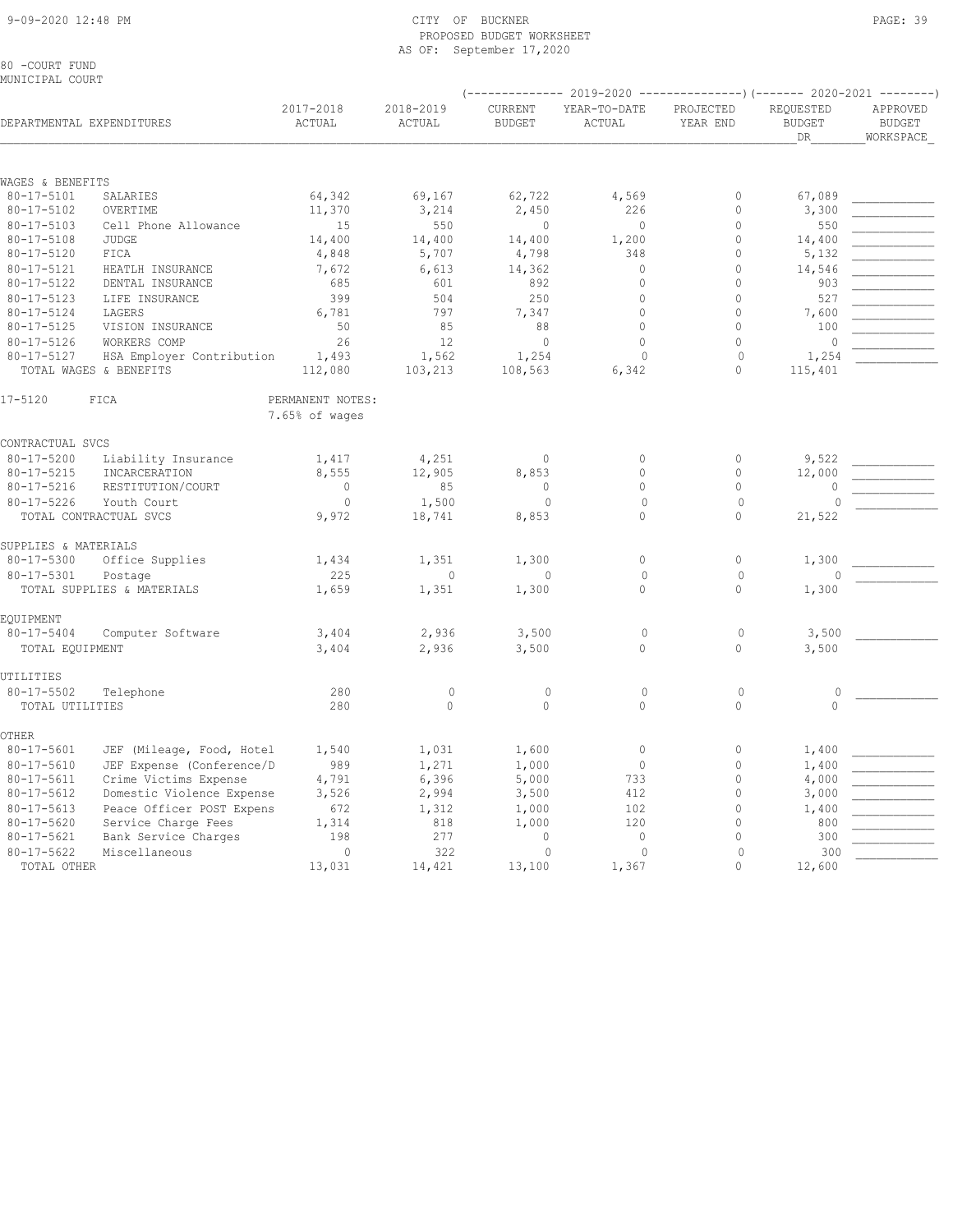# CITY OF BUCKNER
## PROPOSED BUDGET WORKSHEET
AS OF: September 17,2020

80 -COURT FUND
MUNICIPAL COURT

| DEPARTMENTAL EXPENDITURES | | 2017-2018 ACTUAL | 2018-2019 ACTUAL | 2019-2020 CURRENT BUDGET | 2019-2020 YEAR-TO-DATE ACTUAL | 2019-2020 PROJECTED YEAR END | 2020-2021 REQUESTED BUDGET DR | 2020-2021 APPROVED BUDGET WORKSPACE |
|---|---|---|---|---|---|---|---|---|
| **WAGES & BENEFITS** | | | | | | | | |
| 80-17-5101 | SALARIES | 64,342 | 69,167 | 62,722 | 4,569 | 0 | 67,089 | |
| 80-17-5102 | OVERTIME | 11,370 | 3,214 | 2,450 | 226 | 0 | 3,300 | |
| 80-17-5103 | Cell Phone Allowance | 15 | 550 | 0 | 0 | 0 | 550 | |
| 80-17-5108 | JUDGE | 14,400 | 14,400 | 14,400 | 1,200 | 0 | 14,400 | |
| 80-17-5120 | FICA | 4,848 | 5,707 | 4,798 | 348 | 0 | 5,132 | |
| 80-17-5121 | HEATLH INSURANCE | 7,672 | 6,613 | 14,362 | 0 | 0 | 14,546 | |
| 80-17-5122 | DENTAL INSURANCE | 685 | 601 | 892 | 0 | 0 | 903 | |
| 80-17-5123 | LIFE INSURANCE | 399 | 504 | 250 | 0 | 0 | 527 | |
| 80-17-5124 | LAGERS | 6,781 | 797 | 7,347 | 0 | 0 | 7,600 | |
| 80-17-5125 | VISION INSURANCE | 50 | 85 | 88 | 0 | 0 | 100 | |
| 80-17-5126 | WORKERS COMP | 26 | 12 | 0 | 0 | 0 | 0 | |
| 80-17-5127 | HSA Employer Contribution | 1,493 | 1,562 | 1,254 | 0 | 0 | 1,254 | |
| TOTAL WAGES & BENEFITS | | 112,080 | 103,213 | 108,563 | 6,342 | 0 | 115,401 | |
| 17-5120 | FICA | PERMANENT NOTES: 7.65% of wages | | | | | | |
| **CONTRACTUAL SVCS** | | | | | | | | |
| 80-17-5200 | Liability Insurance | 1,417 | 4,251 | 0 | 0 | 0 | 9,522 | |
| 80-17-5215 | INCARCERATION | 8,555 | 12,905 | 8,853 | 0 | 0 | 12,000 | |
| 80-17-5216 | RESTITUTION/COURT | 0 | 85 | 0 | 0 | 0 | 0 | |
| 80-17-5226 | Youth Court | 0 | 1,500 | 0 | 0 | 0 | 0 | |
| TOTAL CONTRACTUAL SVCS | | 9,972 | 18,741 | 8,853 | 0 | 0 | 21,522 | |
| **SUPPLIES & MATERIALS** | | | | | | | | |
| 80-17-5300 | Office Supplies | 1,434 | 1,351 | 1,300 | 0 | 0 | 1,300 | |
| 80-17-5301 | Postage | 225 | 0 | 0 | 0 | 0 | 0 | |
| TOTAL SUPPLIES & MATERIALS | | 1,659 | 1,351 | 1,300 | 0 | 0 | 1,300 | |
| **EQUIPMENT** | | | | | | | | |
| 80-17-5404 | Computer Software | 3,404 | 2,936 | 3,500 | 0 | 0 | 3,500 | |
| TOTAL EQUIPMENT | | 3,404 | 2,936 | 3,500 | 0 | 0 | 3,500 | |
| **UTILITIES** | | | | | | | | |
| 80-17-5502 | Telephone | 280 | 0 | 0 | 0 | 0 | 0 | |
| TOTAL UTILITIES | | 280 | 0 | 0 | 0 | 0 | 0 | |
| **OTHER** | | | | | | | | |
| 80-17-5601 | JEF (Mileage, Food, Hotel | 1,540 | 1,031 | 1,600 | 0 | 0 | 1,400 | |
| 80-17-5610 | JEF Expense (Conference/D | 989 | 1,271 | 1,000 | 0 | 0 | 1,400 | |
| 80-17-5611 | Crime Victims Expense | 4,791 | 6,396 | 5,000 | 733 | 0 | 4,000 | |
| 80-17-5612 | Domestic Violence Expense | 3,526 | 2,994 | 3,500 | 412 | 0 | 3,000 | |
| 80-17-5613 | Peace Officer POST Expens | 672 | 1,312 | 1,000 | 102 | 0 | 1,400 | |
| 80-17-5620 | Service Charge Fees | 1,314 | 818 | 1,000 | 120 | 0 | 800 | |
| 80-17-5621 | Bank Service Charges | 198 | 277 | 0 | 0 | 0 | 300 | |
| 80-17-5622 | Miscellaneous | 0 | 322 | 0 | 0 | 0 | 300 | |
| TOTAL OTHER | | 13,031 | 14,421 | 13,100 | 1,367 | 0 | 12,600 | |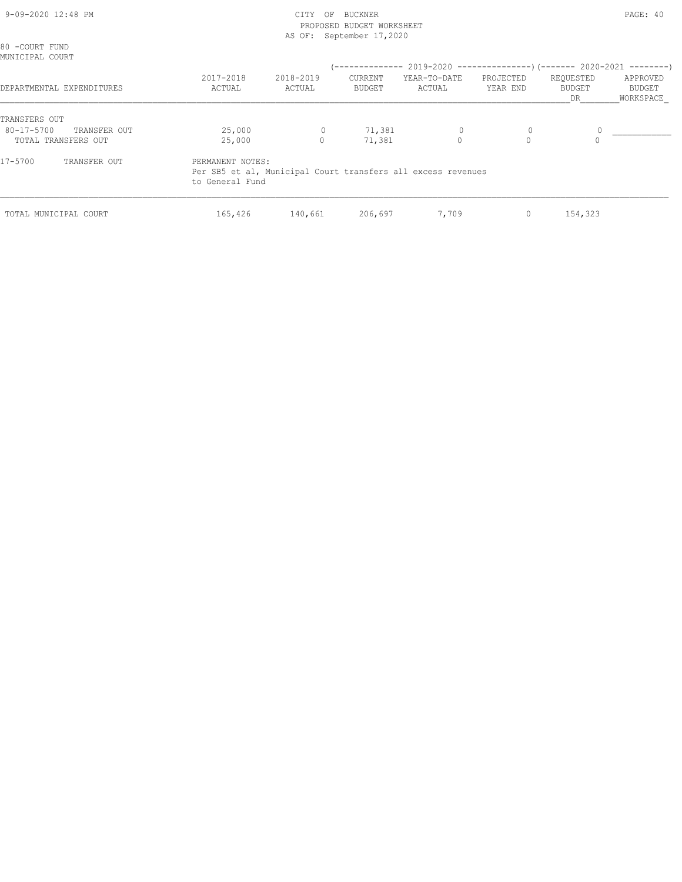CITY OF BUCKNER
PROPOSED BUDGET WORKSHEET
AS OF: September 17,2020

80 -COURT FUND
MUNICIPAL COURT

| DEPARTMENTAL EXPENDITURES | 2017-2018 ACTUAL | 2018-2019 ACTUAL | 2019-2020 CURRENT BUDGET | 2019-2020 YEAR-TO-DATE ACTUAL | 2019-2020 PROJECTED YEAR END | 2020-2021 REQUESTED BUDGET DR | 2020-2021 APPROVED BUDGET WORKSPACE |
|---|---|---|---|---|---|---|---|
| TRANSFERS OUT | | | | | | | |
| 80-17-5700 TRANSFER OUT | 25,000 | 0 | 71,381 | 0 | 0 | 0 | ____________ |
| TOTAL TRANSFERS OUT | 25,000 | 0 | 71,381 | 0 | 0 | 0 | |

17-5700 TRANSFER OUT

PERMANENT NOTES:
Per SB5 et al, Municipal Court transfers all excess revenues to General Fund

| | 2017-2018 ACTUAL | 2018-2019 ACTUAL | 2019-2020 CURRENT BUDGET | 2019-2020 YEAR-TO-DATE ACTUAL | 2019-2020 PROJECTED YEAR END | 2020-2021 REQUESTED BUDGET DR | 2020-2021 APPROVED BUDGET WORKSPACE |
|---|---|---|---|---|---|---|---|
| TOTAL MUNICIPAL COURT | 165,426 | 140,661 | 206,697 | 7,709 | 0 | 154,323 | |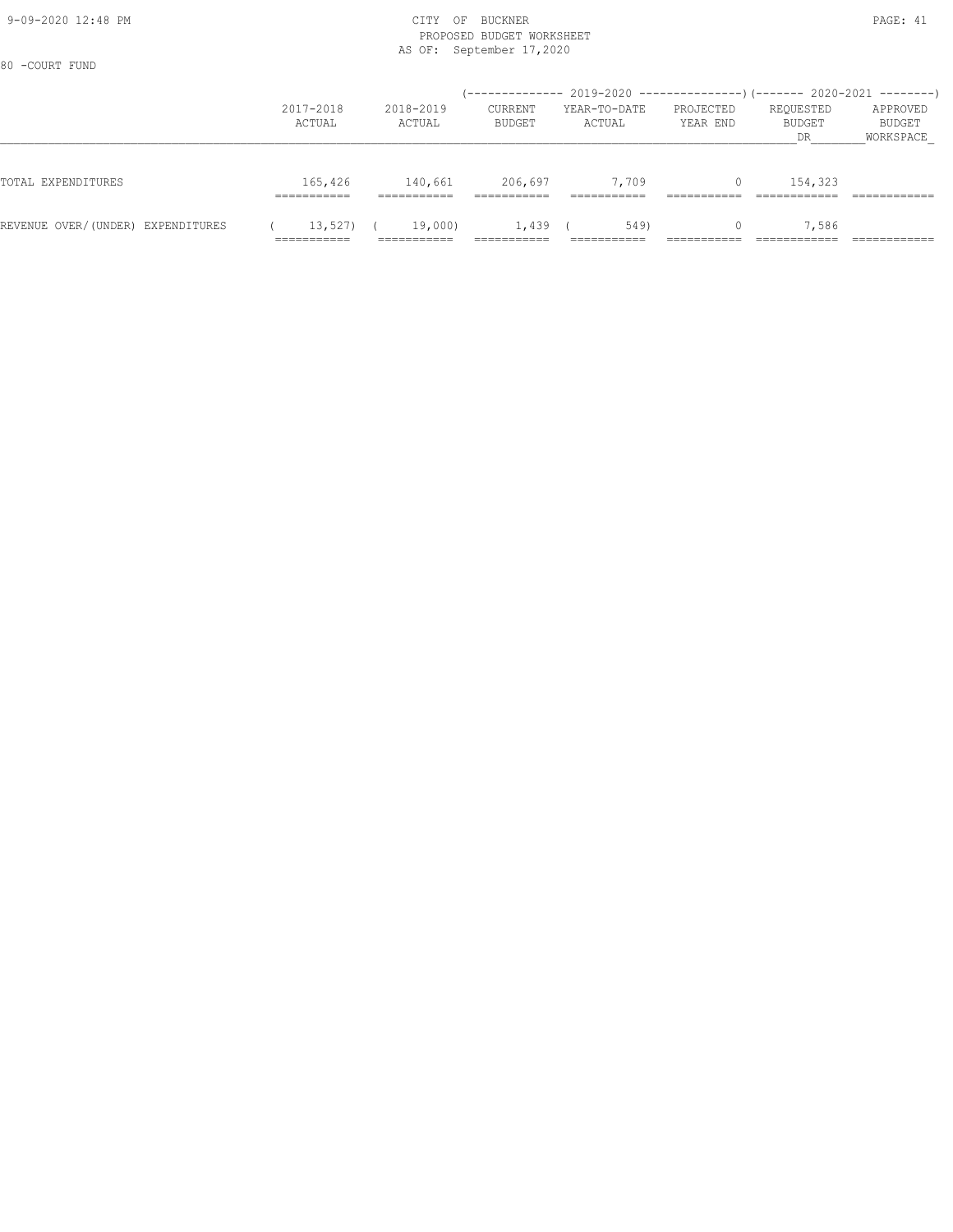9-09-2020 12:48 PM CITY OF BUCKNER PAGE: 41

PROPOSED BUDGET WORKSHEET

AS OF: September 17,2020

80 -COURT FUND

| | 2017-2018 ACTUAL | 2018-2019 ACTUAL | (---- 2019-2020 ---- CURRENT BUDGET | YEAR-TO-DATE ACTUAL | PROJECTED YEAR END ----) | (---- 2020-2021 ---- REQUESTED BUDGET DR | APPROVED BUDGET WORKSPACE ----) |
|---|---|---|---|---|---|---|---|
| TOTAL EXPENDITURES | 165,426 | 140,661 | 206,697 | 7,709 | 0 | 154,323 | |
| REVENUE OVER/(UNDER) EXPENDITURES | ( 13,527) | ( 19,000) | 1,439 | ( 549) | 0 | 7,586 | |